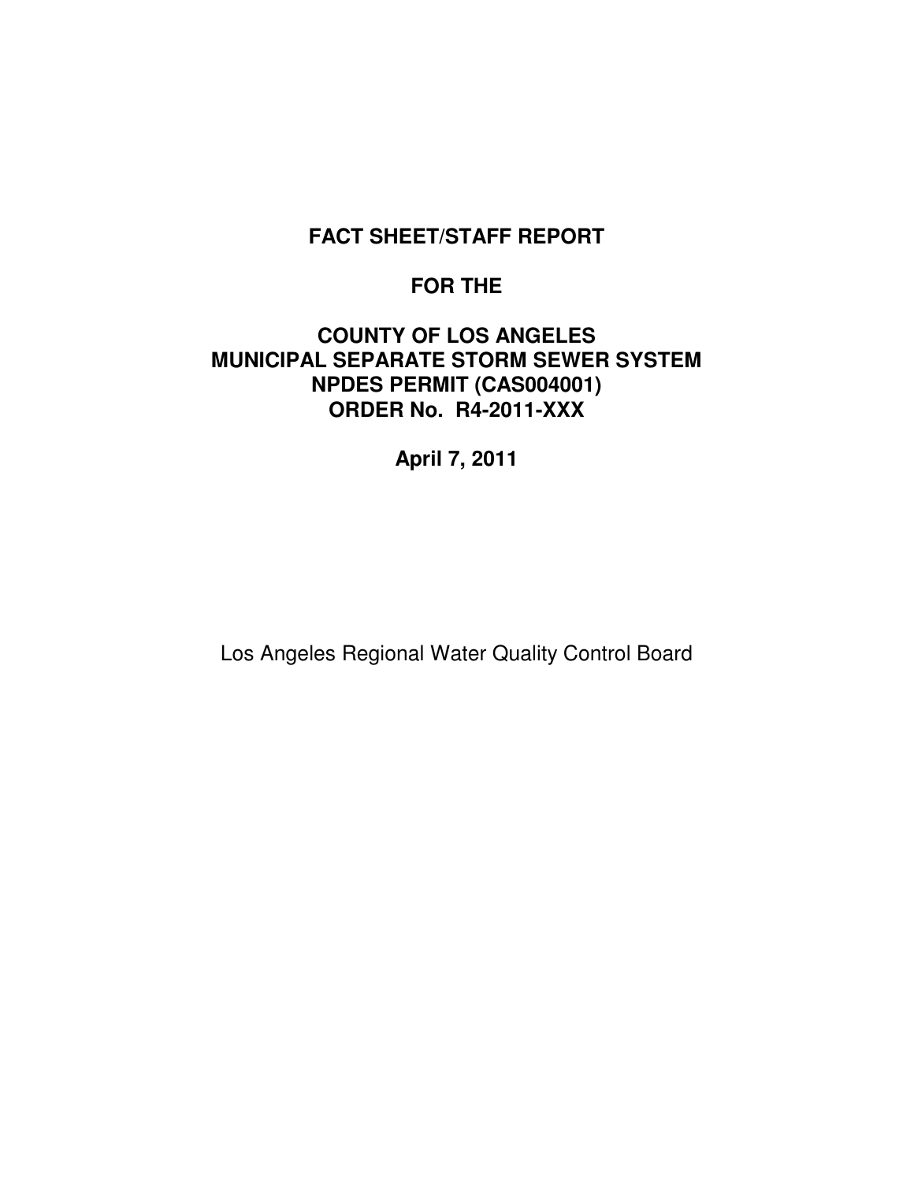# FACT SHEET/STAFF REPORT

## FOR THE

## COUNTY OF LOS ANGELES
## MUNICIPAL SEPARATE STORM SEWER SYSTEM
## NPDES PERMIT (CAS004001)
## ORDER No. R4-2011-XXX

**April 7, 2011**

Los Angeles Regional Water Quality Control Board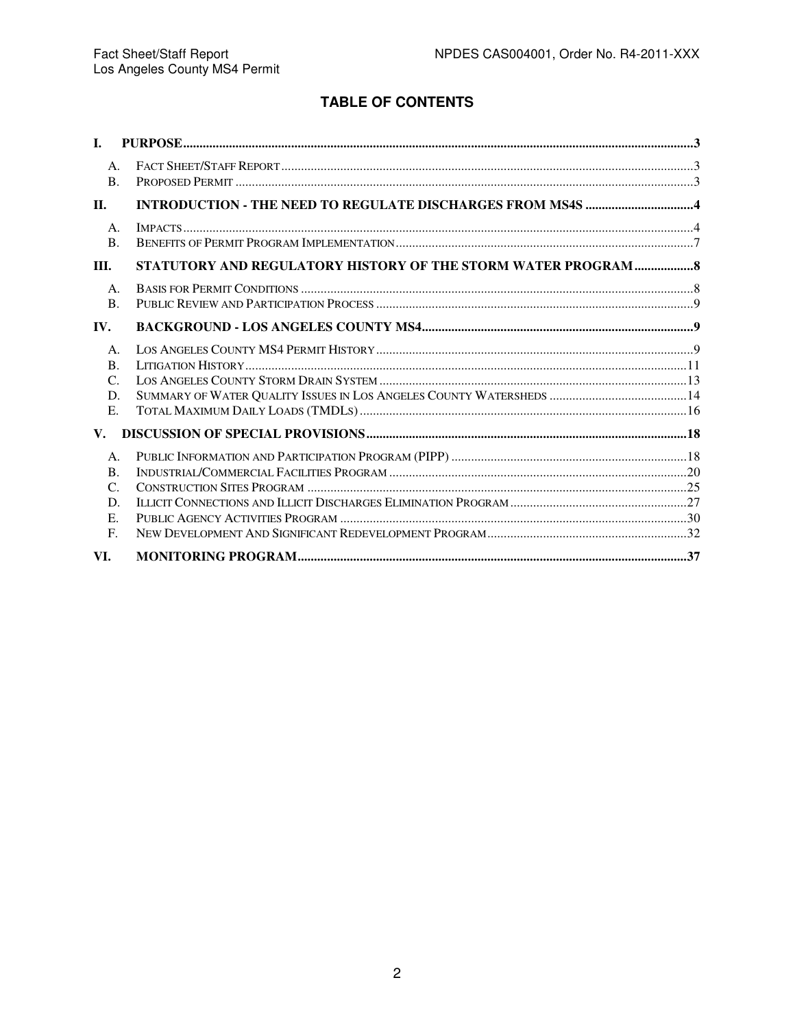## TABLE OF CONTENTS

- **I. PURPOSE** ..... 3
  - A. Fact Sheet/Staff Report ..... 3
  - B. Proposed Permit ..... 3
- **II. INTRODUCTION - THE NEED TO REGULATE DISCHARGES FROM MS4S** ..... 4
  - A. Impacts ..... 4
  - B. Benefits of Permit Program Implementation ..... 7
- **III. STATUTORY AND REGULATORY HISTORY OF THE STORM WATER PROGRAM** ..... 8
  - A. Basis for Permit Conditions ..... 8
  - B. Public Review and Participation Process ..... 9
- **IV. BACKGROUND - LOS ANGELES COUNTY MS4** ..... 9
  - A. Los Angeles County MS4 Permit History ..... 9
  - B. Litigation History ..... 11
  - C. Los Angeles County Storm Drain System ..... 13
  - D. Summary of Water Quality Issues in Los Angeles County Watersheds ..... 14
  - E. Total Maximum Daily Loads (TMDLs) ..... 16
- **V. DISCUSSION OF SPECIAL PROVISIONS** ..... 18
  - A. Public Information and Participation Program (PIPP) ..... 18
  - B. Industrial/Commercial Facilities Program ..... 20
  - C. Construction Sites Program ..... 25
  - D. Illicit Connections and Illicit Discharges Elimination Program ..... 27
  - E. Public Agency Activities Program ..... 30
  - F. New Development And Significant Redevelopment Program ..... 32
- **VI. MONITORING PROGRAM** ..... 37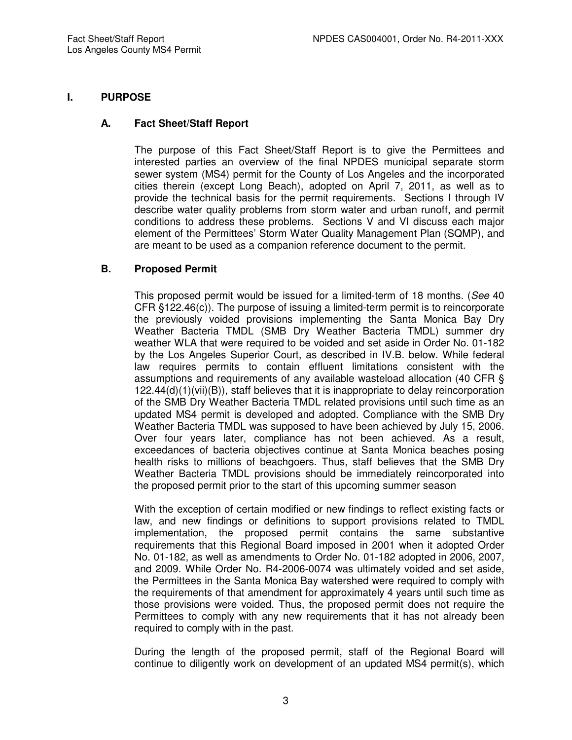# I. PURPOSE

## A. Fact Sheet/Staff Report

The purpose of this Fact Sheet/Staff Report is to give the Permittees and interested parties an overview of the final NPDES municipal separate storm sewer system (MS4) permit for the County of Los Angeles and the incorporated cities therein (except Long Beach), adopted on April 7, 2011, as well as to provide the technical basis for the permit requirements. Sections I through IV describe water quality problems from storm water and urban runoff, and permit conditions to address these problems. Sections V and VI discuss each major element of the Permittees' Storm Water Quality Management Plan (SQMP), and are meant to be used as a companion reference document to the permit.

## B. Proposed Permit

This proposed permit would be issued for a limited-term of 18 months. (*See* 40 CFR §122.46(c)). The purpose of issuing a limited-term permit is to reincorporate the previously voided provisions implementing the Santa Monica Bay Dry Weather Bacteria TMDL (SMB Dry Weather Bacteria TMDL) summer dry weather WLA that were required to be voided and set aside in Order No. 01-182 by the Los Angeles Superior Court, as described in IV.B. below. While federal law requires permits to contain effluent limitations consistent with the assumptions and requirements of any available wasteload allocation (40 CFR § 122.44(d)(1)(vii)(B)), staff believes that it is inappropriate to delay reincorporation of the SMB Dry Weather Bacteria TMDL related provisions until such time as an updated MS4 permit is developed and adopted. Compliance with the SMB Dry Weather Bacteria TMDL was supposed to have been achieved by July 15, 2006. Over four years later, compliance has not been achieved. As a result, exceedances of bacteria objectives continue at Santa Monica beaches posing health risks to millions of beachgoers. Thus, staff believes that the SMB Dry Weather Bacteria TMDL provisions should be immediately reincorporated into the proposed permit prior to the start of this upcoming summer season

With the exception of certain modified or new findings to reflect existing facts or law, and new findings or definitions to support provisions related to TMDL implementation, the proposed permit contains the same substantive requirements that this Regional Board imposed in 2001 when it adopted Order No. 01-182, as well as amendments to Order No. 01-182 adopted in 2006, 2007, and 2009. While Order No. R4-2006-0074 was ultimately voided and set aside, the Permittees in the Santa Monica Bay watershed were required to comply with the requirements of that amendment for approximately 4 years until such time as those provisions were voided. Thus, the proposed permit does not require the Permittees to comply with any new requirements that it has not already been required to comply with in the past.

During the length of the proposed permit, staff of the Regional Board will continue to diligently work on development of an updated MS4 permit(s), which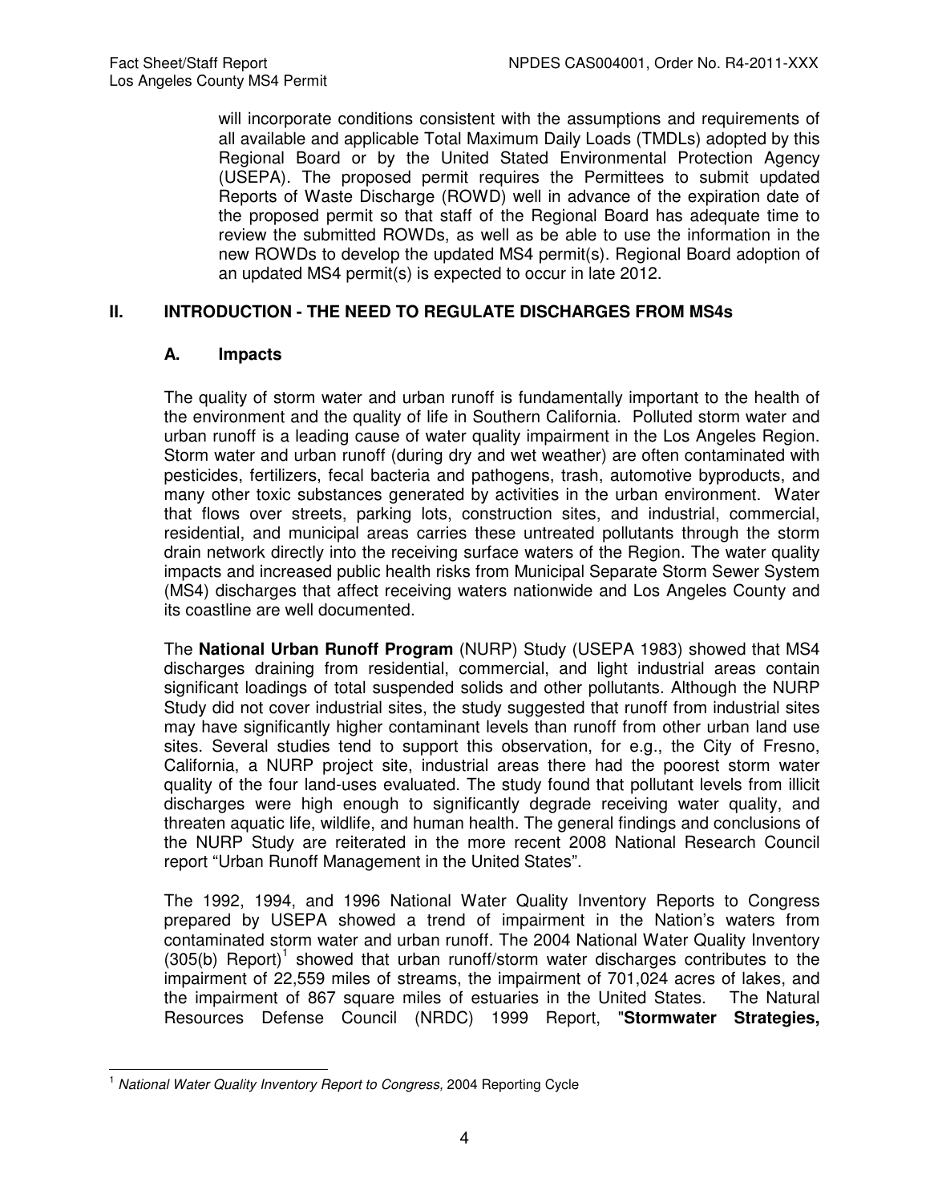will incorporate conditions consistent with the assumptions and requirements of all available and applicable Total Maximum Daily Loads (TMDLs) adopted by this Regional Board or by the United Stated Environmental Protection Agency (USEPA). The proposed permit requires the Permittees to submit updated Reports of Waste Discharge (ROWD) well in advance of the expiration date of the proposed permit so that staff of the Regional Board has adequate time to review the submitted ROWDs, as well as be able to use the information in the new ROWDs to develop the updated MS4 permit(s). Regional Board adoption of an updated MS4 permit(s) is expected to occur in late 2012.

## II. INTRODUCTION - THE NEED TO REGULATE DISCHARGES FROM MS4s

### A. Impacts

The quality of storm water and urban runoff is fundamentally important to the health of the environment and the quality of life in Southern California. Polluted storm water and urban runoff is a leading cause of water quality impairment in the Los Angeles Region. Storm water and urban runoff (during dry and wet weather) are often contaminated with pesticides, fertilizers, fecal bacteria and pathogens, trash, automotive byproducts, and many other toxic substances generated by activities in the urban environment. Water that flows over streets, parking lots, construction sites, and industrial, commercial, residential, and municipal areas carries these untreated pollutants through the storm drain network directly into the receiving surface waters of the Region. The water quality impacts and increased public health risks from Municipal Separate Storm Sewer System (MS4) discharges that affect receiving waters nationwide and Los Angeles County and its coastline are well documented.

The **National Urban Runoff Program** (NURP) Study (USEPA 1983) showed that MS4 discharges draining from residential, commercial, and light industrial areas contain significant loadings of total suspended solids and other pollutants. Although the NURP Study did not cover industrial sites, the study suggested that runoff from industrial sites may have significantly higher contaminant levels than runoff from other urban land use sites. Several studies tend to support this observation, for e.g., the City of Fresno, California, a NURP project site, industrial areas there had the poorest storm water quality of the four land-uses evaluated. The study found that pollutant levels from illicit discharges were high enough to significantly degrade receiving water quality, and threaten aquatic life, wildlife, and human health. The general findings and conclusions of the NURP Study are reiterated in the more recent 2008 National Research Council report "Urban Runoff Management in the United States".

The 1992, 1994, and 1996 National Water Quality Inventory Reports to Congress prepared by USEPA showed a trend of impairment in the Nation's waters from contaminated storm water and urban runoff. The 2004 National Water Quality Inventory (305(b) Report)[1] showed that urban runoff/storm water discharges contributes to the impairment of 22,559 miles of streams, the impairment of 701,024 acres of lakes, and the impairment of 867 square miles of estuaries in the United States. The Natural Resources Defense Council (NRDC) 1999 Report, "**Stormwater Strategies,**

---

[1] *National Water Quality Inventory Report to Congress,* 2004 Reporting Cycle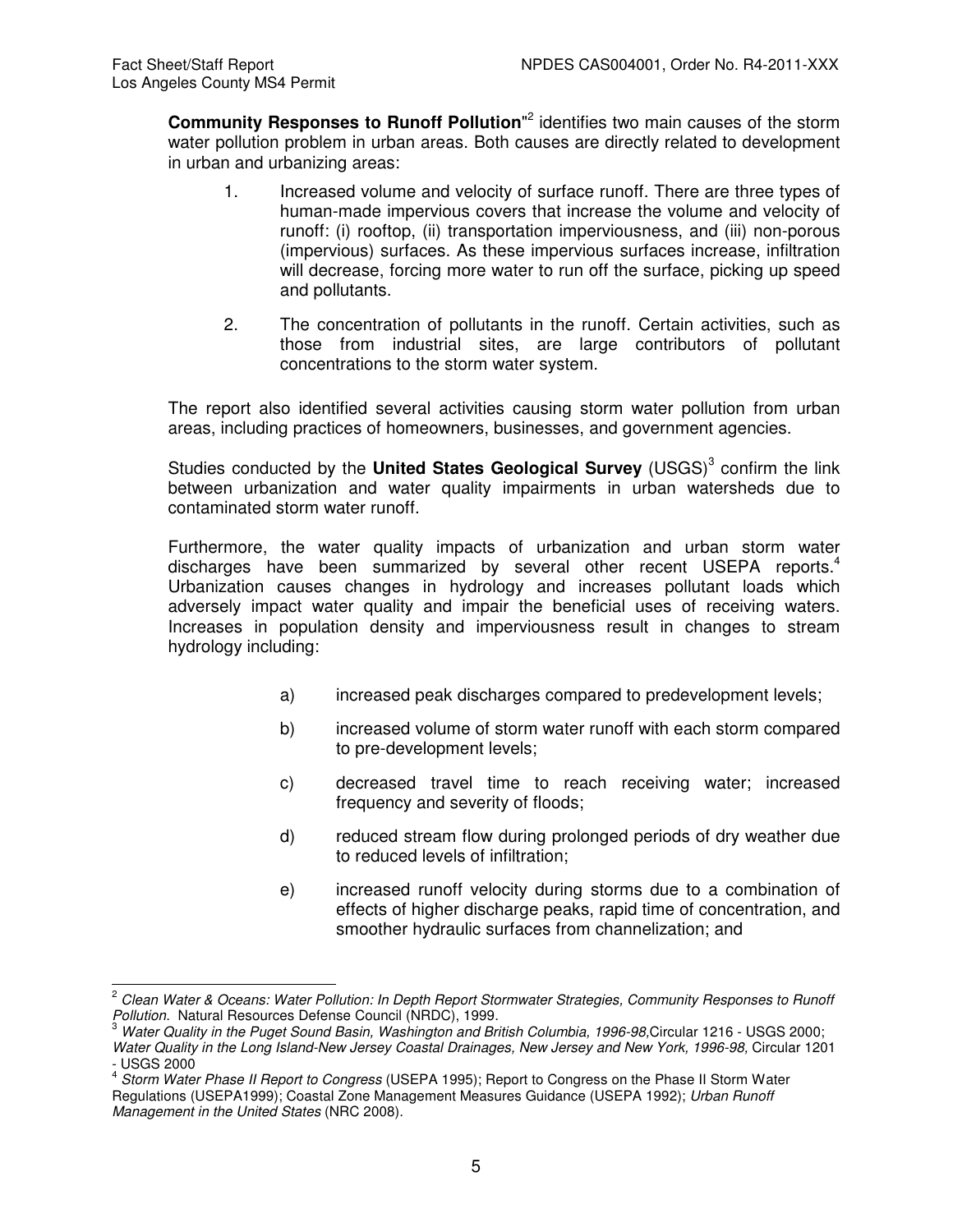**Community Responses to Runoff Pollution**"[2] identifies two main causes of the storm water pollution problem in urban areas. Both causes are directly related to development in urban and urbanizing areas:

1. Increased volume and velocity of surface runoff. There are three types of human-made impervious covers that increase the volume and velocity of runoff: (i) rooftop, (ii) transportation imperviousness, and (iii) non-porous (impervious) surfaces. As these impervious surfaces increase, infiltration will decrease, forcing more water to run off the surface, picking up speed and pollutants.

2. The concentration of pollutants in the runoff. Certain activities, such as those from industrial sites, are large contributors of pollutant concentrations to the storm water system.

The report also identified several activities causing storm water pollution from urban areas, including practices of homeowners, businesses, and government agencies.

Studies conducted by the **United States Geological Survey** (USGS)[3] confirm the link between urbanization and water quality impairments in urban watersheds due to contaminated storm water runoff.

Furthermore, the water quality impacts of urbanization and urban storm water discharges have been summarized by several other recent USEPA reports.[4] Urbanization causes changes in hydrology and increases pollutant loads which adversely impact water quality and impair the beneficial uses of receiving waters. Increases in population density and imperviousness result in changes to stream hydrology including:

a) increased peak discharges compared to predevelopment levels;

b) increased volume of storm water runoff with each storm compared to pre-development levels;

c) decreased travel time to reach receiving water; increased frequency and severity of floods;

d) reduced stream flow during prolonged periods of dry weather due to reduced levels of infiltration;

e) increased runoff velocity during storms due to a combination of effects of higher discharge peaks, rapid time of concentration, and smoother hydraulic surfaces from channelization; and

---

[2] *Clean Water & Oceans: Water Pollution: In Depth Report Stormwater Strategies, Community Responses to Runoff Pollution.* Natural Resources Defense Council (NRDC), 1999.

[3] *Water Quality in the Puget Sound Basin, Washington and British Columbia, 1996-98,*Circular 1216 - USGS 2000; *Water Quality in the Long Island-New Jersey Coastal Drainages, New Jersey and New York, 1996-98,* Circular 1201 - USGS 2000

[4] *Storm Water Phase II Report to Congress* (USEPA 1995); Report to Congress on the Phase II Storm Water Regulations (USEPA1999); Coastal Zone Management Measures Guidance (USEPA 1992); *Urban Runoff Management in the United States* (NRC 2008).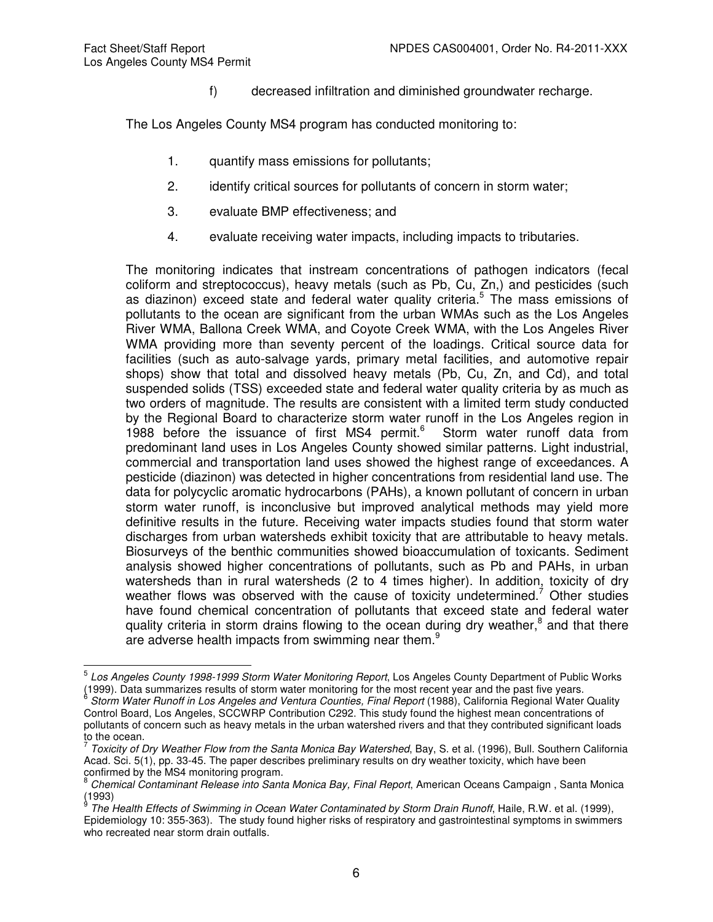f) decreased infiltration and diminished groundwater recharge.

The Los Angeles County MS4 program has conducted monitoring to:

1. quantify mass emissions for pollutants;
2. identify critical sources for pollutants of concern in storm water;
3. evaluate BMP effectiveness; and
4. evaluate receiving water impacts, including impacts to tributaries.

The monitoring indicates that instream concentrations of pathogen indicators (fecal coliform and streptococcus), heavy metals (such as Pb, Cu, Zn,) and pesticides (such as diazinon) exceed state and federal water quality criteria.[5] The mass emissions of pollutants to the ocean are significant from the urban WMAs such as the Los Angeles River WMA, Ballona Creek WMA, and Coyote Creek WMA, with the Los Angeles River WMA providing more than seventy percent of the loadings. Critical source data for facilities (such as auto-salvage yards, primary metal facilities, and automotive repair shops) show that total and dissolved heavy metals (Pb, Cu, Zn, and Cd), and total suspended solids (TSS) exceeded state and federal water quality criteria by as much as two orders of magnitude. The results are consistent with a limited term study conducted by the Regional Board to characterize storm water runoff in the Los Angeles region in 1988 before the issuance of first MS4 permit.[6] Storm water runoff data from predominant land uses in Los Angeles County showed similar patterns. Light industrial, commercial and transportation land uses showed the highest range of exceedances. A pesticide (diazinon) was detected in higher concentrations from residential land use. The data for polycyclic aromatic hydrocarbons (PAHs), a known pollutant of concern in urban storm water runoff, is inconclusive but improved analytical methods may yield more definitive results in the future. Receiving water impacts studies found that storm water discharges from urban watersheds exhibit toxicity that are attributable to heavy metals. Biosurveys of the benthic communities showed bioaccumulation of toxicants. Sediment analysis showed higher concentrations of pollutants, such as Pb and PAHs, in urban watersheds than in rural watersheds (2 to 4 times higher). In addition, toxicity of dry weather flows was observed with the cause of toxicity undetermined.[7] Other studies have found chemical concentration of pollutants that exceed state and federal water quality criteria in storm drains flowing to the ocean during dry weather,[8] and that there are adverse health impacts from swimming near them.[9]

---

[5] *Los Angeles County 1998-1999 Storm Water Monitoring Report*, Los Angeles County Department of Public Works (1999). Data summarizes results of storm water monitoring for the most recent year and the past five years.

[6] *Storm Water Runoff in Los Angeles and Ventura Counties, Final Report* (1988), California Regional Water Quality Control Board, Los Angeles, SCCWRP Contribution C292. This study found the highest mean concentrations of pollutants of concern such as heavy metals in the urban watershed rivers and that they contributed significant loads to the ocean.

[7] *Toxicity of Dry Weather Flow from the Santa Monica Bay Watershed*, Bay, S. et al. (1996), Bull. Southern California Acad. Sci. 5(1), pp. 33-45. The paper describes preliminary results on dry weather toxicity, which have been confirmed by the MS4 monitoring program.

[8] *Chemical Contaminant Release into Santa Monica Bay, Final Report*, American Oceans Campaign , Santa Monica (1993)

[9] *The Health Effects of Swimming in Ocean Water Contaminated by Storm Drain Runoff*, Haile, R.W. et al. (1999), Epidemiology 10: 355-363). The study found higher risks of respiratory and gastrointestinal symptoms in swimmers who recreated near storm drain outfalls.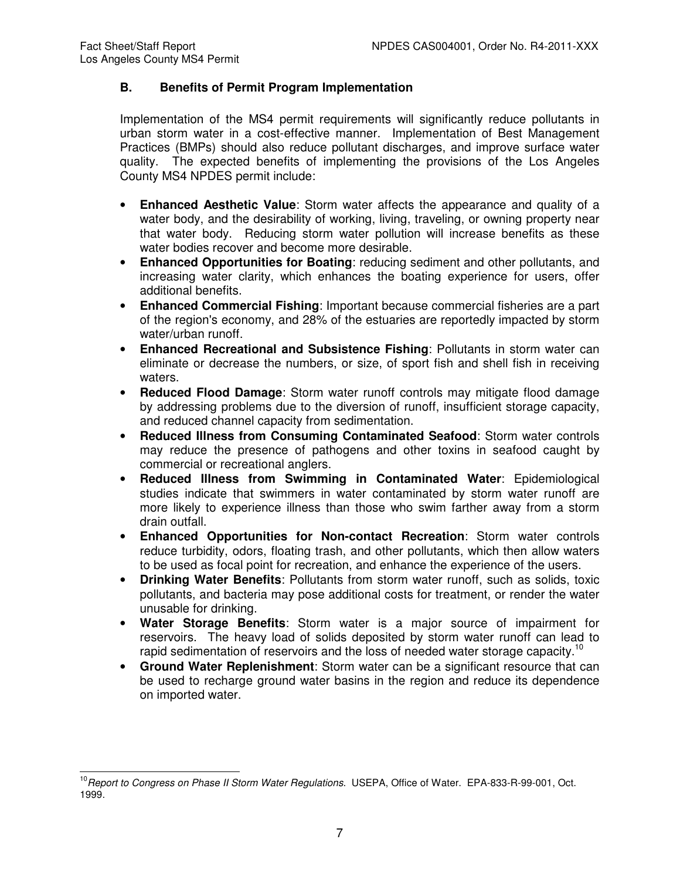## B. Benefits of Permit Program Implementation

Implementation of the MS4 permit requirements will significantly reduce pollutants in urban storm water in a cost-effective manner. Implementation of Best Management Practices (BMPs) should also reduce pollutant discharges, and improve surface water quality. The expected benefits of implementing the provisions of the Los Angeles County MS4 NPDES permit include:

- **Enhanced Aesthetic Value**: Storm water affects the appearance and quality of a water body, and the desirability of working, living, traveling, or owning property near that water body. Reducing storm water pollution will increase benefits as these water bodies recover and become more desirable.
- **Enhanced Opportunities for Boating**: reducing sediment and other pollutants, and increasing water clarity, which enhances the boating experience for users, offer additional benefits.
- **Enhanced Commercial Fishing**: Important because commercial fisheries are a part of the region's economy, and 28% of the estuaries are reportedly impacted by storm water/urban runoff.
- **Enhanced Recreational and Subsistence Fishing**: Pollutants in storm water can eliminate or decrease the numbers, or size, of sport fish and shell fish in receiving waters.
- **Reduced Flood Damage**: Storm water runoff controls may mitigate flood damage by addressing problems due to the diversion of runoff, insufficient storage capacity, and reduced channel capacity from sedimentation.
- **Reduced Illness from Consuming Contaminated Seafood**: Storm water controls may reduce the presence of pathogens and other toxins in seafood caught by commercial or recreational anglers.
- **Reduced Illness from Swimming in Contaminated Water**: Epidemiological studies indicate that swimmers in water contaminated by storm water runoff are more likely to experience illness than those who swim farther away from a storm drain outfall.
- **Enhanced Opportunities for Non-contact Recreation**: Storm water controls reduce turbidity, odors, floating trash, and other pollutants, which then allow waters to be used as focal point for recreation, and enhance the experience of the users.
- **Drinking Water Benefits**: Pollutants from storm water runoff, such as solids, toxic pollutants, and bacteria may pose additional costs for treatment, or render the water unusable for drinking.
- **Water Storage Benefits**: Storm water is a major source of impairment for reservoirs. The heavy load of solids deposited by storm water runoff can lead to rapid sedimentation of reservoirs and the loss of needed water storage capacity.[10]
- **Ground Water Replenishment**: Storm water can be a significant resource that can be used to recharge ground water basins in the region and reduce its dependence on imported water.

---

[10] *Report to Congress on Phase II Storm Water Regulations*. USEPA, Office of Water. EPA-833-R-99-001, Oct. 1999.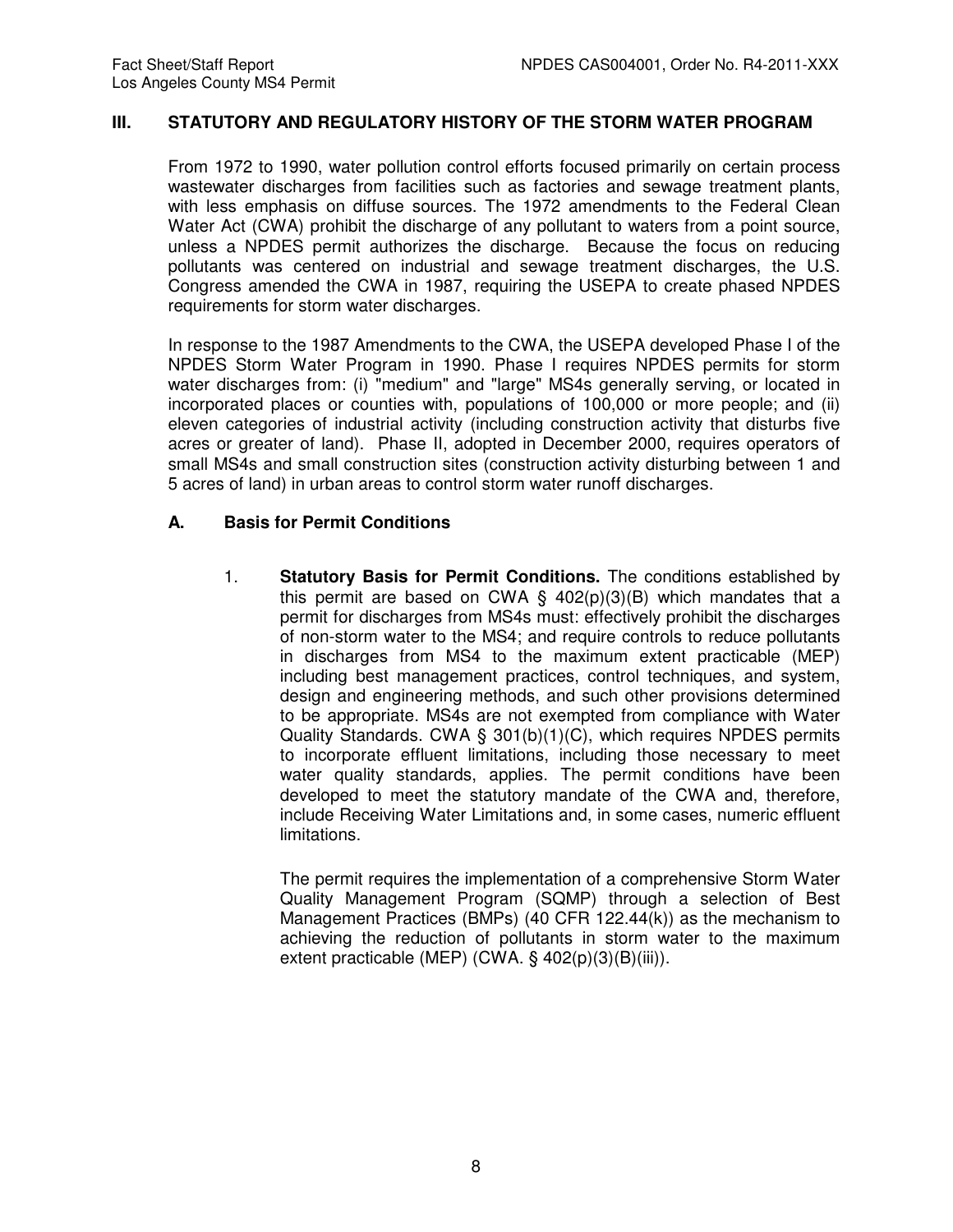## III. STATUTORY AND REGULATORY HISTORY OF THE STORM WATER PROGRAM

From 1972 to 1990, water pollution control efforts focused primarily on certain process wastewater discharges from facilities such as factories and sewage treatment plants, with less emphasis on diffuse sources. The 1972 amendments to the Federal Clean Water Act (CWA) prohibit the discharge of any pollutant to waters from a point source, unless a NPDES permit authorizes the discharge. Because the focus on reducing pollutants was centered on industrial and sewage treatment discharges, the U.S. Congress amended the CWA in 1987, requiring the USEPA to create phased NPDES requirements for storm water discharges.

In response to the 1987 Amendments to the CWA, the USEPA developed Phase I of the NPDES Storm Water Program in 1990. Phase I requires NPDES permits for storm water discharges from: (i) "medium" and "large" MS4s generally serving, or located in incorporated places or counties with, populations of 100,000 or more people; and (ii) eleven categories of industrial activity (including construction activity that disturbs five acres or greater of land). Phase II, adopted in December 2000, requires operators of small MS4s and small construction sites (construction activity disturbing between 1 and 5 acres of land) in urban areas to control storm water runoff discharges.

### A. Basis for Permit Conditions

1. **Statutory Basis for Permit Conditions.** The conditions established by this permit are based on CWA § 402(p)(3)(B) which mandates that a permit for discharges from MS4s must: effectively prohibit the discharges of non-storm water to the MS4; and require controls to reduce pollutants in discharges from MS4 to the maximum extent practicable (MEP) including best management practices, control techniques, and system, design and engineering methods, and such other provisions determined to be appropriate. MS4s are not exempted from compliance with Water Quality Standards. CWA § 301(b)(1)(C), which requires NPDES permits to incorporate effluent limitations, including those necessary to meet water quality standards, applies. The permit conditions have been developed to meet the statutory mandate of the CWA and, therefore, include Receiving Water Limitations and, in some cases, numeric effluent limitations.

   The permit requires the implementation of a comprehensive Storm Water Quality Management Program (SQMP) through a selection of Best Management Practices (BMPs) (40 CFR 122.44(k)) as the mechanism to achieving the reduction of pollutants in storm water to the maximum extent practicable (MEP) (CWA. § 402(p)(3)(B)(iii)).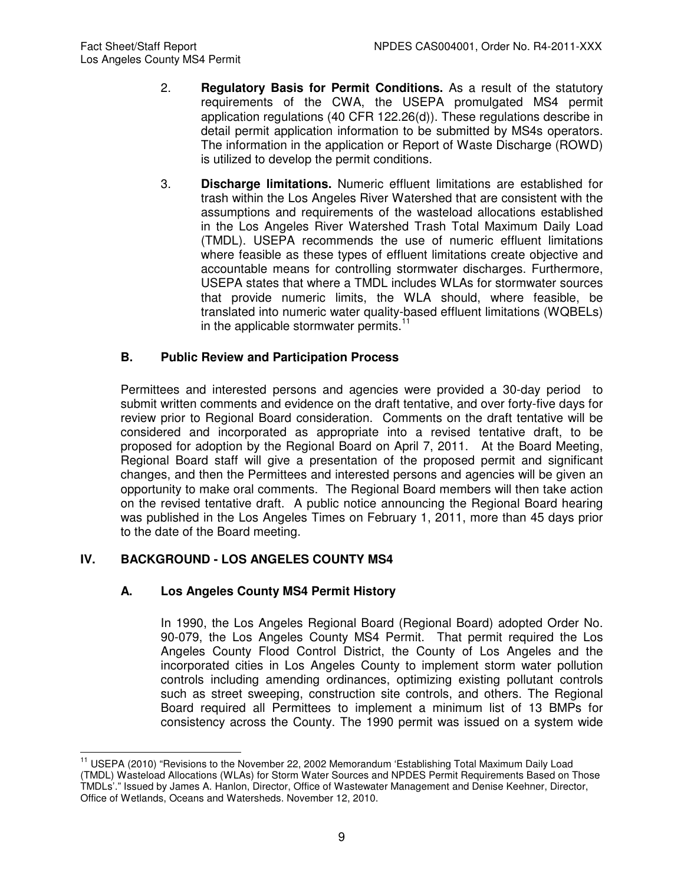2. **Regulatory Basis for Permit Conditions.** As a result of the statutory requirements of the CWA, the USEPA promulgated MS4 permit application regulations (40 CFR 122.26(d)). These regulations describe in detail permit application information to be submitted by MS4s operators. The information in the application or Report of Waste Discharge (ROWD) is utilized to develop the permit conditions.

3. **Discharge limitations.** Numeric effluent limitations are established for trash within the Los Angeles River Watershed that are consistent with the assumptions and requirements of the wasteload allocations established in the Los Angeles River Watershed Trash Total Maximum Daily Load (TMDL). USEPA recommends the use of numeric effluent limitations where feasible as these types of effluent limitations create objective and accountable means for controlling stormwater discharges. Furthermore, USEPA states that where a TMDL includes WLAs for stormwater sources that provide numeric limits, the WLA should, where feasible, be translated into numeric water quality-based effluent limitations (WQBELs) in the applicable stormwater permits.[11]

## B. Public Review and Participation Process

Permittees and interested persons and agencies were provided a 30-day period to submit written comments and evidence on the draft tentative, and over forty-five days for review prior to Regional Board consideration. Comments on the draft tentative will be considered and incorporated as appropriate into a revised tentative draft, to be proposed for adoption by the Regional Board on April 7, 2011. At the Board Meeting, Regional Board staff will give a presentation of the proposed permit and significant changes, and then the Permittees and interested persons and agencies will be given an opportunity to make oral comments. The Regional Board members will then take action on the revised tentative draft. A public notice announcing the Regional Board hearing was published in the Los Angeles Times on February 1, 2011, more than 45 days prior to the date of the Board meeting.

# IV. BACKGROUND - LOS ANGELES COUNTY MS4

## A. Los Angeles County MS4 Permit History

In 1990, the Los Angeles Regional Board (Regional Board) adopted Order No. 90-079, the Los Angeles County MS4 Permit. That permit required the Los Angeles County Flood Control District, the County of Los Angeles and the incorporated cities in Los Angeles County to implement storm water pollution controls including amending ordinances, optimizing existing pollutant controls such as street sweeping, construction site controls, and others. The Regional Board required all Permittees to implement a minimum list of 13 BMPs for consistency across the County. The 1990 permit was issued on a system wide

[11] USEPA (2010) "Revisions to the November 22, 2002 Memorandum 'Establishing Total Maximum Daily Load (TMDL) Wasteload Allocations (WLAs) for Storm Water Sources and NPDES Permit Requirements Based on Those TMDLs'." Issued by James A. Hanlon, Director, Office of Wastewater Management and Denise Keehner, Director, Office of Wetlands, Oceans and Watersheds. November 12, 2010.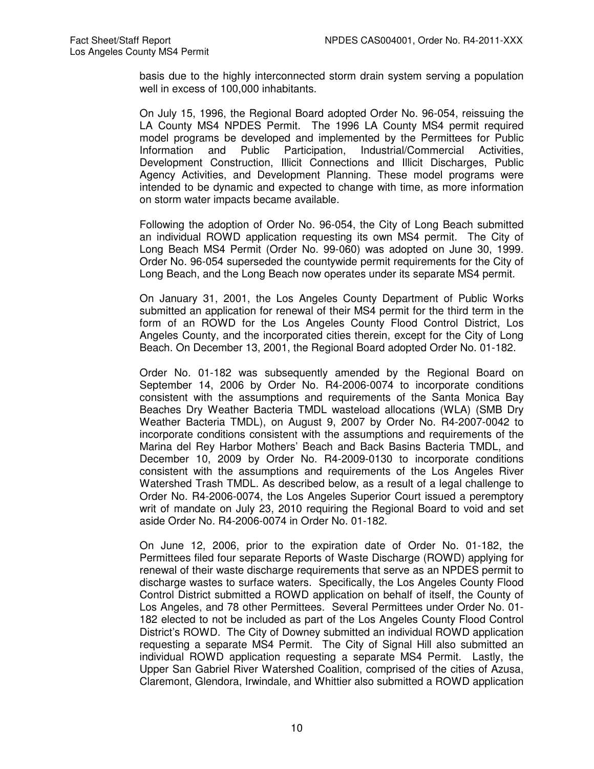basis due to the highly interconnected storm drain system serving a population well in excess of 100,000 inhabitants.

On July 15, 1996, the Regional Board adopted Order No. 96-054, reissuing the LA County MS4 NPDES Permit. The 1996 LA County MS4 permit required model programs be developed and implemented by the Permittees for Public Information and Public Participation, Industrial/Commercial Activities, Development Construction, Illicit Connections and Illicit Discharges, Public Agency Activities, and Development Planning. These model programs were intended to be dynamic and expected to change with time, as more information on storm water impacts became available.

Following the adoption of Order No. 96-054, the City of Long Beach submitted an individual ROWD application requesting its own MS4 permit. The City of Long Beach MS4 Permit (Order No. 99-060) was adopted on June 30, 1999. Order No. 96-054 superseded the countywide permit requirements for the City of Long Beach, and the Long Beach now operates under its separate MS4 permit.

On January 31, 2001, the Los Angeles County Department of Public Works submitted an application for renewal of their MS4 permit for the third term in the form of an ROWD for the Los Angeles County Flood Control District, Los Angeles County, and the incorporated cities therein, except for the City of Long Beach. On December 13, 2001, the Regional Board adopted Order No. 01-182.

Order No. 01-182 was subsequently amended by the Regional Board on September 14, 2006 by Order No. R4-2006-0074 to incorporate conditions consistent with the assumptions and requirements of the Santa Monica Bay Beaches Dry Weather Bacteria TMDL wasteload allocations (WLA) (SMB Dry Weather Bacteria TMDL), on August 9, 2007 by Order No. R4-2007-0042 to incorporate conditions consistent with the assumptions and requirements of the Marina del Rey Harbor Mothers' Beach and Back Basins Bacteria TMDL, and December 10, 2009 by Order No. R4-2009-0130 to incorporate conditions consistent with the assumptions and requirements of the Los Angeles River Watershed Trash TMDL. As described below, as a result of a legal challenge to Order No. R4-2006-0074, the Los Angeles Superior Court issued a peremptory writ of mandate on July 23, 2010 requiring the Regional Board to void and set aside Order No. R4-2006-0074 in Order No. 01-182.

On June 12, 2006, prior to the expiration date of Order No. 01-182, the Permittees filed four separate Reports of Waste Discharge (ROWD) applying for renewal of their waste discharge requirements that serve as an NPDES permit to discharge wastes to surface waters. Specifically, the Los Angeles County Flood Control District submitted a ROWD application on behalf of itself, the County of Los Angeles, and 78 other Permittees. Several Permittees under Order No. 01-182 elected to not be included as part of the Los Angeles County Flood Control District's ROWD. The City of Downey submitted an individual ROWD application requesting a separate MS4 Permit. The City of Signal Hill also submitted an individual ROWD application requesting a separate MS4 Permit. Lastly, the Upper San Gabriel River Watershed Coalition, comprised of the cities of Azusa, Claremont, Glendora, Irwindale, and Whittier also submitted a ROWD application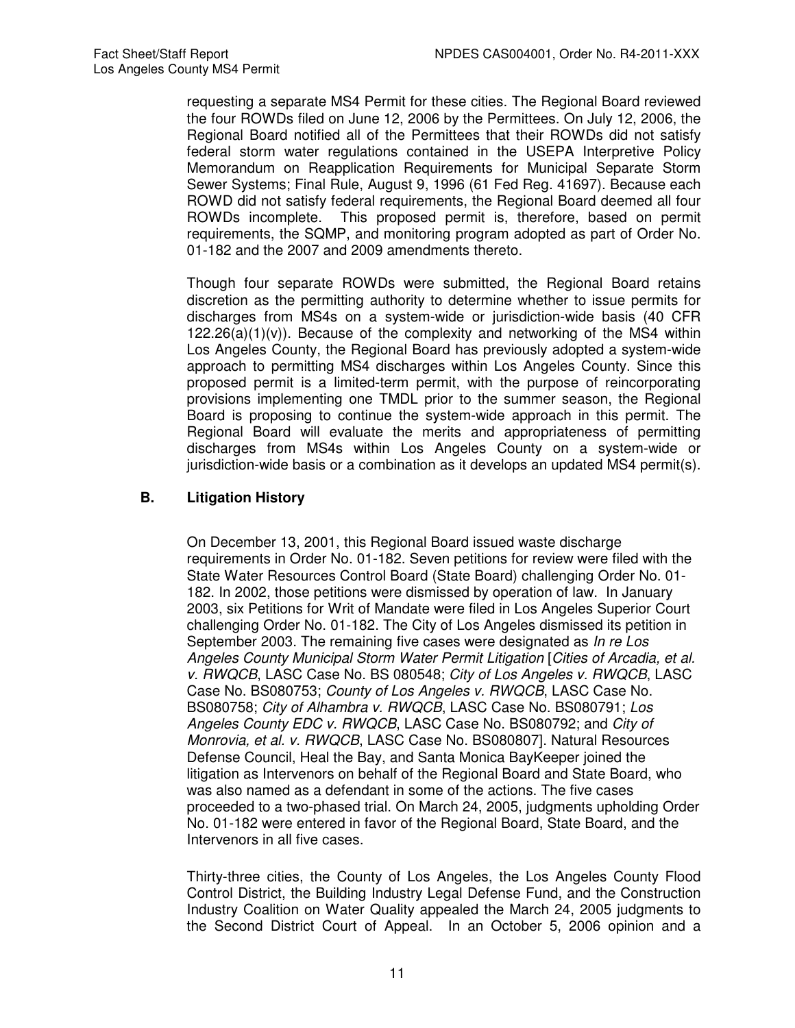requesting a separate MS4 Permit for these cities. The Regional Board reviewed the four ROWDs filed on June 12, 2006 by the Permittees. On July 12, 2006, the Regional Board notified all of the Permittees that their ROWDs did not satisfy federal storm water regulations contained in the USEPA Interpretive Policy Memorandum on Reapplication Requirements for Municipal Separate Storm Sewer Systems; Final Rule, August 9, 1996 (61 Fed Reg. 41697). Because each ROWD did not satisfy federal requirements, the Regional Board deemed all four ROWDs incomplete. This proposed permit is, therefore, based on permit requirements, the SQMP, and monitoring program adopted as part of Order No. 01-182 and the 2007 and 2009 amendments thereto.

Though four separate ROWDs were submitted, the Regional Board retains discretion as the permitting authority to determine whether to issue permits for discharges from MS4s on a system-wide or jurisdiction-wide basis (40 CFR 122.26(a)(1)(v)). Because of the complexity and networking of the MS4 within Los Angeles County, the Regional Board has previously adopted a system-wide approach to permitting MS4 discharges within Los Angeles County. Since this proposed permit is a limited-term permit, with the purpose of reincorporating provisions implementing one TMDL prior to the summer season, the Regional Board is proposing to continue the system-wide approach in this permit. The Regional Board will evaluate the merits and appropriateness of permitting discharges from MS4s within Los Angeles County on a system-wide or jurisdiction-wide basis or a combination as it develops an updated MS4 permit(s).

### B. Litigation History

On December 13, 2001, this Regional Board issued waste discharge requirements in Order No. 01-182. Seven petitions for review were filed with the State Water Resources Control Board (State Board) challenging Order No. 01-182. In 2002, those petitions were dismissed by operation of law. In January 2003, six Petitions for Writ of Mandate were filed in Los Angeles Superior Court challenging Order No. 01-182. The City of Los Angeles dismissed its petition in September 2003. The remaining five cases were designated as *In re Los Angeles County Municipal Storm Water Permit Litigation* [*Cities of Arcadia, et al. v. RWQCB*, LASC Case No. BS 080548; *City of Los Angeles v. RWQCB*, LASC Case No. BS080753; *County of Los Angeles v. RWQCB*, LASC Case No. BS080758; *City of Alhambra v. RWQCB*, LASC Case No. BS080791; *Los Angeles County EDC v. RWQCB*, LASC Case No. BS080792; and *City of Monrovia, et al. v. RWQCB*, LASC Case No. BS080807]. Natural Resources Defense Council, Heal the Bay, and Santa Monica BayKeeper joined the litigation as Intervenors on behalf of the Regional Board and State Board, who was also named as a defendant in some of the actions. The five cases proceeded to a two-phased trial. On March 24, 2005, judgments upholding Order No. 01-182 were entered in favor of the Regional Board, State Board, and the Intervenors in all five cases.

Thirty-three cities, the County of Los Angeles, the Los Angeles County Flood Control District, the Building Industry Legal Defense Fund, and the Construction Industry Coalition on Water Quality appealed the March 24, 2005 judgments to the Second District Court of Appeal. In an October 5, 2006 opinion and a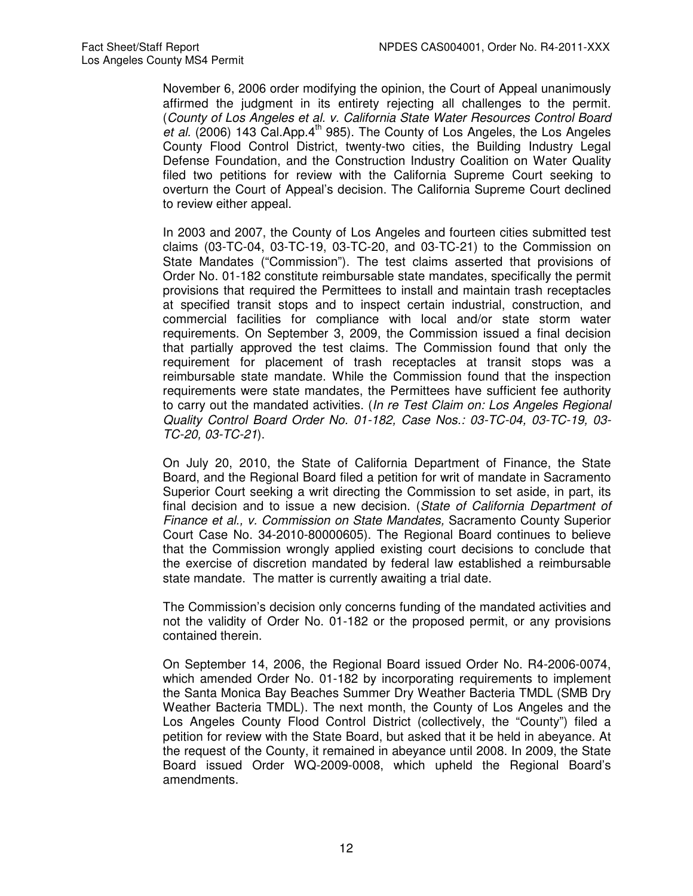November 6, 2006 order modifying the opinion, the Court of Appeal unanimously affirmed the judgment in its entirety rejecting all challenges to the permit. (*County of Los Angeles et al. v. California State Water Resources Control Board et al.* (2006) 143 Cal.App.4th 985). The County of Los Angeles, the Los Angeles County Flood Control District, twenty-two cities, the Building Industry Legal Defense Foundation, and the Construction Industry Coalition on Water Quality filed two petitions for review with the California Supreme Court seeking to overturn the Court of Appeal's decision. The California Supreme Court declined to review either appeal.

In 2003 and 2007, the County of Los Angeles and fourteen cities submitted test claims (03-TC-04, 03-TC-19, 03-TC-20, and 03-TC-21) to the Commission on State Mandates ("Commission"). The test claims asserted that provisions of Order No. 01-182 constitute reimbursable state mandates, specifically the permit provisions that required the Permittees to install and maintain trash receptacles at specified transit stops and to inspect certain industrial, construction, and commercial facilities for compliance with local and/or state storm water requirements. On September 3, 2009, the Commission issued a final decision that partially approved the test claims. The Commission found that only the requirement for placement of trash receptacles at transit stops was a reimbursable state mandate. While the Commission found that the inspection requirements were state mandates, the Permittees have sufficient fee authority to carry out the mandated activities. (*In re Test Claim on: Los Angeles Regional Quality Control Board Order No. 01-182, Case Nos.: 03-TC-04, 03-TC-19, 03-TC-20, 03-TC-21*).

On July 20, 2010, the State of California Department of Finance, the State Board, and the Regional Board filed a petition for writ of mandate in Sacramento Superior Court seeking a writ directing the Commission to set aside, in part, its final decision and to issue a new decision. (*State of California Department of Finance et al., v. Commission on State Mandates,* Sacramento County Superior Court Case No. 34-2010-80000605). The Regional Board continues to believe that the Commission wrongly applied existing court decisions to conclude that the exercise of discretion mandated by federal law established a reimbursable state mandate. The matter is currently awaiting a trial date.

The Commission's decision only concerns funding of the mandated activities and not the validity of Order No. 01-182 or the proposed permit, or any provisions contained therein.

On September 14, 2006, the Regional Board issued Order No. R4-2006-0074, which amended Order No. 01-182 by incorporating requirements to implement the Santa Monica Bay Beaches Summer Dry Weather Bacteria TMDL (SMB Dry Weather Bacteria TMDL). The next month, the County of Los Angeles and the Los Angeles County Flood Control District (collectively, the "County") filed a petition for review with the State Board, but asked that it be held in abeyance. At the request of the County, it remained in abeyance until 2008. In 2009, the State Board issued Order WQ-2009-0008, which upheld the Regional Board's amendments.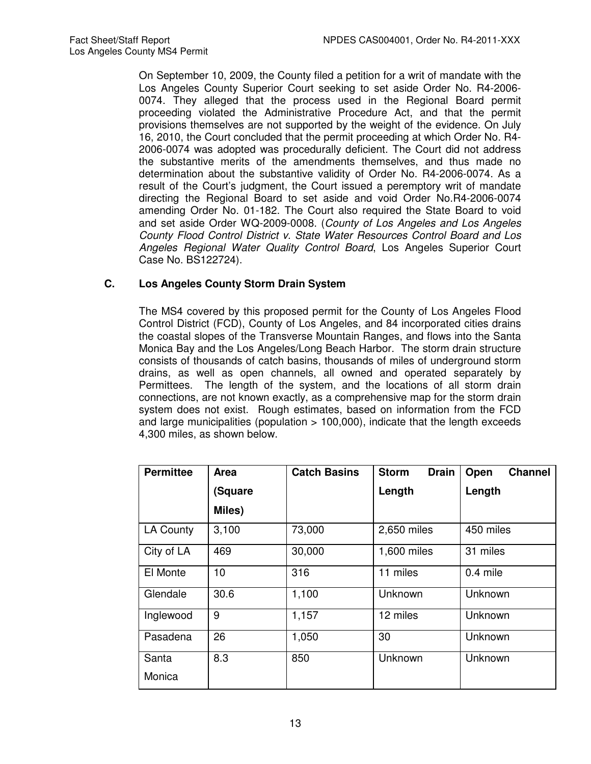On September 10, 2009, the County filed a petition for a writ of mandate with the Los Angeles County Superior Court seeking to set aside Order No. R4-2006-0074. They alleged that the process used in the Regional Board permit proceeding violated the Administrative Procedure Act, and that the permit provisions themselves are not supported by the weight of the evidence. On July 16, 2010, the Court concluded that the permit proceeding at which Order No. R4-2006-0074 was adopted was procedurally deficient. The Court did not address the substantive merits of the amendments themselves, and thus made no determination about the substantive validity of Order No. R4-2006-0074. As a result of the Court's judgment, the Court issued a peremptory writ of mandate directing the Regional Board to set aside and void Order No.R4-2006-0074 amending Order No. 01-182. The Court also required the State Board to void and set aside Order WQ-2009-0008. (*County of Los Angeles and Los Angeles County Flood Control District v. State Water Resources Control Board and Los Angeles Regional Water Quality Control Board*, Los Angeles Superior Court Case No. BS122724).

### C. Los Angeles County Storm Drain System

The MS4 covered by this proposed permit for the County of Los Angeles Flood Control District (FCD), County of Los Angeles, and 84 incorporated cities drains the coastal slopes of the Transverse Mountain Ranges, and flows into the Santa Monica Bay and the Los Angeles/Long Beach Harbor. The storm drain structure consists of thousands of catch basins, thousands of miles of underground storm drains, as well as open channels, all owned and operated separately by Permittees. The length of the system, and the locations of all storm drain connections, are not known exactly, as a comprehensive map for the storm drain system does not exist. Rough estimates, based on information from the FCD and large municipalities (population > 100,000), indicate that the length exceeds 4,300 miles, as shown below.

| Permittee | Area (Square Miles) | Catch Basins | Storm Drain Length | Open Channel Length |
|---|---|---|---|---|
| LA County | 3,100 | 73,000 | 2,650 miles | 450 miles |
| City of LA | 469 | 30,000 | 1,600 miles | 31 miles |
| El Monte | 10 | 316 | 11 miles | 0.4 mile |
| Glendale | 30.6 | 1,100 | Unknown | Unknown |
| Inglewood | 9 | 1,157 | 12 miles | Unknown |
| Pasadena | 26 | 1,050 | 30 | Unknown |
| Santa Monica | 8.3 | 850 | Unknown | Unknown |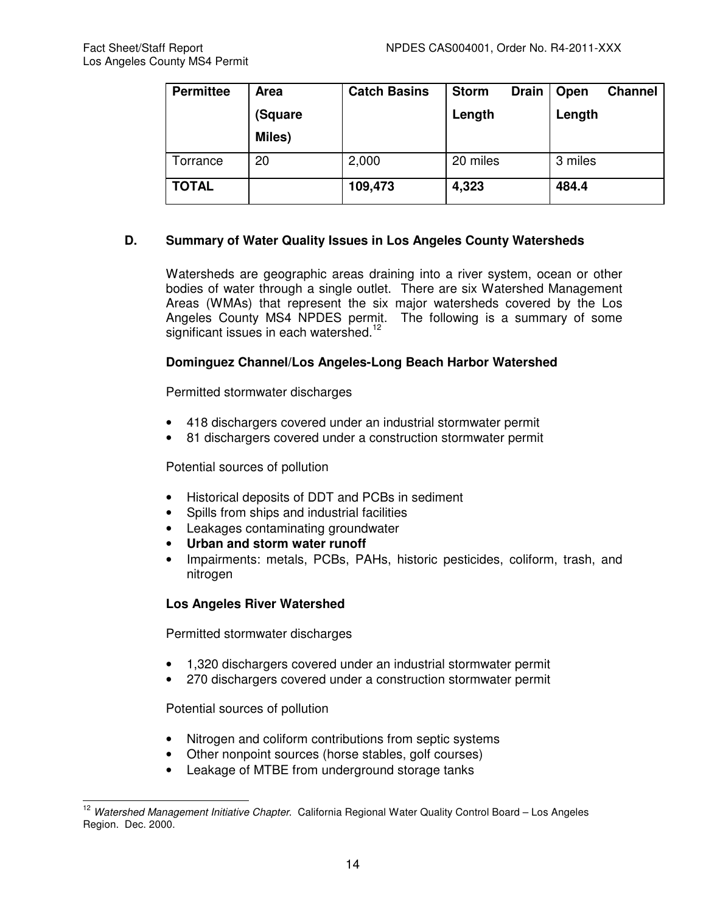| Permittee | Area (Square Miles) | Catch Basins | Storm Drain Length | Open Channel Length |
|---|---|---|---|---|
| Torrance | 20 | 2,000 | 20 miles | 3 miles |
| **TOTAL** | | **109,473** | **4,323** | **484.4** |

## D. Summary of Water Quality Issues in Los Angeles County Watersheds

Watersheds are geographic areas draining into a river system, ocean or other bodies of water through a single outlet. There are six Watershed Management Areas (WMAs) that represent the six major watersheds covered by the Los Angeles County MS4 NPDES permit. The following is a summary of some significant issues in each watershed.[12]

### Dominguez Channel/Los Angeles-Long Beach Harbor Watershed

Permitted stormwater discharges

- 418 dischargers covered under an industrial stormwater permit
- 81 dischargers covered under a construction stormwater permit

Potential sources of pollution

- Historical deposits of DDT and PCBs in sediment
- Spills from ships and industrial facilities
- Leakages contaminating groundwater
- **Urban and storm water runoff**
- Impairments: metals, PCBs, PAHs, historic pesticides, coliform, trash, and nitrogen

### Los Angeles River Watershed

Permitted stormwater discharges

- 1,320 dischargers covered under an industrial stormwater permit
- 270 dischargers covered under a construction stormwater permit

Potential sources of pollution

- Nitrogen and coliform contributions from septic systems
- Other nonpoint sources (horse stables, golf courses)
- Leakage of MTBE from underground storage tanks

---

[12] *Watershed Management Initiative Chapter.* California Regional Water Quality Control Board – Los Angeles Region. Dec. 2000.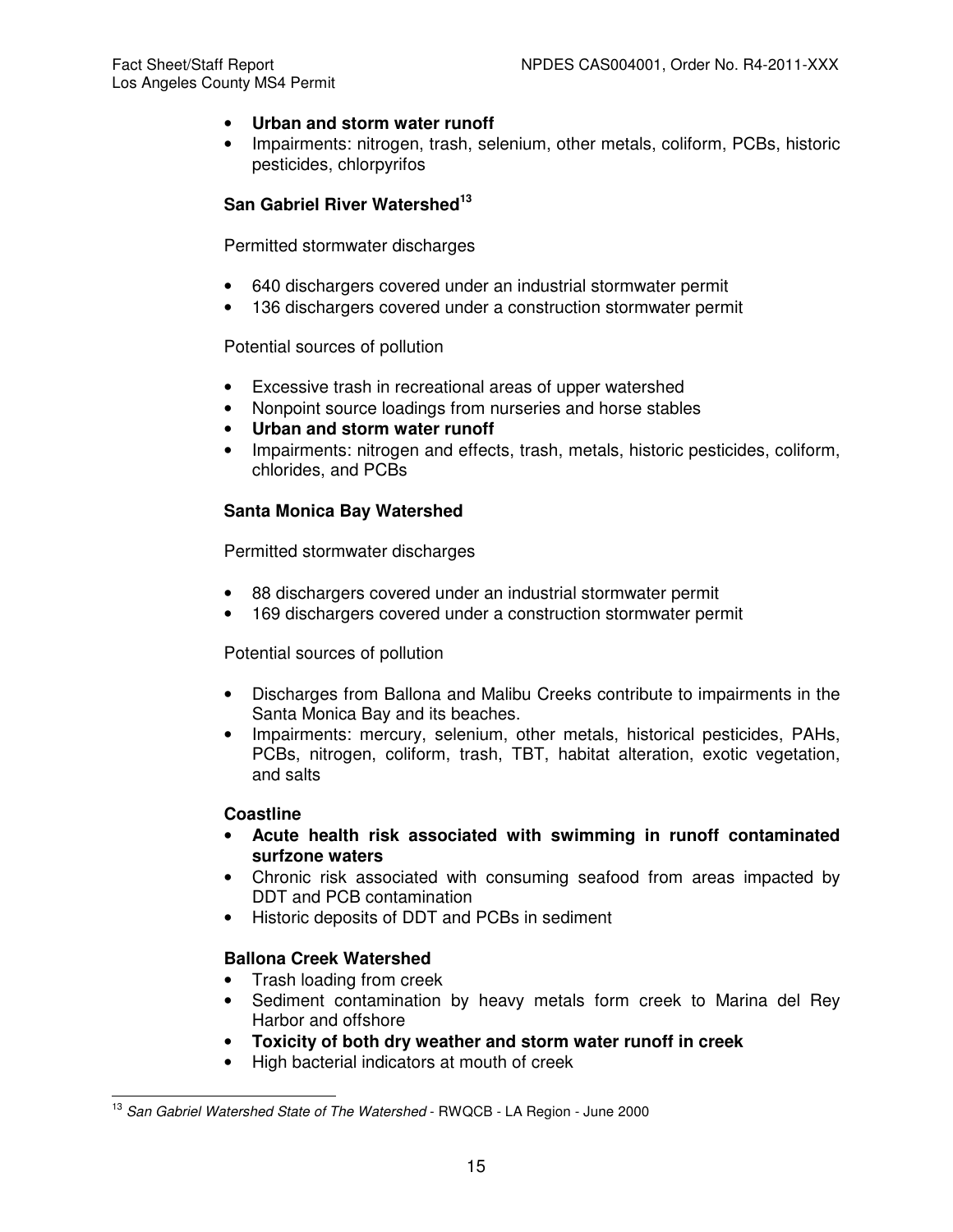- **Urban and storm water runoff**
- Impairments: nitrogen, trash, selenium, other metals, coliform, PCBs, historic pesticides, chlorpyrifos

**San Gabriel River Watershed**[13]

Permitted stormwater discharges

- 640 dischargers covered under an industrial stormwater permit
- 136 dischargers covered under a construction stormwater permit

Potential sources of pollution

- Excessive trash in recreational areas of upper watershed
- Nonpoint source loadings from nurseries and horse stables
- **Urban and storm water runoff**
- Impairments: nitrogen and effects, trash, metals, historic pesticides, coliform, chlorides, and PCBs

**Santa Monica Bay Watershed**

Permitted stormwater discharges

- 88 dischargers covered under an industrial stormwater permit
- 169 dischargers covered under a construction stormwater permit

Potential sources of pollution

- Discharges from Ballona and Malibu Creeks contribute to impairments in the Santa Monica Bay and its beaches.
- Impairments: mercury, selenium, other metals, historical pesticides, PAHs, PCBs, nitrogen, coliform, trash, TBT, habitat alteration, exotic vegetation, and salts

**Coastline**

- **Acute health risk associated with swimming in runoff contaminated surfzone waters**
- Chronic risk associated with consuming seafood from areas impacted by DDT and PCB contamination
- Historic deposits of DDT and PCBs in sediment

**Ballona Creek Watershed**

- Trash loading from creek
- Sediment contamination by heavy metals form creek to Marina del Rey Harbor and offshore
- **Toxicity of both dry weather and storm water runoff in creek**
- High bacterial indicators at mouth of creek

---

[13] *San Gabriel Watershed State of The Watershed* - RWQCB - LA Region - June 2000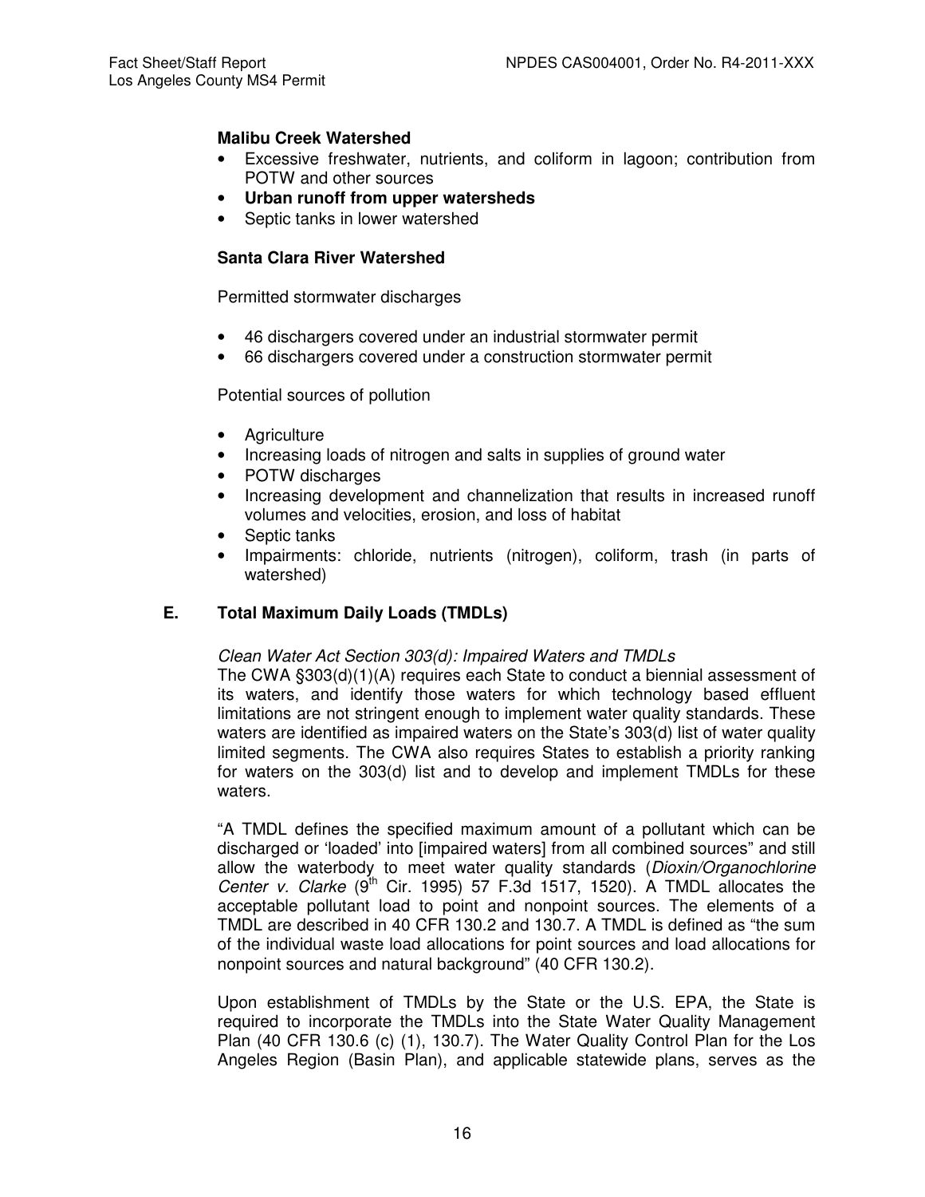**Malibu Creek Watershed**

- Excessive freshwater, nutrients, and coliform in lagoon; contribution from POTW and other sources
- **Urban runoff from upper watersheds**
- Septic tanks in lower watershed

**Santa Clara River Watershed**

Permitted stormwater discharges

- 46 dischargers covered under an industrial stormwater permit
- 66 dischargers covered under a construction stormwater permit

Potential sources of pollution

- Agriculture
- Increasing loads of nitrogen and salts in supplies of ground water
- POTW discharges
- Increasing development and channelization that results in increased runoff volumes and velocities, erosion, and loss of habitat
- Septic tanks
- Impairments: chloride, nutrients (nitrogen), coliform, trash (in parts of watershed)

## E. Total Maximum Daily Loads (TMDLs)

*Clean Water Act Section 303(d): Impaired Waters and TMDLs*

The CWA §303(d)(1)(A) requires each State to conduct a biennial assessment of its waters, and identify those waters for which technology based effluent limitations are not stringent enough to implement water quality standards. These waters are identified as impaired waters on the State's 303(d) list of water quality limited segments. The CWA also requires States to establish a priority ranking for waters on the 303(d) list and to develop and implement TMDLs for these waters.

"A TMDL defines the specified maximum amount of a pollutant which can be discharged or 'loaded' into [impaired waters] from all combined sources" and still allow the waterbody to meet water quality standards (*Dioxin/Organochlorine Center v. Clarke* (9th Cir. 1995) 57 F.3d 1517, 1520). A TMDL allocates the acceptable pollutant load to point and nonpoint sources. The elements of a TMDL are described in 40 CFR 130.2 and 130.7. A TMDL is defined as "the sum of the individual waste load allocations for point sources and load allocations for nonpoint sources and natural background" (40 CFR 130.2).

Upon establishment of TMDLs by the State or the U.S. EPA, the State is required to incorporate the TMDLs into the State Water Quality Management Plan (40 CFR 130.6 (c) (1), 130.7). The Water Quality Control Plan for the Los Angeles Region (Basin Plan), and applicable statewide plans, serves as the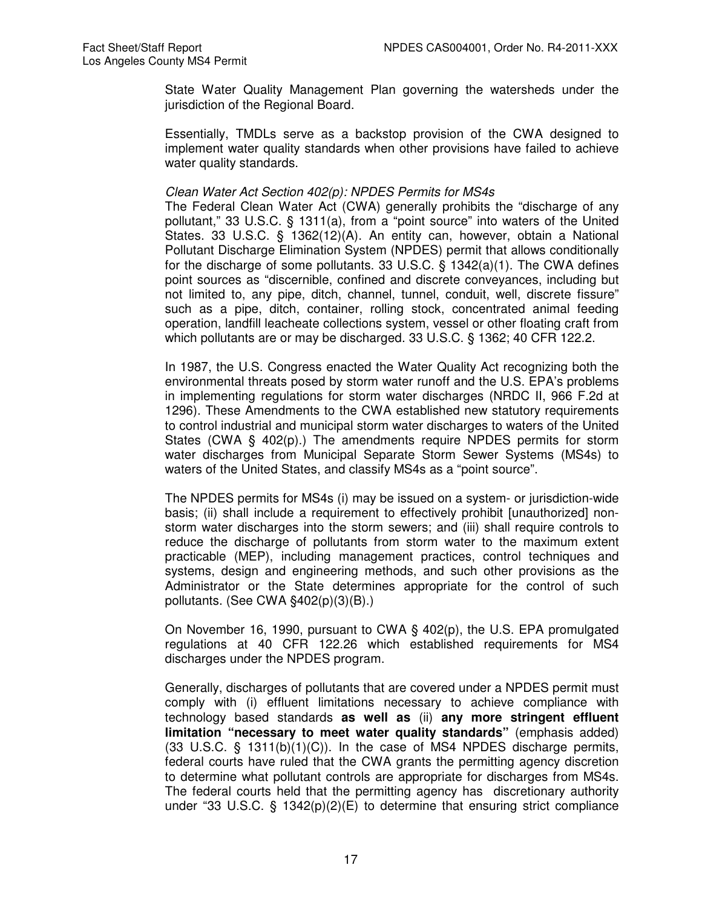State Water Quality Management Plan governing the watersheds under the jurisdiction of the Regional Board.

Essentially, TMDLs serve as a backstop provision of the CWA designed to implement water quality standards when other provisions have failed to achieve water quality standards.

*Clean Water Act Section 402(p): NPDES Permits for MS4s*
The Federal Clean Water Act (CWA) generally prohibits the "discharge of any pollutant," 33 U.S.C. § 1311(a), from a "point source" into waters of the United States. 33 U.S.C. § 1362(12)(A). An entity can, however, obtain a National Pollutant Discharge Elimination System (NPDES) permit that allows conditionally for the discharge of some pollutants. 33 U.S.C. § 1342(a)(1). The CWA defines point sources as "discernible, confined and discrete conveyances, including but not limited to, any pipe, ditch, channel, tunnel, conduit, well, discrete fissure" such as a pipe, ditch, container, rolling stock, concentrated animal feeding operation, landfill leacheate collections system, vessel or other floating craft from which pollutants are or may be discharged. 33 U.S.C. § 1362; 40 CFR 122.2.

In 1987, the U.S. Congress enacted the Water Quality Act recognizing both the environmental threats posed by storm water runoff and the U.S. EPA's problems in implementing regulations for storm water discharges (NRDC II, 966 F.2d at 1296). These Amendments to the CWA established new statutory requirements to control industrial and municipal storm water discharges to waters of the United States (CWA § 402(p).) The amendments require NPDES permits for storm water discharges from Municipal Separate Storm Sewer Systems (MS4s) to waters of the United States, and classify MS4s as a "point source".

The NPDES permits for MS4s (i) may be issued on a system- or jurisdiction-wide basis; (ii) shall include a requirement to effectively prohibit [unauthorized] non-storm water discharges into the storm sewers; and (iii) shall require controls to reduce the discharge of pollutants from storm water to the maximum extent practicable (MEP), including management practices, control techniques and systems, design and engineering methods, and such other provisions as the Administrator or the State determines appropriate for the control of such pollutants. (See CWA §402(p)(3)(B).)

On November 16, 1990, pursuant to CWA § 402(p), the U.S. EPA promulgated regulations at 40 CFR 122.26 which established requirements for MS4 discharges under the NPDES program.

Generally, discharges of pollutants that are covered under a NPDES permit must comply with (i) effluent limitations necessary to achieve compliance with technology based standards **as well as** (ii) **any more stringent effluent limitation "necessary to meet water quality standards"** (emphasis added) (33 U.S.C. § 1311(b)(1)(C)). In the case of MS4 NPDES discharge permits, federal courts have ruled that the CWA grants the permitting agency discretion to determine what pollutant controls are appropriate for discharges from MS4s. The federal courts held that the permitting agency has discretionary authority under "33 U.S.C. § 1342(p)(2)(E) to determine that ensuring strict compliance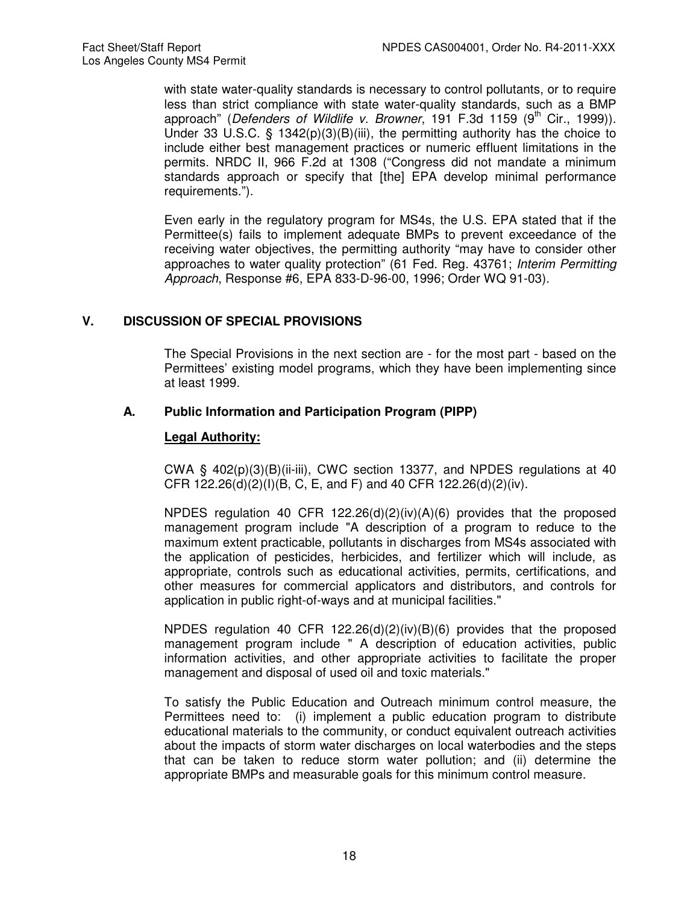with state water-quality standards is necessary to control pollutants, or to require less than strict compliance with state water-quality standards, such as a BMP approach" (*Defenders of Wildlife v. Browner*, 191 F.3d 1159 (9th Cir., 1999)). Under 33 U.S.C. § 1342(p)(3)(B)(iii), the permitting authority has the choice to include either best management practices or numeric effluent limitations in the permits. NRDC II, 966 F.2d at 1308 ("Congress did not mandate a minimum standards approach or specify that [the] EPA develop minimal performance requirements.").

Even early in the regulatory program for MS4s, the U.S. EPA stated that if the Permittee(s) fails to implement adequate BMPs to prevent exceedance of the receiving water objectives, the permitting authority "may have to consider other approaches to water quality protection" (61 Fed. Reg. 43761; *Interim Permitting Approach*, Response #6, EPA 833-D-96-00, 1996; Order WQ 91-03).

## V. DISCUSSION OF SPECIAL PROVISIONS

The Special Provisions in the next section are - for the most part - based on the Permittees' existing model programs, which they have been implementing since at least 1999.

### A. Public Information and Participation Program (PIPP)

**Legal Authority:**

CWA § 402(p)(3)(B)(ii-iii), CWC section 13377, and NPDES regulations at 40 CFR 122.26(d)(2)(I)(B, C, E, and F) and 40 CFR 122.26(d)(2)(iv).

NPDES regulation 40 CFR 122.26(d)(2)(iv)(A)(6) provides that the proposed management program include "A description of a program to reduce to the maximum extent practicable, pollutants in discharges from MS4s associated with the application of pesticides, herbicides, and fertilizer which will include, as appropriate, controls such as educational activities, permits, certifications, and other measures for commercial applicators and distributors, and controls for application in public right-of-ways and at municipal facilities."

NPDES regulation 40 CFR 122.26(d)(2)(iv)(B)(6) provides that the proposed management program include " A description of education activities, public information activities, and other appropriate activities to facilitate the proper management and disposal of used oil and toxic materials."

To satisfy the Public Education and Outreach minimum control measure, the Permittees need to: (i) implement a public education program to distribute educational materials to the community, or conduct equivalent outreach activities about the impacts of storm water discharges on local waterbodies and the steps that can be taken to reduce storm water pollution; and (ii) determine the appropriate BMPs and measurable goals for this minimum control measure.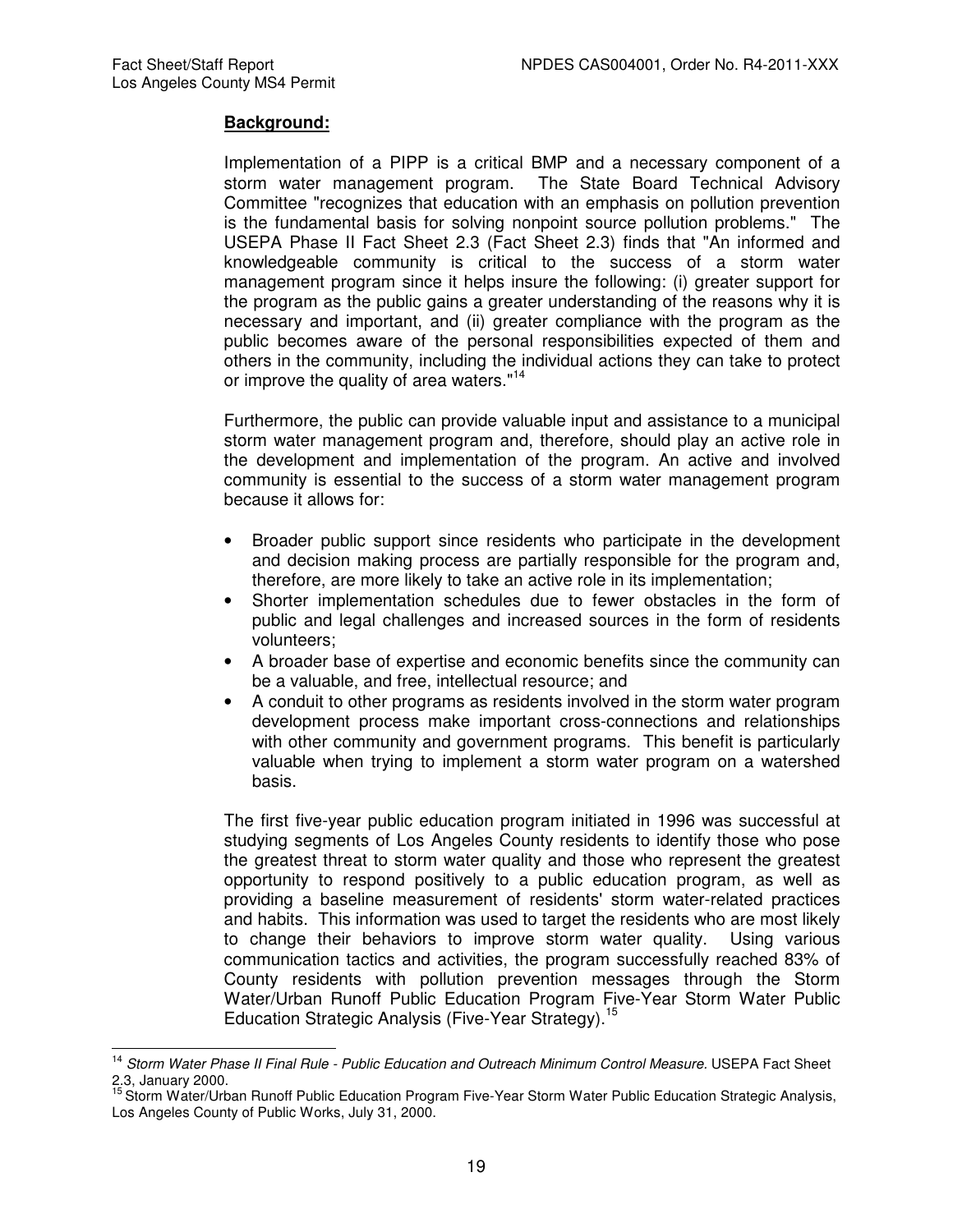**Background:**

Implementation of a PIPP is a critical BMP and a necessary component of a storm water management program. The State Board Technical Advisory Committee "recognizes that education with an emphasis on pollution prevention is the fundamental basis for solving nonpoint source pollution problems." The USEPA Phase II Fact Sheet 2.3 (Fact Sheet 2.3) finds that "An informed and knowledgeable community is critical to the success of a storm water management program since it helps insure the following: (i) greater support for the program as the public gains a greater understanding of the reasons why it is necessary and important, and (ii) greater compliance with the program as the public becomes aware of the personal responsibilities expected of them and others in the community, including the individual actions they can take to protect or improve the quality of area waters."[14]

Furthermore, the public can provide valuable input and assistance to a municipal storm water management program and, therefore, should play an active role in the development and implementation of the program. An active and involved community is essential to the success of a storm water management program because it allows for:

- Broader public support since residents who participate in the development and decision making process are partially responsible for the program and, therefore, are more likely to take an active role in its implementation;
- Shorter implementation schedules due to fewer obstacles in the form of public and legal challenges and increased sources in the form of residents volunteers;
- A broader base of expertise and economic benefits since the community can be a valuable, and free, intellectual resource; and
- A conduit to other programs as residents involved in the storm water program development process make important cross-connections and relationships with other community and government programs. This benefit is particularly valuable when trying to implement a storm water program on a watershed basis.

The first five-year public education program initiated in 1996 was successful at studying segments of Los Angeles County residents to identify those who pose the greatest threat to storm water quality and those who represent the greatest opportunity to respond positively to a public education program, as well as providing a baseline measurement of residents' storm water-related practices and habits. This information was used to target the residents who are most likely to change their behaviors to improve storm water quality. Using various communication tactics and activities, the program successfully reached 83% of County residents with pollution prevention messages through the Storm Water/Urban Runoff Public Education Program Five-Year Storm Water Public Education Strategic Analysis (Five-Year Strategy).[15]

---

[14] *Storm Water Phase II Final Rule - Public Education and Outreach Minimum Control Measure.* USEPA Fact Sheet 2.3, January 2000.

[15] Storm Water/Urban Runoff Public Education Program Five-Year Storm Water Public Education Strategic Analysis, Los Angeles County of Public Works, July 31, 2000.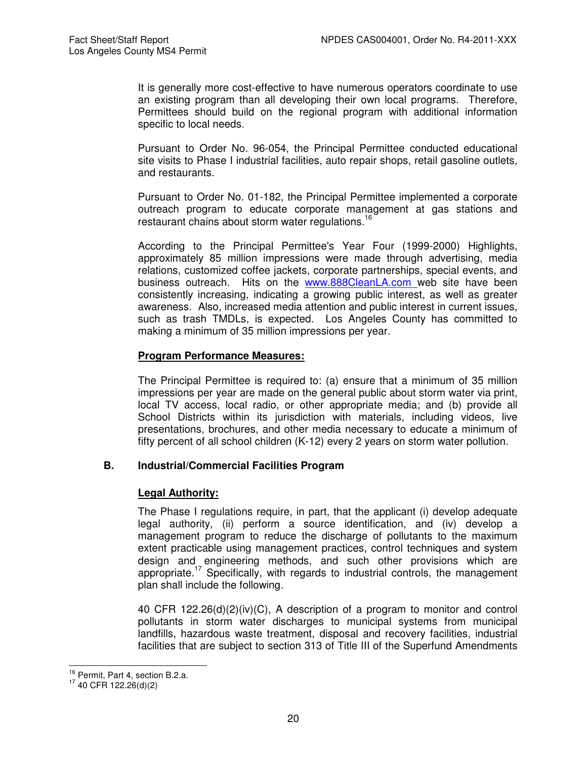It is generally more cost-effective to have numerous operators coordinate to use an existing program than all developing their own local programs. Therefore, Permittees should build on the regional program with additional information specific to local needs.

Pursuant to Order No. 96-054, the Principal Permittee conducted educational site visits to Phase I industrial facilities, auto repair shops, retail gasoline outlets, and restaurants.

Pursuant to Order No. 01-182, the Principal Permittee implemented a corporate outreach program to educate corporate management at gas stations and restaurant chains about storm water regulations.[16]

According to the Principal Permittee's Year Four (1999-2000) Highlights, approximately 85 million impressions were made through advertising, media relations, customized coffee jackets, corporate partnerships, special events, and business outreach. Hits on the www.888CleanLA.com web site have been consistently increasing, indicating a growing public interest, as well as greater awareness. Also, increased media attention and public interest in current issues, such as trash TMDLs, is expected. Los Angeles County has committed to making a minimum of 35 million impressions per year.

**Program Performance Measures:**

The Principal Permittee is required to: (a) ensure that a minimum of 35 million impressions per year are made on the general public about storm water via print, local TV access, local radio, or other appropriate media; and (b) provide all School Districts within its jurisdiction with materials, including videos, live presentations, brochures, and other media necessary to educate a minimum of fifty percent of all school children (K-12) every 2 years on storm water pollution.

## B. Industrial/Commercial Facilities Program

**Legal Authority:**

The Phase I regulations require, in part, that the applicant (i) develop adequate legal authority, (ii) perform a source identification, and (iv) develop a management program to reduce the discharge of pollutants to the maximum extent practicable using management practices, control techniques and system design and engineering methods, and such other provisions which are appropriate.[17] Specifically, with regards to industrial controls, the management plan shall include the following.

40 CFR 122.26(d)(2)(iv)(C), A description of a program to monitor and control pollutants in storm water discharges to municipal systems from municipal landfills, hazardous waste treatment, disposal and recovery facilities, industrial facilities that are subject to section 313 of Title III of the Superfund Amendments

---

[16] Permit, Part 4, section B.2.a.

[17] 40 CFR 122.26(d)(2)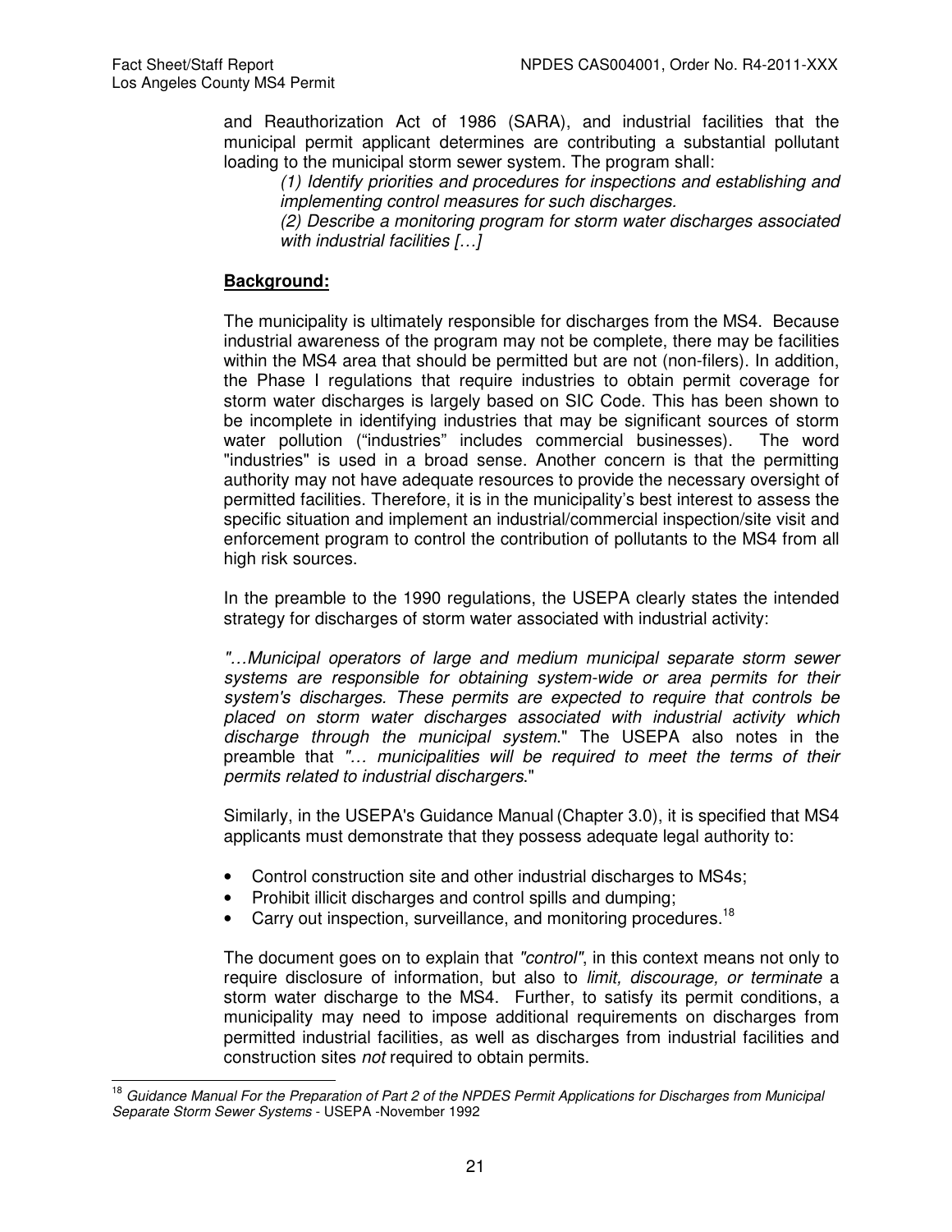and Reauthorization Act of 1986 (SARA), and industrial facilities that the municipal permit applicant determines are contributing a substantial pollutant loading to the municipal storm sewer system. The program shall:

> *(1) Identify priorities and procedures for inspections and establishing and implementing control measures for such discharges.*
>
> *(2) Describe a monitoring program for storm water discharges associated with industrial facilities […]*

**Background:**

The municipality is ultimately responsible for discharges from the MS4. Because industrial awareness of the program may not be complete, there may be facilities within the MS4 area that should be permitted but are not (non-filers). In addition, the Phase I regulations that require industries to obtain permit coverage for storm water discharges is largely based on SIC Code. This has been shown to be incomplete in identifying industries that may be significant sources of storm water pollution ("industries" includes commercial businesses). The word "industries" is used in a broad sense. Another concern is that the permitting authority may not have adequate resources to provide the necessary oversight of permitted facilities. Therefore, it is in the municipality's best interest to assess the specific situation and implement an industrial/commercial inspection/site visit and enforcement program to control the contribution of pollutants to the MS4 from all high risk sources.

In the preamble to the 1990 regulations, the USEPA clearly states the intended strategy for discharges of storm water associated with industrial activity:

*"…Municipal operators of large and medium municipal separate storm sewer systems are responsible for obtaining system-wide or area permits for their system's discharges. These permits are expected to require that controls be placed on storm water discharges associated with industrial activity which discharge through the municipal system*." The USEPA also notes in the preamble that *"… municipalities will be required to meet the terms of their permits related to industrial dischargers*."

Similarly, in the USEPA's Guidance Manual (Chapter 3.0), it is specified that MS4 applicants must demonstrate that they possess adequate legal authority to:

- Control construction site and other industrial discharges to MS4s;
- Prohibit illicit discharges and control spills and dumping;
- Carry out inspection, surveillance, and monitoring procedures.[18]

The document goes on to explain that *"control"*, in this context means not only to require disclosure of information, but also to *limit, discourage, or terminate* a storm water discharge to the MS4. Further, to satisfy its permit conditions, a municipality may need to impose additional requirements on discharges from permitted industrial facilities, as well as discharges from industrial facilities and construction sites *not* required to obtain permits.

[18] *Guidance Manual For the Preparation of Part 2 of the NPDES Permit Applications for Discharges from Municipal Separate Storm Sewer Systems* - USEPA -November 1992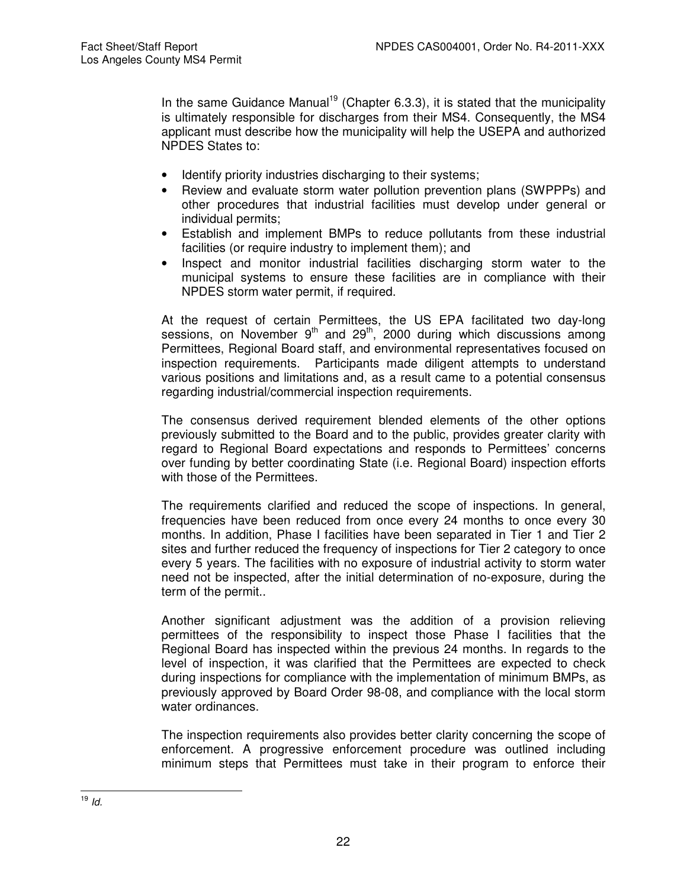In the same Guidance Manual[19] (Chapter 6.3.3), it is stated that the municipality is ultimately responsible for discharges from their MS4. Consequently, the MS4 applicant must describe how the municipality will help the USEPA and authorized NPDES States to:

- Identify priority industries discharging to their systems;
- Review and evaluate storm water pollution prevention plans (SWPPPs) and other procedures that industrial facilities must develop under general or individual permits;
- Establish and implement BMPs to reduce pollutants from these industrial facilities (or require industry to implement them); and
- Inspect and monitor industrial facilities discharging storm water to the municipal systems to ensure these facilities are in compliance with their NPDES storm water permit, if required.

At the request of certain Permittees, the US EPA facilitated two day-long sessions, on November 9th and 29th, 2000 during which discussions among Permittees, Regional Board staff, and environmental representatives focused on inspection requirements. Participants made diligent attempts to understand various positions and limitations and, as a result came to a potential consensus regarding industrial/commercial inspection requirements.

The consensus derived requirement blended elements of the other options previously submitted to the Board and to the public, provides greater clarity with regard to Regional Board expectations and responds to Permittees' concerns over funding by better coordinating State (i.e. Regional Board) inspection efforts with those of the Permittees.

The requirements clarified and reduced the scope of inspections. In general, frequencies have been reduced from once every 24 months to once every 30 months. In addition, Phase I facilities have been separated in Tier 1 and Tier 2 sites and further reduced the frequency of inspections for Tier 2 category to once every 5 years. The facilities with no exposure of industrial activity to storm water need not be inspected, after the initial determination of no-exposure, during the term of the permit..

Another significant adjustment was the addition of a provision relieving permittees of the responsibility to inspect those Phase I facilities that the Regional Board has inspected within the previous 24 months. In regards to the level of inspection, it was clarified that the Permittees are expected to check during inspections for compliance with the implementation of minimum BMPs, as previously approved by Board Order 98-08, and compliance with the local storm water ordinances.

The inspection requirements also provides better clarity concerning the scope of enforcement. A progressive enforcement procedure was outlined including minimum steps that Permittees must take in their program to enforce their

[19] *Id.*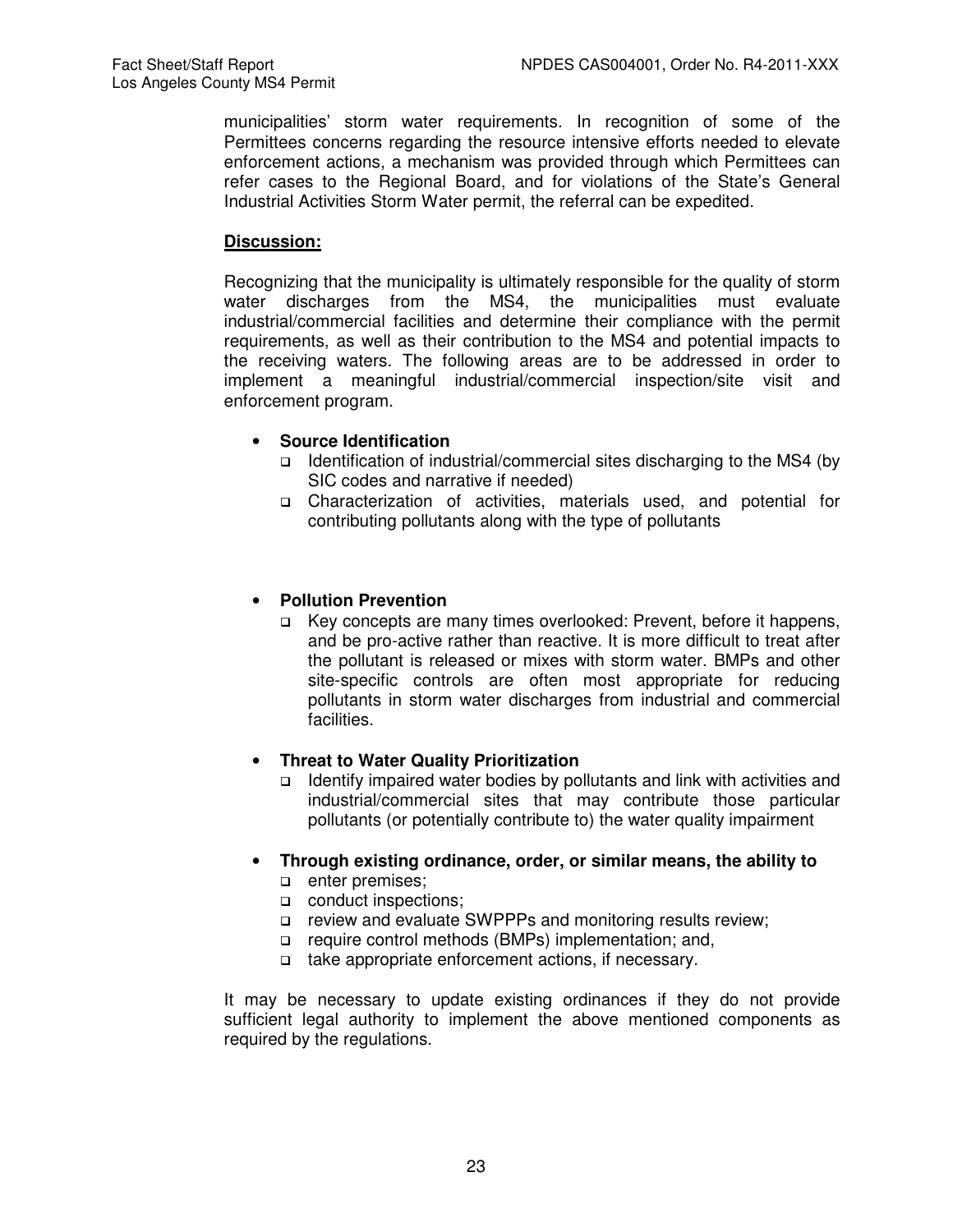municipalities' storm water requirements. In recognition of some of the Permittees concerns regarding the resource intensive efforts needed to elevate enforcement actions, a mechanism was provided through which Permittees can refer cases to the Regional Board, and for violations of the State's General Industrial Activities Storm Water permit, the referral can be expedited.

**Discussion:**

Recognizing that the municipality is ultimately responsible for the quality of storm water discharges from the MS4, the municipalities must evaluate industrial/commercial facilities and determine their compliance with the permit requirements, as well as their contribution to the MS4 and potential impacts to the receiving waters. The following areas are to be addressed in order to implement a meaningful industrial/commercial inspection/site visit and enforcement program.

- **Source Identification**
  - Identification of industrial/commercial sites discharging to the MS4 (by SIC codes and narrative if needed)
  - Characterization of activities, materials used, and potential for contributing pollutants along with the type of pollutants

- **Pollution Prevention**
  - Key concepts are many times overlooked: Prevent, before it happens, and be pro-active rather than reactive. It is more difficult to treat after the pollutant is released or mixes with storm water. BMPs and other site-specific controls are often most appropriate for reducing pollutants in storm water discharges from industrial and commercial facilities.

- **Threat to Water Quality Prioritization**
  - Identify impaired water bodies by pollutants and link with activities and industrial/commercial sites that may contribute those particular pollutants (or potentially contribute to) the water quality impairment

- **Through existing ordinance, order, or similar means, the ability to**
  - enter premises;
  - conduct inspections;
  - review and evaluate SWPPPs and monitoring results review;
  - require control methods (BMPs) implementation; and,
  - take appropriate enforcement actions, if necessary.

It may be necessary to update existing ordinances if they do not provide sufficient legal authority to implement the above mentioned components as required by the regulations.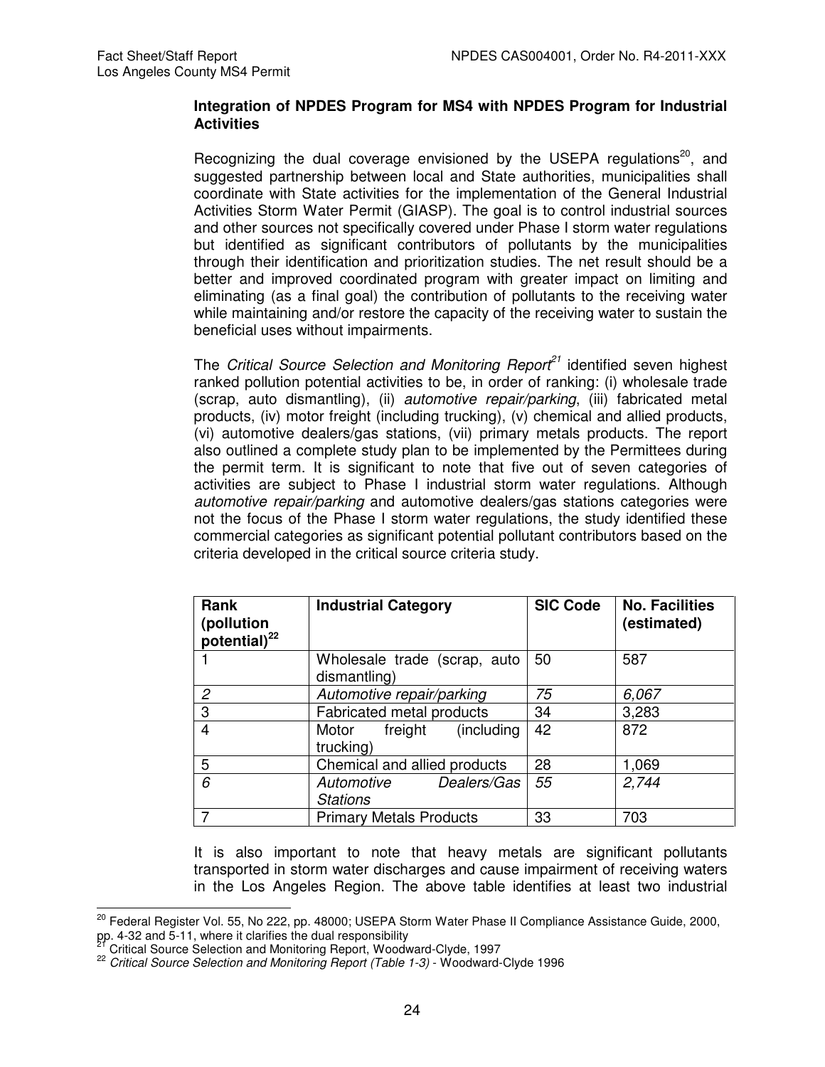**Integration of NPDES Program for MS4 with NPDES Program for Industrial Activities**

Recognizing the dual coverage envisioned by the USEPA regulations[20], and suggested partnership between local and State authorities, municipalities shall coordinate with State activities for the implementation of the General Industrial Activities Storm Water Permit (GIASP). The goal is to control industrial sources and other sources not specifically covered under Phase I storm water regulations but identified as significant contributors of pollutants by the municipalities through their identification and prioritization studies. The net result should be a better and improved coordinated program with greater impact on limiting and eliminating (as a final goal) the contribution of pollutants to the receiving water while maintaining and/or restore the capacity of the receiving water to sustain the beneficial uses without impairments.

The *Critical Source Selection and Monitoring Report*[21] identified seven highest ranked pollution potential activities to be, in order of ranking: (i) wholesale trade (scrap, auto dismantling), (ii) *automotive repair/parking*, (iii) fabricated metal products, (iv) motor freight (including trucking), (v) chemical and allied products, (vi) automotive dealers/gas stations, (vii) primary metals products. The report also outlined a complete study plan to be implemented by the Permittees during the permit term. It is significant to note that five out of seven categories of activities are subject to Phase I industrial storm water regulations. Although *automotive repair/parking* and automotive dealers/gas stations categories were not the focus of the Phase I storm water regulations, the study identified these commercial categories as significant potential pollutant contributors based on the criteria developed in the critical source criteria study.

| **Rank (pollution potential)**[22] | **Industrial Category** | **SIC Code** | **No. Facilities (estimated)** |
|---|---|---|---|
| 1 | Wholesale trade (scrap, auto dismantling) | 50 | 587 |
| *2* | *Automotive repair/parking* | *75* | *6,067* |
| 3 | Fabricated metal products | 34 | 3,283 |
| 4 | Motor freight (including trucking) | 42 | 872 |
| 5 | Chemical and allied products | 28 | 1,069 |
| *6* | *Automotive Dealers/Gas Stations* | *55* | *2,744* |
| 7 | Primary Metals Products | 33 | 703 |

It is also important to note that heavy metals are significant pollutants transported in storm water discharges and cause impairment of receiving waters in the Los Angeles Region. The above table identifies at least two industrial

---

[20] Federal Register Vol. 55, No 222, pp. 48000; USEPA Storm Water Phase II Compliance Assistance Guide, 2000, pp. 4-32 and 5-11, where it clarifies the dual responsibility

[21] Critical Source Selection and Monitoring Report, Woodward-Clyde, 1997

[22] *Critical Source Selection and Monitoring Report (Table 1-3)* - Woodward-Clyde 1996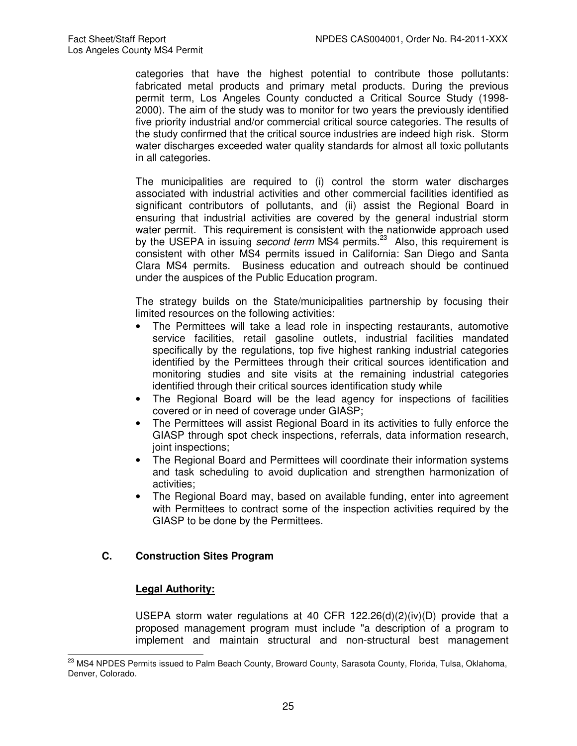categories that have the highest potential to contribute those pollutants: fabricated metal products and primary metal products. During the previous permit term, Los Angeles County conducted a Critical Source Study (1998-2000). The aim of the study was to monitor for two years the previously identified five priority industrial and/or commercial critical source categories. The results of the study confirmed that the critical source industries are indeed high risk. Storm water discharges exceeded water quality standards for almost all toxic pollutants in all categories.

The municipalities are required to (i) control the storm water discharges associated with industrial activities and other commercial facilities identified as significant contributors of pollutants, and (ii) assist the Regional Board in ensuring that industrial activities are covered by the general industrial storm water permit. This requirement is consistent with the nationwide approach used by the USEPA in issuing *second term* MS4 permits.[23] Also, this requirement is consistent with other MS4 permits issued in California: San Diego and Santa Clara MS4 permits. Business education and outreach should be continued under the auspices of the Public Education program.

The strategy builds on the State/municipalities partnership by focusing their limited resources on the following activities:

- The Permittees will take a lead role in inspecting restaurants, automotive service facilities, retail gasoline outlets, industrial facilities mandated specifically by the regulations, top five highest ranking industrial categories identified by the Permittees through their critical sources identification and monitoring studies and site visits at the remaining industrial categories identified through their critical sources identification study while
- The Regional Board will be the lead agency for inspections of facilities covered or in need of coverage under GIASP;
- The Permittees will assist Regional Board in its activities to fully enforce the GIASP through spot check inspections, referrals, data information research, joint inspections;
- The Regional Board and Permittees will coordinate their information systems and task scheduling to avoid duplication and strengthen harmonization of activities;
- The Regional Board may, based on available funding, enter into agreement with Permittees to contract some of the inspection activities required by the GIASP to be done by the Permittees.

### C. Construction Sites Program

**Legal Authority:**

USEPA storm water regulations at 40 CFR 122.26(d)(2)(iv)(D) provide that a proposed management program must include "a description of a program to implement and maintain structural and non-structural best management

[23] MS4 NPDES Permits issued to Palm Beach County, Broward County, Sarasota County, Florida, Tulsa, Oklahoma, Denver, Colorado.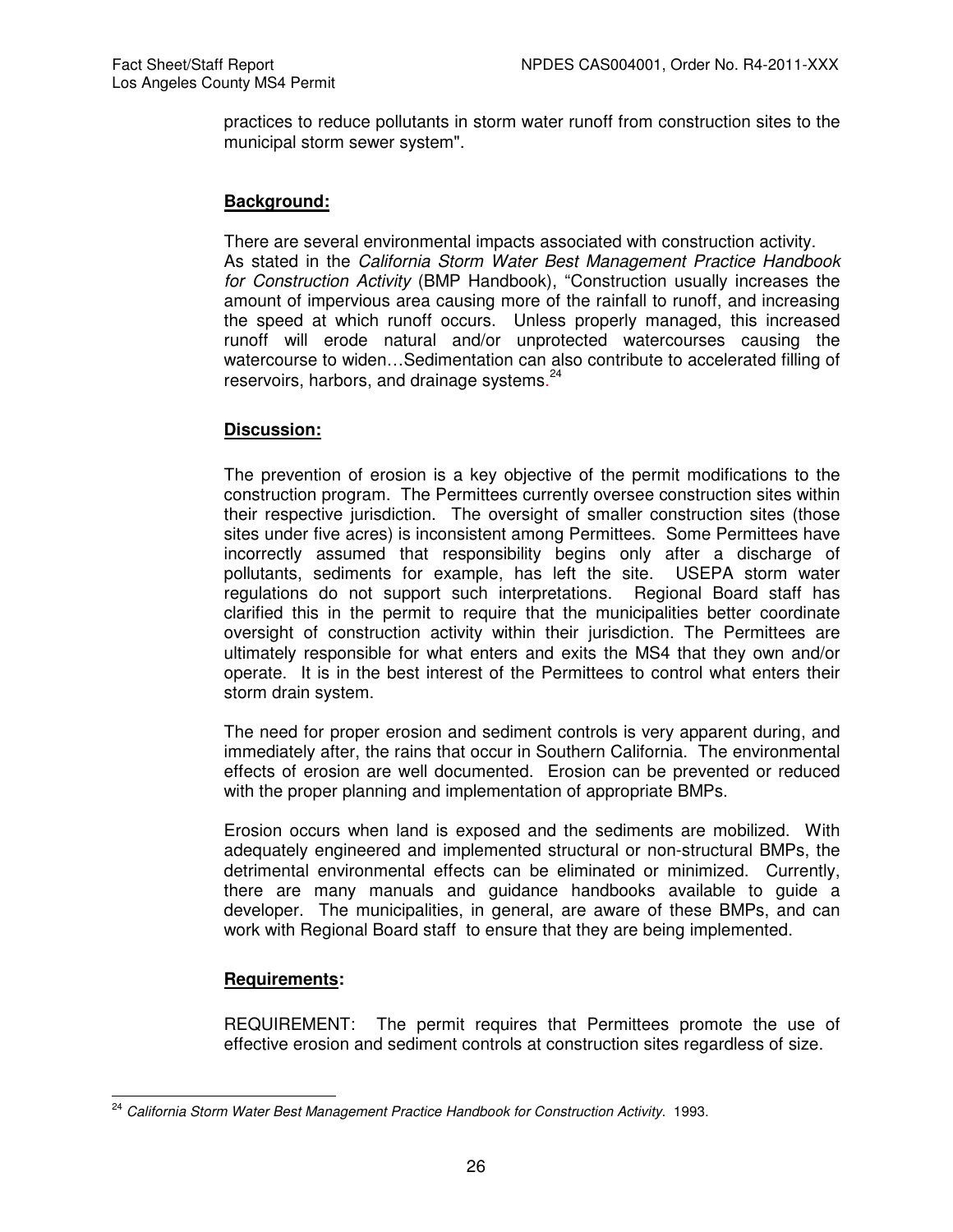practices to reduce pollutants in storm water runoff from construction sites to the municipal storm sewer system".

**Background:**

There are several environmental impacts associated with construction activity. As stated in the *California Storm Water Best Management Practice Handbook for Construction Activity* (BMP Handbook), "Construction usually increases the amount of impervious area causing more of the rainfall to runoff, and increasing the speed at which runoff occurs. Unless properly managed, this increased runoff will erode natural and/or unprotected watercourses causing the watercourse to widen…Sedimentation can also contribute to accelerated filling of reservoirs, harbors, and drainage systems.[24]

**Discussion:**

The prevention of erosion is a key objective of the permit modifications to the construction program. The Permittees currently oversee construction sites within their respective jurisdiction. The oversight of smaller construction sites (those sites under five acres) is inconsistent among Permittees. Some Permittees have incorrectly assumed that responsibility begins only after a discharge of pollutants, sediments for example, has left the site. USEPA storm water regulations do not support such interpretations. Regional Board staff has clarified this in the permit to require that the municipalities better coordinate oversight of construction activity within their jurisdiction. The Permittees are ultimately responsible for what enters and exits the MS4 that they own and/or operate. It is in the best interest of the Permittees to control what enters their storm drain system.

The need for proper erosion and sediment controls is very apparent during, and immediately after, the rains that occur in Southern California. The environmental effects of erosion are well documented. Erosion can be prevented or reduced with the proper planning and implementation of appropriate BMPs.

Erosion occurs when land is exposed and the sediments are mobilized. With adequately engineered and implemented structural or non-structural BMPs, the detrimental environmental effects can be eliminated or minimized. Currently, there are many manuals and guidance handbooks available to guide a developer. The municipalities, in general, are aware of these BMPs, and can work with Regional Board staff to ensure that they are being implemented.

**Requirements:**

REQUIREMENT: The permit requires that Permittees promote the use of effective erosion and sediment controls at construction sites regardless of size.

---

[24] *California Storm Water Best Management Practice Handbook for Construction Activity.* 1993.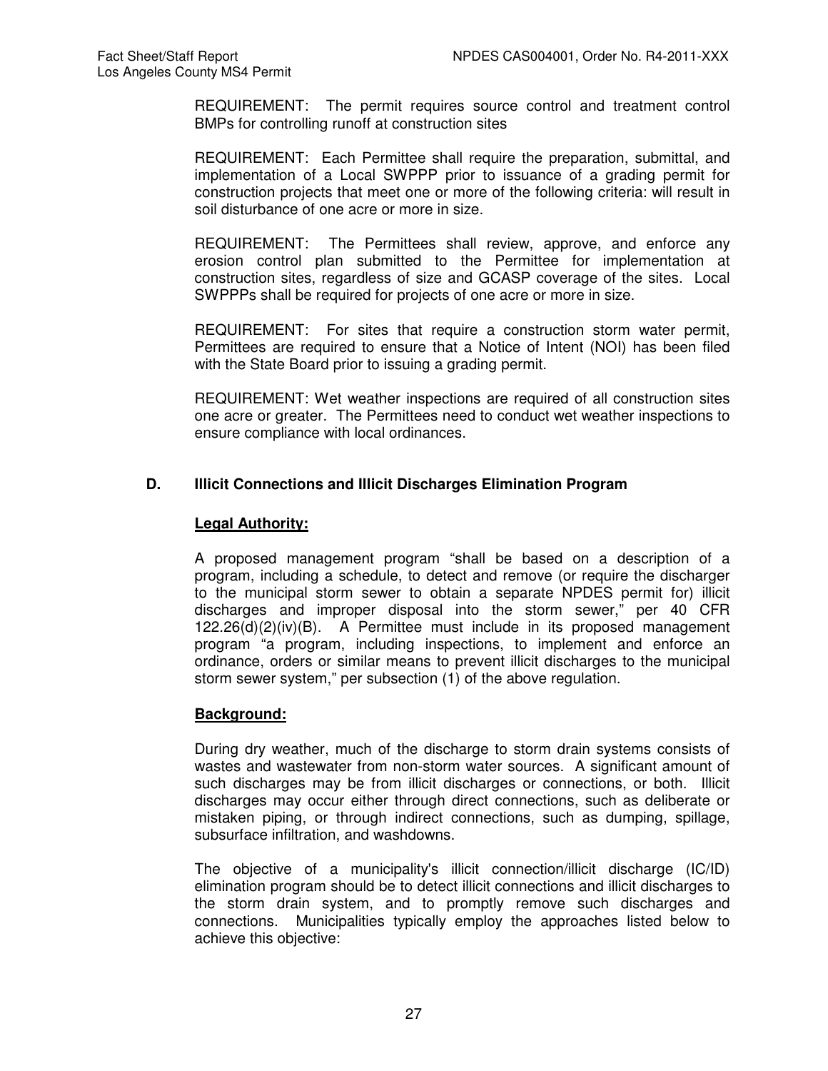REQUIREMENT: The permit requires source control and treatment control BMPs for controlling runoff at construction sites

REQUIREMENT: Each Permittee shall require the preparation, submittal, and implementation of a Local SWPPP prior to issuance of a grading permit for construction projects that meet one or more of the following criteria: will result in soil disturbance of one acre or more in size.

REQUIREMENT: The Permittees shall review, approve, and enforce any erosion control plan submitted to the Permittee for implementation at construction sites, regardless of size and GCASP coverage of the sites. Local SWPPPs shall be required for projects of one acre or more in size.

REQUIREMENT: For sites that require a construction storm water permit, Permittees are required to ensure that a Notice of Intent (NOI) has been filed with the State Board prior to issuing a grading permit.

REQUIREMENT: Wet weather inspections are required of all construction sites one acre or greater. The Permittees need to conduct wet weather inspections to ensure compliance with local ordinances.

## D. Illicit Connections and Illicit Discharges Elimination Program

**Legal Authority:**

A proposed management program "shall be based on a description of a program, including a schedule, to detect and remove (or require the discharger to the municipal storm sewer to obtain a separate NPDES permit for) illicit discharges and improper disposal into the storm sewer," per 40 CFR 122.26(d)(2)(iv)(B). A Permittee must include in its proposed management program "a program, including inspections, to implement and enforce an ordinance, orders or similar means to prevent illicit discharges to the municipal storm sewer system," per subsection (1) of the above regulation.

**Background:**

During dry weather, much of the discharge to storm drain systems consists of wastes and wastewater from non-storm water sources. A significant amount of such discharges may be from illicit discharges or connections, or both. Illicit discharges may occur either through direct connections, such as deliberate or mistaken piping, or through indirect connections, such as dumping, spillage, subsurface infiltration, and washdowns.

The objective of a municipality's illicit connection/illicit discharge (IC/ID) elimination program should be to detect illicit connections and illicit discharges to the storm drain system, and to promptly remove such discharges and connections. Municipalities typically employ the approaches listed below to achieve this objective: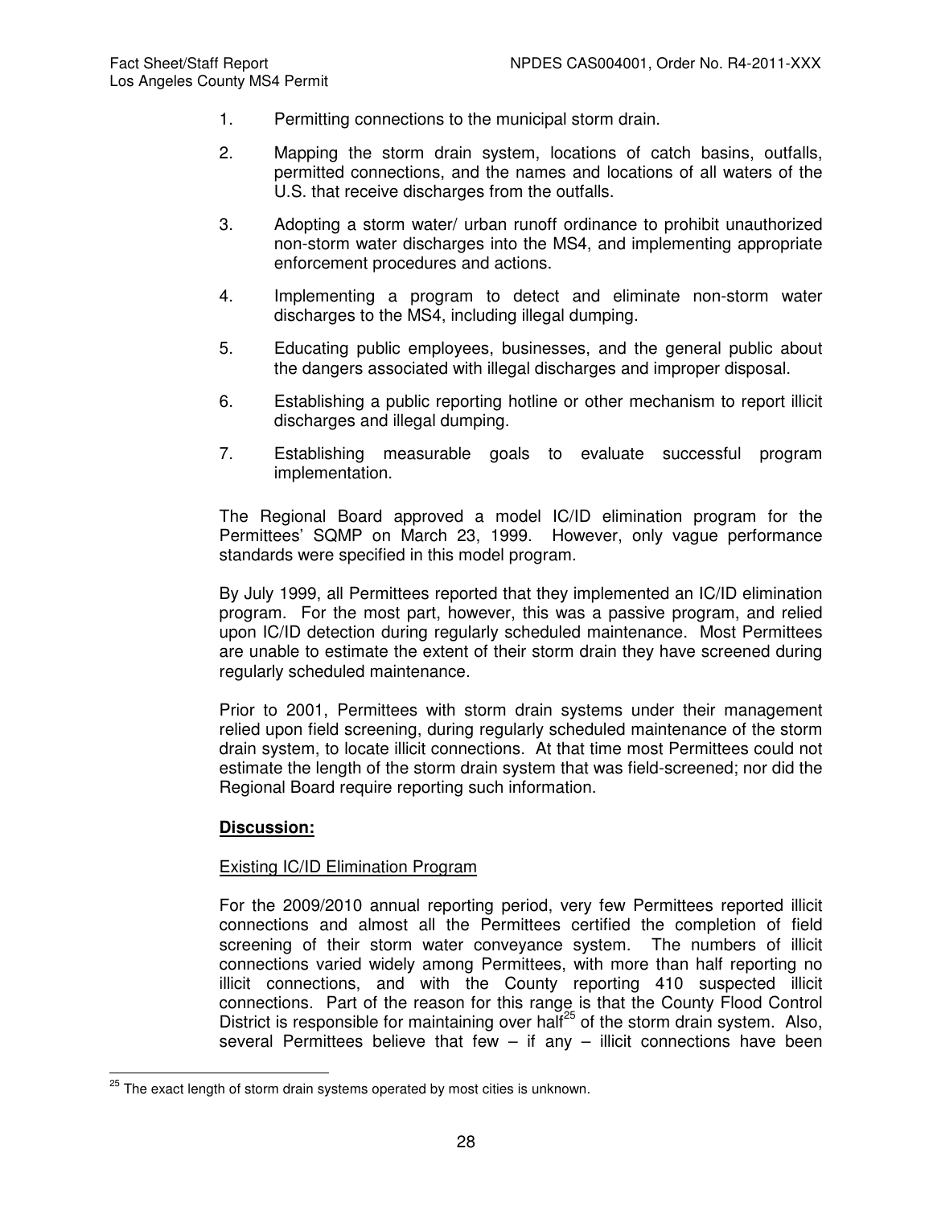1. Permitting connections to the municipal storm drain.

2. Mapping the storm drain system, locations of catch basins, outfalls, permitted connections, and the names and locations of all waters of the U.S. that receive discharges from the outfalls.

3. Adopting a storm water/ urban runoff ordinance to prohibit unauthorized non-storm water discharges into the MS4, and implementing appropriate enforcement procedures and actions.

4. Implementing a program to detect and eliminate non-storm water discharges to the MS4, including illegal dumping.

5. Educating public employees, businesses, and the general public about the dangers associated with illegal discharges and improper disposal.

6. Establishing a public reporting hotline or other mechanism to report illicit discharges and illegal dumping.

7. Establishing measurable goals to evaluate successful program implementation.

The Regional Board approved a model IC/ID elimination program for the Permittees' SQMP on March 23, 1999. However, only vague performance standards were specified in this model program.

By July 1999, all Permittees reported that they implemented an IC/ID elimination program. For the most part, however, this was a passive program, and relied upon IC/ID detection during regularly scheduled maintenance. Most Permittees are unable to estimate the extent of their storm drain they have screened during regularly scheduled maintenance.

Prior to 2001, Permittees with storm drain systems under their management relied upon field screening, during regularly scheduled maintenance of the storm drain system, to locate illicit connections. At that time most Permittees could not estimate the length of the storm drain system that was field-screened; nor did the Regional Board require reporting such information.

**Discussion:**

Existing IC/ID Elimination Program

For the 2009/2010 annual reporting period, very few Permittees reported illicit connections and almost all the Permittees certified the completion of field screening of their storm water conveyance system. The numbers of illicit connections varied widely among Permittees, with more than half reporting no illicit connections, and with the County reporting 410 suspected illicit connections. Part of the reason for this range is that the County Flood Control District is responsible for maintaining over half[25] of the storm drain system. Also, several Permittees believe that few – if any – illicit connections have been

[25] The exact length of storm drain systems operated by most cities is unknown.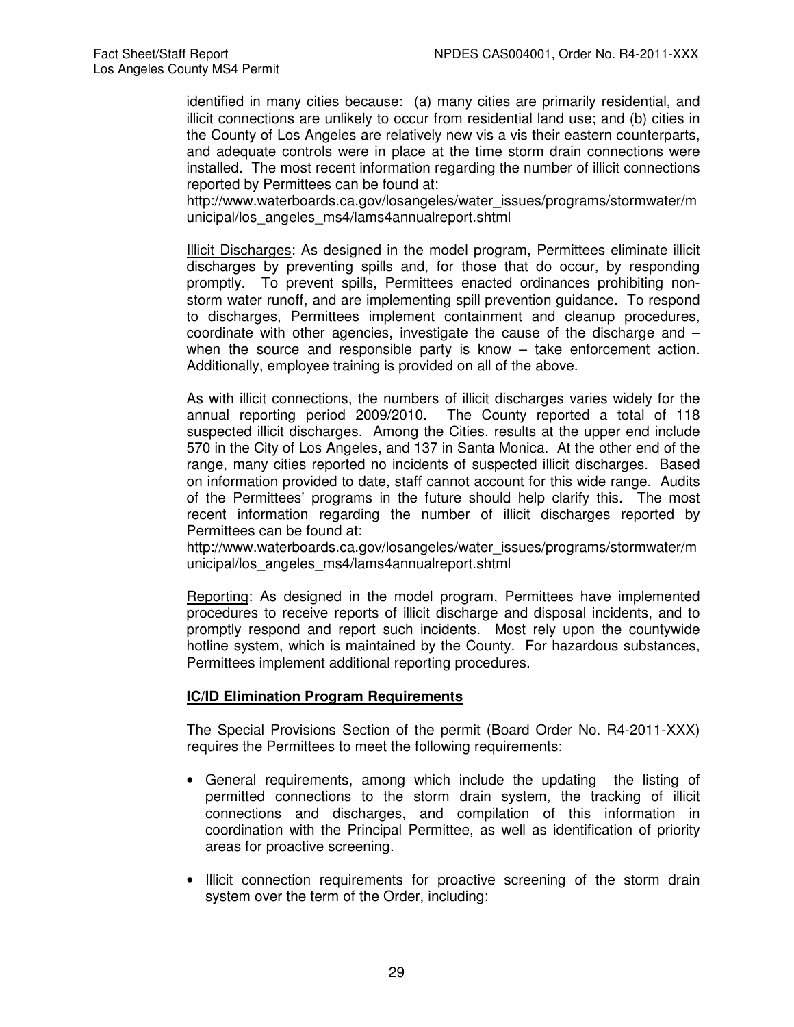identified in many cities because: (a) many cities are primarily residential, and illicit connections are unlikely to occur from residential land use; and (b) cities in the County of Los Angeles are relatively new vis a vis their eastern counterparts, and adequate controls were in place at the time storm drain connections were installed. The most recent information regarding the number of illicit connections reported by Permittees can be found at: http://www.waterboards.ca.gov/losangeles/water_issues/programs/stormwater/municipal/los_angeles_ms4/lams4annualreport.shtml

Illicit Discharges: As designed in the model program, Permittees eliminate illicit discharges by preventing spills and, for those that do occur, by responding promptly. To prevent spills, Permittees enacted ordinances prohibiting non-storm water runoff, and are implementing spill prevention guidance. To respond to discharges, Permittees implement containment and cleanup procedures, coordinate with other agencies, investigate the cause of the discharge and – when the source and responsible party is know – take enforcement action. Additionally, employee training is provided on all of the above.

As with illicit connections, the numbers of illicit discharges varies widely for the annual reporting period 2009/2010. The County reported a total of 118 suspected illicit discharges. Among the Cities, results at the upper end include 570 in the City of Los Angeles, and 137 in Santa Monica. At the other end of the range, many cities reported no incidents of suspected illicit discharges. Based on information provided to date, staff cannot account for this wide range. Audits of the Permittees' programs in the future should help clarify this. The most recent information regarding the number of illicit discharges reported by Permittees can be found at: http://www.waterboards.ca.gov/losangeles/water_issues/programs/stormwater/municipal/los_angeles_ms4/lams4annualreport.shtml

Reporting: As designed in the model program, Permittees have implemented procedures to receive reports of illicit discharge and disposal incidents, and to promptly respond and report such incidents. Most rely upon the countywide hotline system, which is maintained by the County. For hazardous substances, Permittees implement additional reporting procedures.

**IC/ID Elimination Program Requirements**

The Special Provisions Section of the permit (Board Order No. R4-2011-XXX) requires the Permittees to meet the following requirements:

- General requirements, among which include the updating the listing of permitted connections to the storm drain system, the tracking of illicit connections and discharges, and compilation of this information in coordination with the Principal Permittee, as well as identification of priority areas for proactive screening.
- Illicit connection requirements for proactive screening of the storm drain system over the term of the Order, including: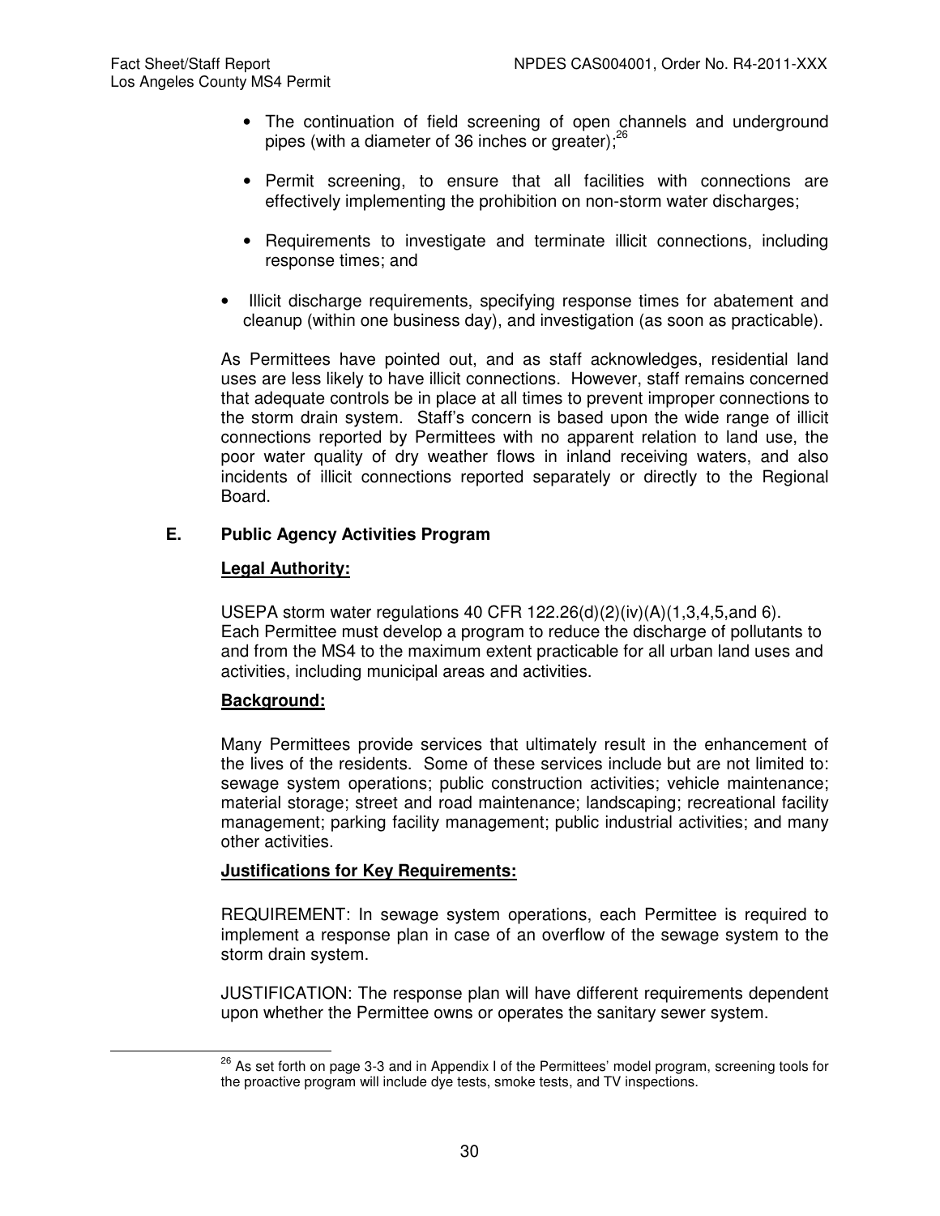- The continuation of field screening of open channels and underground pipes (with a diameter of 36 inches or greater);[26]

- Permit screening, to ensure that all facilities with connections are effectively implementing the prohibition on non-storm water discharges;

- Requirements to investigate and terminate illicit connections, including response times; and

- Illicit discharge requirements, specifying response times for abatement and cleanup (within one business day), and investigation (as soon as practicable).

As Permittees have pointed out, and as staff acknowledges, residential land uses are less likely to have illicit connections. However, staff remains concerned that adequate controls be in place at all times to prevent improper connections to the storm drain system. Staff's concern is based upon the wide range of illicit connections reported by Permittees with no apparent relation to land use, the poor water quality of dry weather flows in inland receiving waters, and also incidents of illicit connections reported separately or directly to the Regional Board.

## E. Public Agency Activities Program

**Legal Authority:**

USEPA storm water regulations 40 CFR 122.26(d)(2)(iv)(A)(1,3,4,5,and 6). Each Permittee must develop a program to reduce the discharge of pollutants to and from the MS4 to the maximum extent practicable for all urban land uses and activities, including municipal areas and activities.

**Background:**

Many Permittees provide services that ultimately result in the enhancement of the lives of the residents. Some of these services include but are not limited to: sewage system operations; public construction activities; vehicle maintenance; material storage; street and road maintenance; landscaping; recreational facility management; parking facility management; public industrial activities; and many other activities.

**Justifications for Key Requirements:**

REQUIREMENT: In sewage system operations, each Permittee is required to implement a response plan in case of an overflow of the sewage system to the storm drain system.

JUSTIFICATION: The response plan will have different requirements dependent upon whether the Permittee owns or operates the sanitary sewer system.

[26] As set forth on page 3-3 and in Appendix I of the Permittees' model program, screening tools for the proactive program will include dye tests, smoke tests, and TV inspections.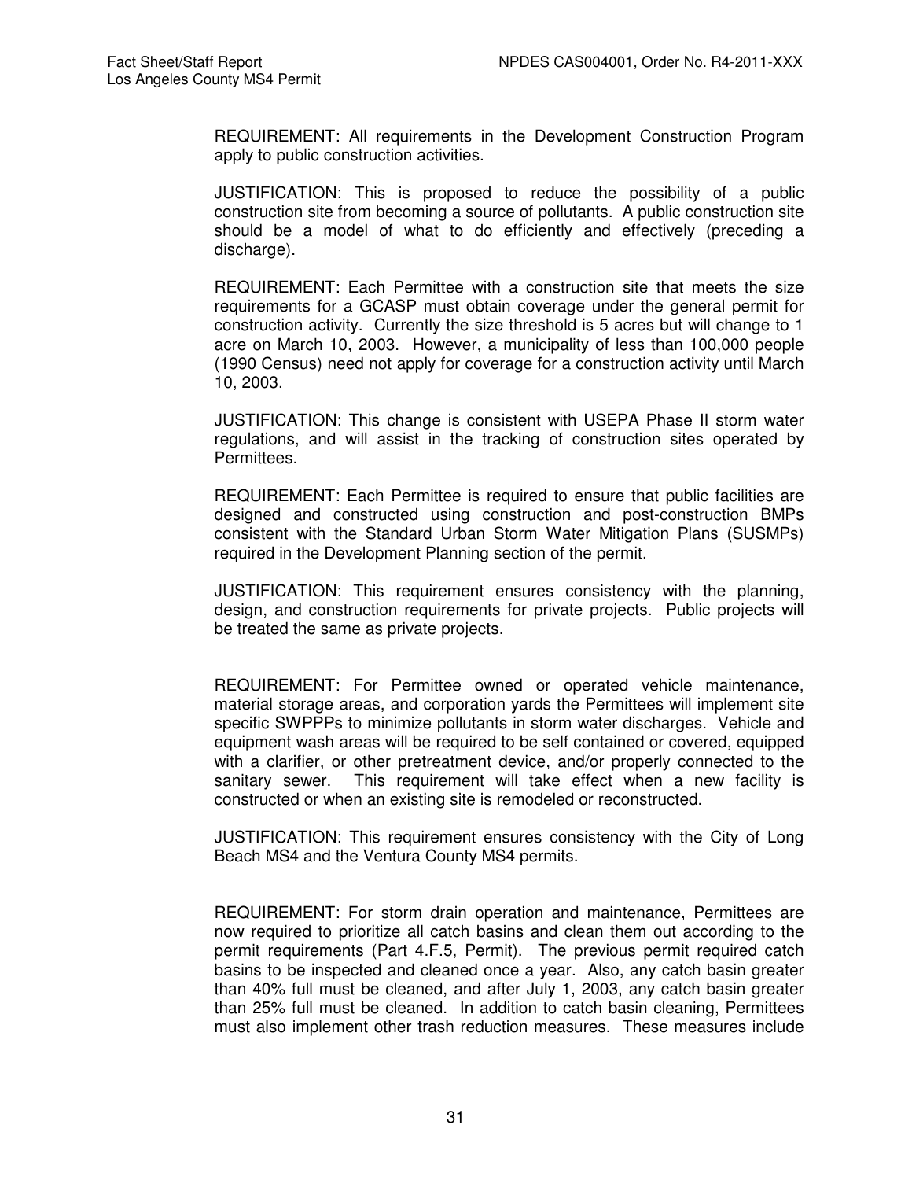REQUIREMENT: All requirements in the Development Construction Program apply to public construction activities.

JUSTIFICATION: This is proposed to reduce the possibility of a public construction site from becoming a source of pollutants. A public construction site should be a model of what to do efficiently and effectively (preceding a discharge).

REQUIREMENT: Each Permittee with a construction site that meets the size requirements for a GCASP must obtain coverage under the general permit for construction activity. Currently the size threshold is 5 acres but will change to 1 acre on March 10, 2003. However, a municipality of less than 100,000 people (1990 Census) need not apply for coverage for a construction activity until March 10, 2003.

JUSTIFICATION: This change is consistent with USEPA Phase II storm water regulations, and will assist in the tracking of construction sites operated by Permittees.

REQUIREMENT: Each Permittee is required to ensure that public facilities are designed and constructed using construction and post-construction BMPs consistent with the Standard Urban Storm Water Mitigation Plans (SUSMPs) required in the Development Planning section of the permit.

JUSTIFICATION: This requirement ensures consistency with the planning, design, and construction requirements for private projects. Public projects will be treated the same as private projects.

REQUIREMENT: For Permittee owned or operated vehicle maintenance, material storage areas, and corporation yards the Permittees will implement site specific SWPPPs to minimize pollutants in storm water discharges. Vehicle and equipment wash areas will be required to be self contained or covered, equipped with a clarifier, or other pretreatment device, and/or properly connected to the sanitary sewer. This requirement will take effect when a new facility is constructed or when an existing site is remodeled or reconstructed.

JUSTIFICATION: This requirement ensures consistency with the City of Long Beach MS4 and the Ventura County MS4 permits.

REQUIREMENT: For storm drain operation and maintenance, Permittees are now required to prioritize all catch basins and clean them out according to the permit requirements (Part 4.F.5, Permit). The previous permit required catch basins to be inspected and cleaned once a year. Also, any catch basin greater than 40% full must be cleaned, and after July 1, 2003, any catch basin greater than 25% full must be cleaned. In addition to catch basin cleaning, Permittees must also implement other trash reduction measures. These measures include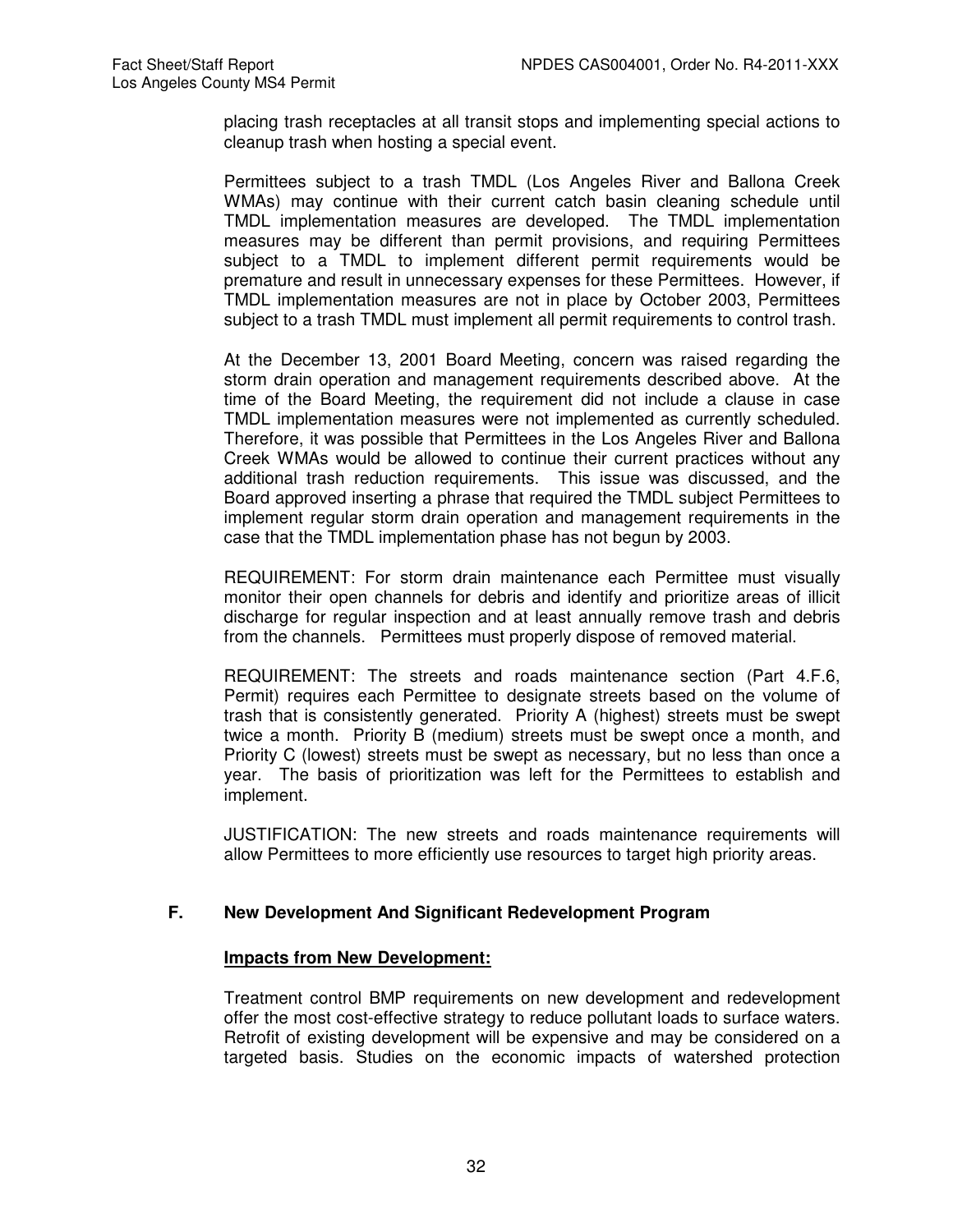placing trash receptacles at all transit stops and implementing special actions to cleanup trash when hosting a special event.

Permittees subject to a trash TMDL (Los Angeles River and Ballona Creek WMAs) may continue with their current catch basin cleaning schedule until TMDL implementation measures are developed. The TMDL implementation measures may be different than permit provisions, and requiring Permittees subject to a TMDL to implement different permit requirements would be premature and result in unnecessary expenses for these Permittees. However, if TMDL implementation measures are not in place by October 2003, Permittees subject to a trash TMDL must implement all permit requirements to control trash.

At the December 13, 2001 Board Meeting, concern was raised regarding the storm drain operation and management requirements described above. At the time of the Board Meeting, the requirement did not include a clause in case TMDL implementation measures were not implemented as currently scheduled. Therefore, it was possible that Permittees in the Los Angeles River and Ballona Creek WMAs would be allowed to continue their current practices without any additional trash reduction requirements. This issue was discussed, and the Board approved inserting a phrase that required the TMDL subject Permittees to implement regular storm drain operation and management requirements in the case that the TMDL implementation phase has not begun by 2003.

REQUIREMENT: For storm drain maintenance each Permittee must visually monitor their open channels for debris and identify and prioritize areas of illicit discharge for regular inspection and at least annually remove trash and debris from the channels. Permittees must properly dispose of removed material.

REQUIREMENT: The streets and roads maintenance section (Part 4.F.6, Permit) requires each Permittee to designate streets based on the volume of trash that is consistently generated. Priority A (highest) streets must be swept twice a month. Priority B (medium) streets must be swept once a month, and Priority C (lowest) streets must be swept as necessary, but no less than once a year. The basis of prioritization was left for the Permittees to establish and implement.

JUSTIFICATION: The new streets and roads maintenance requirements will allow Permittees to more efficiently use resources to target high priority areas.

## F. New Development And Significant Redevelopment Program

**Impacts from New Development:**

Treatment control BMP requirements on new development and redevelopment offer the most cost-effective strategy to reduce pollutant loads to surface waters. Retrofit of existing development will be expensive and may be considered on a targeted basis. Studies on the economic impacts of watershed protection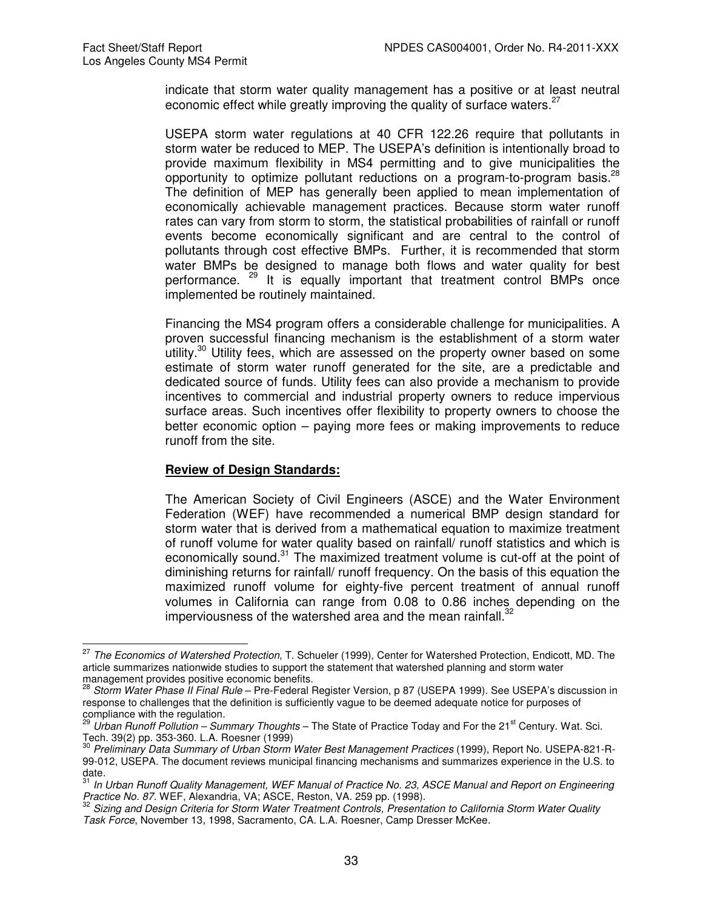indicate that storm water quality management has a positive or at least neutral economic effect while greatly improving the quality of surface waters.[27]

USEPA storm water regulations at 40 CFR 122.26 require that pollutants in storm water be reduced to MEP. The USEPA's definition is intentionally broad to provide maximum flexibility in MS4 permitting and to give municipalities the opportunity to optimize pollutant reductions on a program-to-program basis.[28] The definition of MEP has generally been applied to mean implementation of economically achievable management practices. Because storm water runoff rates can vary from storm to storm, the statistical probabilities of rainfall or runoff events become economically significant and are central to the control of pollutants through cost effective BMPs. Further, it is recommended that storm water BMPs be designed to manage both flows and water quality for best performance. [29] It is equally important that treatment control BMPs once implemented be routinely maintained.

Financing the MS4 program offers a considerable challenge for municipalities. A proven successful financing mechanism is the establishment of a storm water utility.[30] Utility fees, which are assessed on the property owner based on some estimate of storm water runoff generated for the site, are a predictable and dedicated source of funds. Utility fees can also provide a mechanism to provide incentives to commercial and industrial property owners to reduce impervious surface areas. Such incentives offer flexibility to property owners to choose the better economic option – paying more fees or making improvements to reduce runoff from the site.

**Review of Design Standards:**

The American Society of Civil Engineers (ASCE) and the Water Environment Federation (WEF) have recommended a numerical BMP design standard for storm water that is derived from a mathematical equation to maximize treatment of runoff volume for water quality based on rainfall/ runoff statistics and which is economically sound.[31] The maximized treatment volume is cut-off at the point of diminishing returns for rainfall/ runoff frequency. On the basis of this equation the maximized runoff volume for eighty-five percent treatment of annual runoff volumes in California can range from 0.08 to 0.86 inches depending on the imperviousness of the watershed area and the mean rainfall.[32]

---

[27] *The Economics of Watershed Protection*, T. Schueler (1999), Center for Watershed Protection, Endicott, MD. The article summarizes nationwide studies to support the statement that watershed planning and storm water management provides positive economic benefits.

[28] *Storm Water Phase II Final Rule* – Pre-Federal Register Version, p 87 (USEPA 1999). See USEPA's discussion in response to challenges that the definition is sufficiently vague to be deemed adequate notice for purposes of compliance with the regulation.

[29] *Urban Runoff Pollution – Summary Thoughts* – The State of Practice Today and For the 21st Century. Wat. Sci. Tech. 39(2) pp. 353-360. L.A. Roesner (1999)

[30] *Preliminary Data Summary of Urban Storm Water Best Management Practices* (1999), Report No. USEPA-821-R-99-012, USEPA. The document reviews municipal financing mechanisms and summarizes experience in the U.S. to date.

[31] *In Urban Runoff Quality Management, WEF Manual of Practice No. 23, ASCE Manual and Report on Engineering Practice No. 87.* WEF, Alexandria, VA; ASCE, Reston, VA. 259 pp. (1998).

[32] *Sizing and Design Criteria for Storm Water Treatment Controls, Presentation to California Storm Water Quality Task Force*, November 13, 1998, Sacramento, CA. L.A. Roesner, Camp Dresser McKee.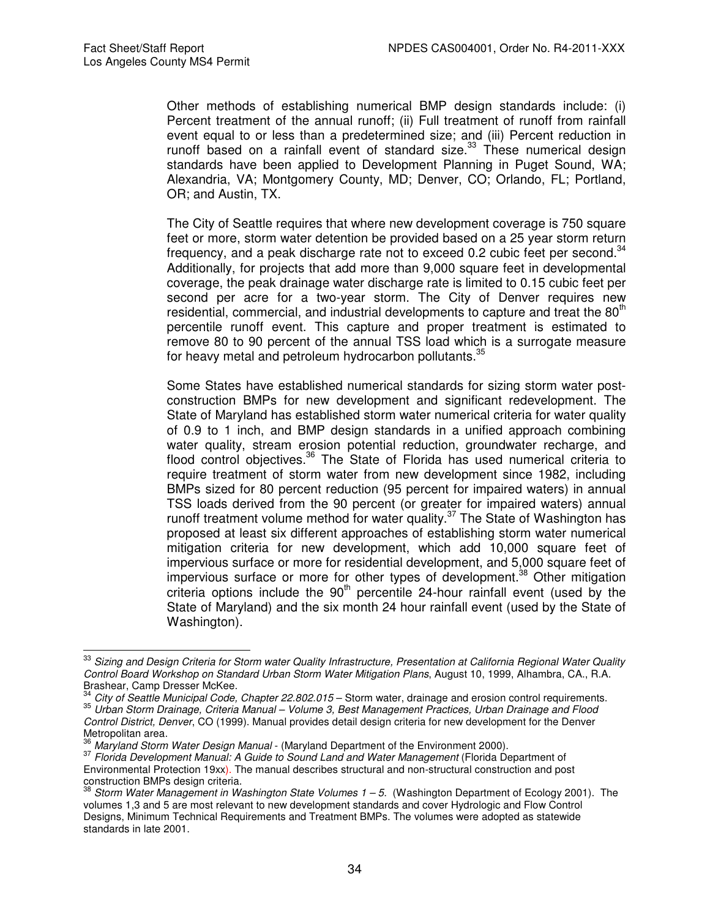Other methods of establishing numerical BMP design standards include: (i) Percent treatment of the annual runoff; (ii) Full treatment of runoff from rainfall event equal to or less than a predetermined size; and (iii) Percent reduction in runoff based on a rainfall event of standard size.[33] These numerical design standards have been applied to Development Planning in Puget Sound, WA; Alexandria, VA; Montgomery County, MD; Denver, CO; Orlando, FL; Portland, OR; and Austin, TX.

The City of Seattle requires that where new development coverage is 750 square feet or more, storm water detention be provided based on a 25 year storm return frequency, and a peak discharge rate not to exceed 0.2 cubic feet per second.[34] Additionally, for projects that add more than 9,000 square feet in developmental coverage, the peak drainage water discharge rate is limited to 0.15 cubic feet per second per acre for a two-year storm. The City of Denver requires new residential, commercial, and industrial developments to capture and treat the 80th percentile runoff event. This capture and proper treatment is estimated to remove 80 to 90 percent of the annual TSS load which is a surrogate measure for heavy metal and petroleum hydrocarbon pollutants.[35]

Some States have established numerical standards for sizing storm water post-construction BMPs for new development and significant redevelopment. The State of Maryland has established storm water numerical criteria for water quality of 0.9 to 1 inch, and BMP design standards in a unified approach combining water quality, stream erosion potential reduction, groundwater recharge, and flood control objectives.[36] The State of Florida has used numerical criteria to require treatment of storm water from new development since 1982, including BMPs sized for 80 percent reduction (95 percent for impaired waters) in annual TSS loads derived from the 90 percent (or greater for impaired waters) annual runoff treatment volume method for water quality.[37] The State of Washington has proposed at least six different approaches of establishing storm water numerical mitigation criteria for new development, which add 10,000 square feet of impervious surface or more for residential development, and 5,000 square feet of impervious surface or more for other types of development.[38] Other mitigation criteria options include the 90th percentile 24-hour rainfall event (used by the State of Maryland) and the six month 24 hour rainfall event (used by the State of Washington).

---

[33] *Sizing and Design Criteria for Storm water Quality Infrastructure, Presentation at California Regional Water Quality Control Board Workshop on Standard Urban Storm Water Mitigation Plans*, August 10, 1999, Alhambra, CA., R.A. Brashear, Camp Dresser McKee.

[34] *City of Seattle Municipal Code, Chapter 22.802.015* – Storm water, drainage and erosion control requirements.

[35] *Urban Storm Drainage, Criteria Manual – Volume 3, Best Management Practices, Urban Drainage and Flood Control District, Denver*, CO (1999). Manual provides detail design criteria for new development for the Denver Metropolitan area.

[36] *Maryland Storm Water Design Manual* - (Maryland Department of the Environment 2000).

[37] *Florida Development Manual: A Guide to Sound Land and Water Management* (Florida Department of Environmental Protection 19xx). The manual describes structural and non-structural construction and post construction BMPs design criteria.

[38] *Storm Water Management in Washington State Volumes 1 – 5*. (Washington Department of Ecology 2001). The volumes 1,3 and 5 are most relevant to new development standards and cover Hydrologic and Flow Control Designs, Minimum Technical Requirements and Treatment BMPs. The volumes were adopted as statewide standards in late 2001.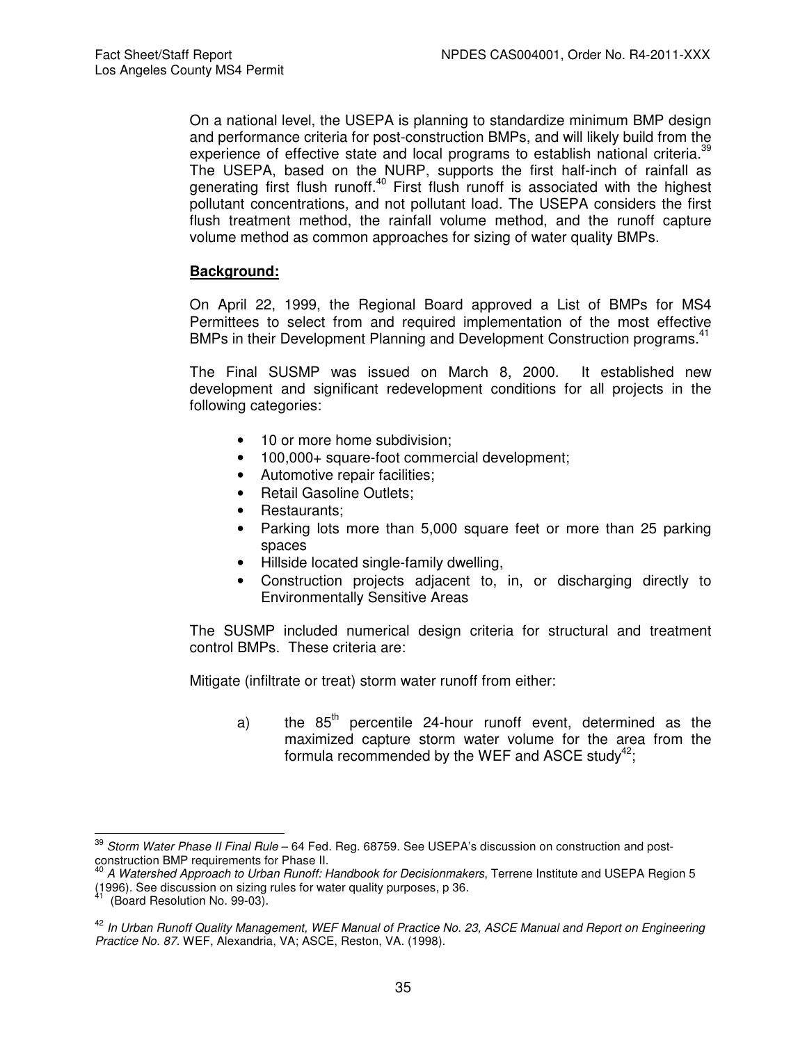On a national level, the USEPA is planning to standardize minimum BMP design and performance criteria for post-construction BMPs, and will likely build from the experience of effective state and local programs to establish national criteria.[39] The USEPA, based on the NURP, supports the first half-inch of rainfall as generating first flush runoff.[40] First flush runoff is associated with the highest pollutant concentrations, and not pollutant load. The USEPA considers the first flush treatment method, the rainfall volume method, and the runoff capture volume method as common approaches for sizing of water quality BMPs.

**Background:**

On April 22, 1999, the Regional Board approved a List of BMPs for MS4 Permittees to select from and required implementation of the most effective BMPs in their Development Planning and Development Construction programs.[41]

The Final SUSMP was issued on March 8, 2000. It established new development and significant redevelopment conditions for all projects in the following categories:

- 10 or more home subdivision;
- 100,000+ square-foot commercial development;
- Automotive repair facilities;
- Retail Gasoline Outlets;
- Restaurants;
- Parking lots more than 5,000 square feet or more than 25 parking spaces
- Hillside located single-family dwelling,
- Construction projects adjacent to, in, or discharging directly to Environmentally Sensitive Areas

The SUSMP included numerical design criteria for structural and treatment control BMPs. These criteria are:

Mitigate (infiltrate or treat) storm water runoff from either:

a) the 85th percentile 24-hour runoff event, determined as the maximized capture storm water volume for the area from the formula recommended by the WEF and ASCE study[42];

---

[39] *Storm Water Phase II Final Rule* – 64 Fed. Reg. 68759. See USEPA's discussion on construction and post-construction BMP requirements for Phase II.

[40] *A Watershed Approach to Urban Runoff: Handbook for Decisionmakers*, Terrene Institute and USEPA Region 5 (1996). See discussion on sizing rules for water quality purposes, p 36.

[41] (Board Resolution No. 99-03).

[42] *In Urban Runoff Quality Management, WEF Manual of Practice No. 23, ASCE Manual and Report on Engineering Practice No. 87.* WEF, Alexandria, VA; ASCE, Reston, VA. (1998).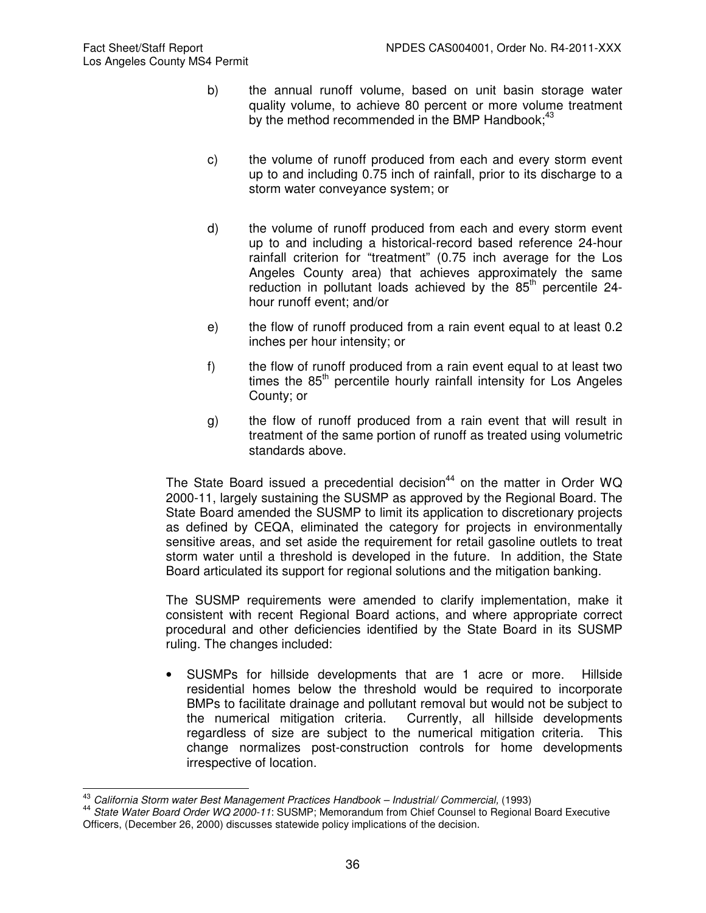b) the annual runoff volume, based on unit basin storage water quality volume, to achieve 80 percent or more volume treatment by the method recommended in the BMP Handbook;[43]

c) the volume of runoff produced from each and every storm event up to and including 0.75 inch of rainfall, prior to its discharge to a storm water conveyance system; or

d) the volume of runoff produced from each and every storm event up to and including a historical-record based reference 24-hour rainfall criterion for "treatment" (0.75 inch average for the Los Angeles County area) that achieves approximately the same reduction in pollutant loads achieved by the $85^{th}$ percentile 24-hour runoff event; and/or

e) the flow of runoff produced from a rain event equal to at least 0.2 inches per hour intensity; or

f) the flow of runoff produced from a rain event equal to at least two times the $85^{th}$ percentile hourly rainfall intensity for Los Angeles County; or

g) the flow of runoff produced from a rain event that will result in treatment of the same portion of runoff as treated using volumetric standards above.

The State Board issued a precedential decision[44] on the matter in Order WQ 2000-11, largely sustaining the SUSMP as approved by the Regional Board. The State Board amended the SUSMP to limit its application to discretionary projects as defined by CEQA, eliminated the category for projects in environmentally sensitive areas, and set aside the requirement for retail gasoline outlets to treat storm water until a threshold is developed in the future. In addition, the State Board articulated its support for regional solutions and the mitigation banking.

The SUSMP requirements were amended to clarify implementation, make it consistent with recent Regional Board actions, and where appropriate correct procedural and other deficiencies identified by the State Board in its SUSMP ruling. The changes included:

- SUSMPs for hillside developments that are 1 acre or more. Hillside residential homes below the threshold would be required to incorporate BMPs to facilitate drainage and pollutant removal but would not be subject to the numerical mitigation criteria. Currently, all hillside developments regardless of size are subject to the numerical mitigation criteria. This change normalizes post-construction controls for home developments irrespective of location.

---

[43] *California Storm water Best Management Practices Handbook – Industrial/ Commercial,* (1993)

[44] *State Water Board Order WQ 2000-11*: SUSMP; Memorandum from Chief Counsel to Regional Board Executive Officers, (December 26, 2000) discusses statewide policy implications of the decision.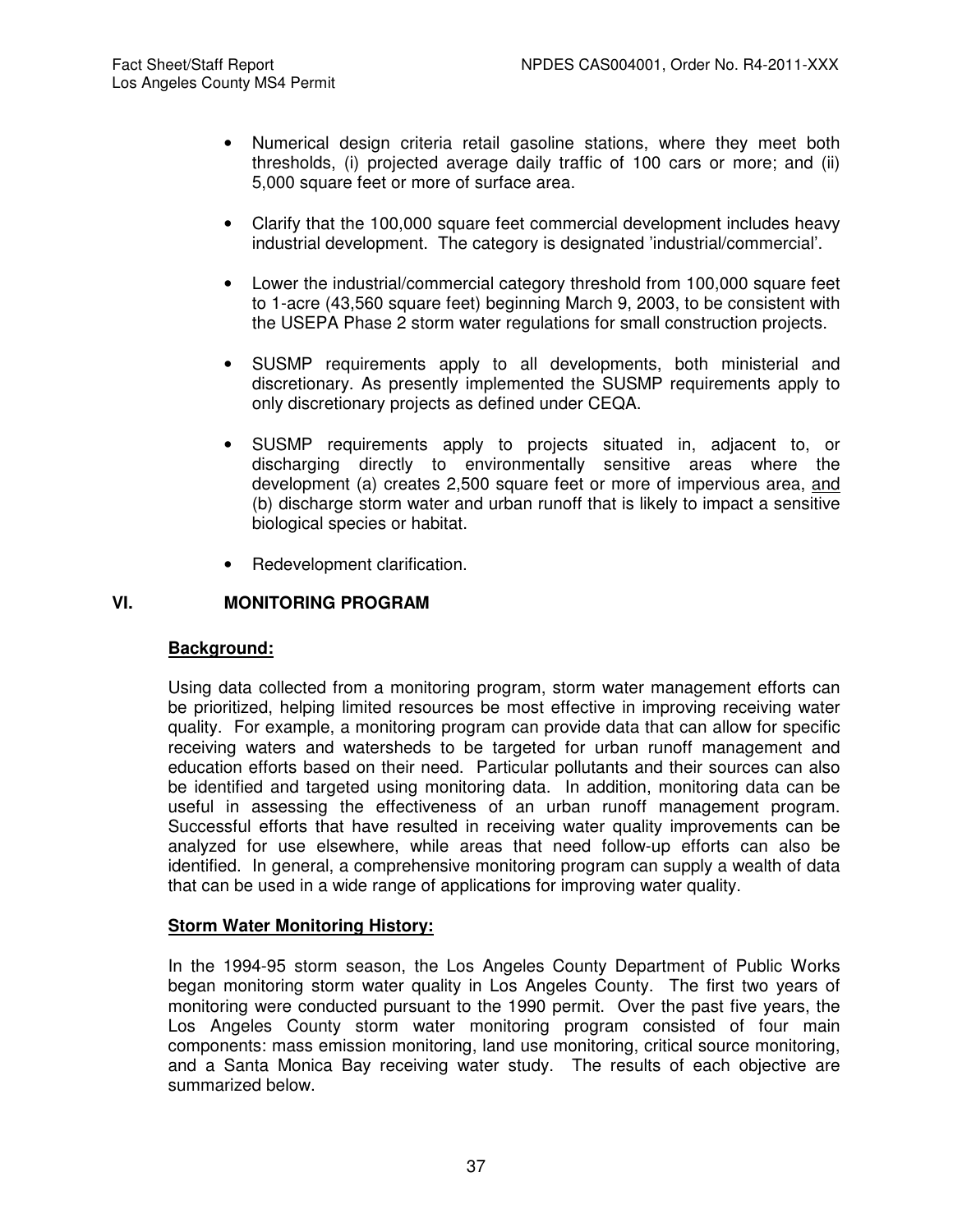- Numerical design criteria retail gasoline stations, where they meet both thresholds, (i) projected average daily traffic of 100 cars or more; and (ii) 5,000 square feet or more of surface area.

- Clarify that the 100,000 square feet commercial development includes heavy industrial development. The category is designated 'industrial/commercial'.

- Lower the industrial/commercial category threshold from 100,000 square feet to 1-acre (43,560 square feet) beginning March 9, 2003, to be consistent with the USEPA Phase 2 storm water regulations for small construction projects.

- SUSMP requirements apply to all developments, both ministerial and discretionary. As presently implemented the SUSMP requirements apply to only discretionary projects as defined under CEQA.

- SUSMP requirements apply to projects situated in, adjacent to, or discharging directly to environmentally sensitive areas where the development (a) creates 2,500 square feet or more of impervious area, <u>and</u> (b) discharge storm water and urban runoff that is likely to impact a sensitive biological species or habitat.

- Redevelopment clarification.

## VI. MONITORING PROGRAM

**<u>Background:</u>**

Using data collected from a monitoring program, storm water management efforts can be prioritized, helping limited resources be most effective in improving receiving water quality. For example, a monitoring program can provide data that can allow for specific receiving waters and watersheds to be targeted for urban runoff management and education efforts based on their need. Particular pollutants and their sources can also be identified and targeted using monitoring data. In addition, monitoring data can be useful in assessing the effectiveness of an urban runoff management program. Successful efforts that have resulted in receiving water quality improvements can be analyzed for use elsewhere, while areas that need follow-up efforts can also be identified. In general, a comprehensive monitoring program can supply a wealth of data that can be used in a wide range of applications for improving water quality.

**<u>Storm Water Monitoring History:</u>**

In the 1994-95 storm season, the Los Angeles County Department of Public Works began monitoring storm water quality in Los Angeles County. The first two years of monitoring were conducted pursuant to the 1990 permit. Over the past five years, the Los Angeles County storm water monitoring program consisted of four main components: mass emission monitoring, land use monitoring, critical source monitoring, and a Santa Monica Bay receiving water study. The results of each objective are summarized below.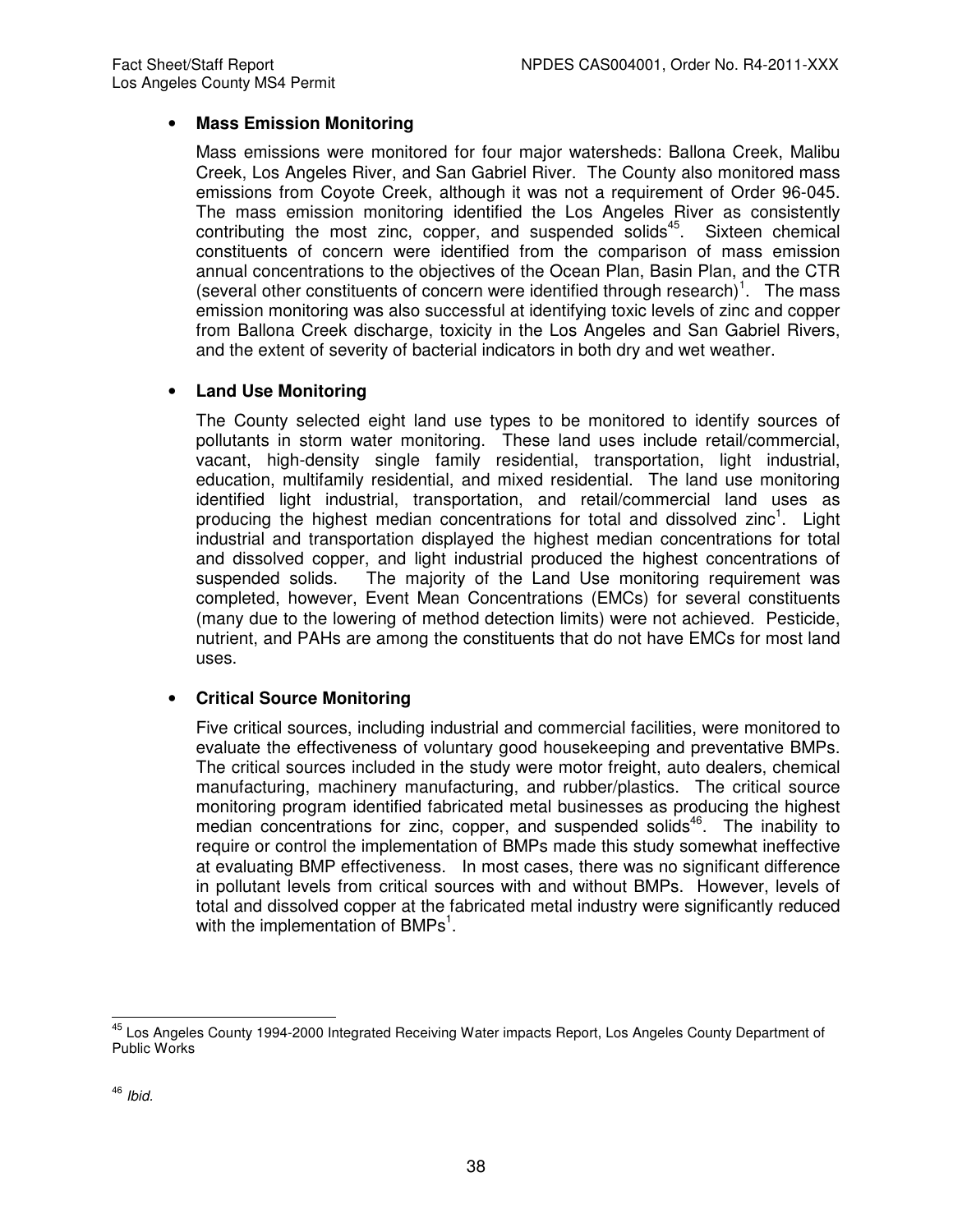- **Mass Emission Monitoring**

  Mass emissions were monitored for four major watersheds: Ballona Creek, Malibu Creek, Los Angeles River, and San Gabriel River. The County also monitored mass emissions from Coyote Creek, although it was not a requirement of Order 96-045. The mass emission monitoring identified the Los Angeles River as consistently contributing the most zinc, copper, and suspended solids[45]. Sixteen chemical constituents of concern were identified from the comparison of mass emission annual concentrations to the objectives of the Ocean Plan, Basin Plan, and the CTR (several other constituents of concern were identified through research)[1]. The mass emission monitoring was also successful at identifying toxic levels of zinc and copper from Ballona Creek discharge, toxicity in the Los Angeles and San Gabriel Rivers, and the extent of severity of bacterial indicators in both dry and wet weather.

- **Land Use Monitoring**

  The County selected eight land use types to be monitored to identify sources of pollutants in storm water monitoring. These land uses include retail/commercial, vacant, high-density single family residential, transportation, light industrial, education, multifamily residential, and mixed residential. The land use monitoring identified light industrial, transportation, and retail/commercial land uses as producing the highest median concentrations for total and dissolved zinc[1]. Light industrial and transportation displayed the highest median concentrations for total and dissolved copper, and light industrial produced the highest concentrations of suspended solids. The majority of the Land Use monitoring requirement was completed, however, Event Mean Concentrations (EMCs) for several constituents (many due to the lowering of method detection limits) were not achieved. Pesticide, nutrient, and PAHs are among the constituents that do not have EMCs for most land uses.

- **Critical Source Monitoring**

  Five critical sources, including industrial and commercial facilities, were monitored to evaluate the effectiveness of voluntary good housekeeping and preventative BMPs. The critical sources included in the study were motor freight, auto dealers, chemical manufacturing, machinery manufacturing, and rubber/plastics. The critical source monitoring program identified fabricated metal businesses as producing the highest median concentrations for zinc, copper, and suspended solids[46]. The inability to require or control the implementation of BMPs made this study somewhat ineffective at evaluating BMP effectiveness. In most cases, there was no significant difference in pollutant levels from critical sources with and without BMPs. However, levels of total and dissolved copper at the fabricated metal industry were significantly reduced with the implementation of BMPs[1].

---

[45] Los Angeles County 1994-2000 Integrated Receiving Water impacts Report, Los Angeles County Department of Public Works

[46] *Ibid.*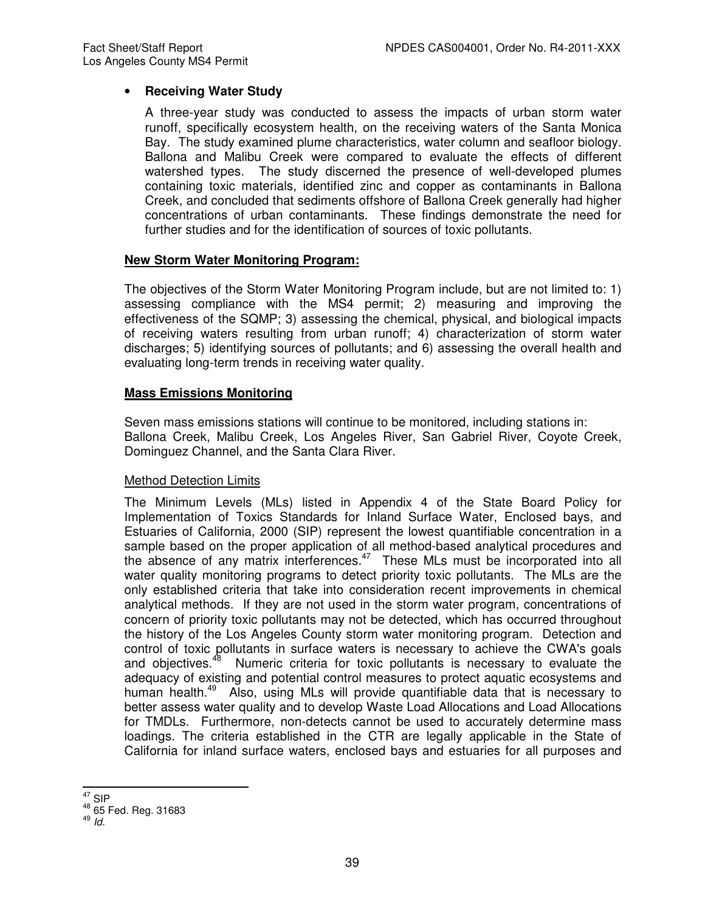- **Receiving Water Study**

  A three-year study was conducted to assess the impacts of urban storm water runoff, specifically ecosystem health, on the receiving waters of the Santa Monica Bay. The study examined plume characteristics, water column and seafloor biology. Ballona and Malibu Creek were compared to evaluate the effects of different watershed types. The study discerned the presence of well-developed plumes containing toxic materials, identified zinc and copper as contaminants in Ballona Creek, and concluded that sediments offshore of Ballona Creek generally had higher concentrations of urban contaminants. These findings demonstrate the need for further studies and for the identification of sources of toxic pollutants.

**<u>New Storm Water Monitoring Program:</u>**

The objectives of the Storm Water Monitoring Program include, but are not limited to: 1) assessing compliance with the MS4 permit; 2) measuring and improving the effectiveness of the SQMP; 3) assessing the chemical, physical, and biological impacts of receiving waters resulting from urban runoff; 4) characterization of storm water discharges; 5) identifying sources of pollutants; and 6) assessing the overall health and evaluating long-term trends in receiving water quality.

**<u>Mass Emissions Monitoring</u>**

Seven mass emissions stations will continue to be monitored, including stations in: Ballona Creek, Malibu Creek, Los Angeles River, San Gabriel River, Coyote Creek, Dominguez Channel, and the Santa Clara River.

<u>Method Detection Limits</u>

The Minimum Levels (MLs) listed in Appendix 4 of the State Board Policy for Implementation of Toxics Standards for Inland Surface Water, Enclosed bays, and Estuaries of California, 2000 (SIP) represent the lowest quantifiable concentration in a sample based on the proper application of all method-based analytical procedures and the absence of any matrix interferences.[47] These MLs must be incorporated into all water quality monitoring programs to detect priority toxic pollutants. The MLs are the only established criteria that take into consideration recent improvements in chemical analytical methods. If they are not used in the storm water program, concentrations of concern of priority toxic pollutants may not be detected, which has occurred throughout the history of the Los Angeles County storm water monitoring program. Detection and control of toxic pollutants in surface waters is necessary to achieve the CWA's goals and objectives.[48] Numeric criteria for toxic pollutants is necessary to evaluate the adequacy of existing and potential control measures to protect aquatic ecosystems and human health.[49] Also, using MLs will provide quantifiable data that is necessary to better assess water quality and to develop Waste Load Allocations and Load Allocations for TMDLs. Furthermore, non-detects cannot be used to accurately determine mass loadings. The criteria established in the CTR are legally applicable in the State of California for inland surface waters, enclosed bays and estuaries for all purposes and

---

[47] SIP

[48] 65 Fed. Reg. 31683

[49] *Id.*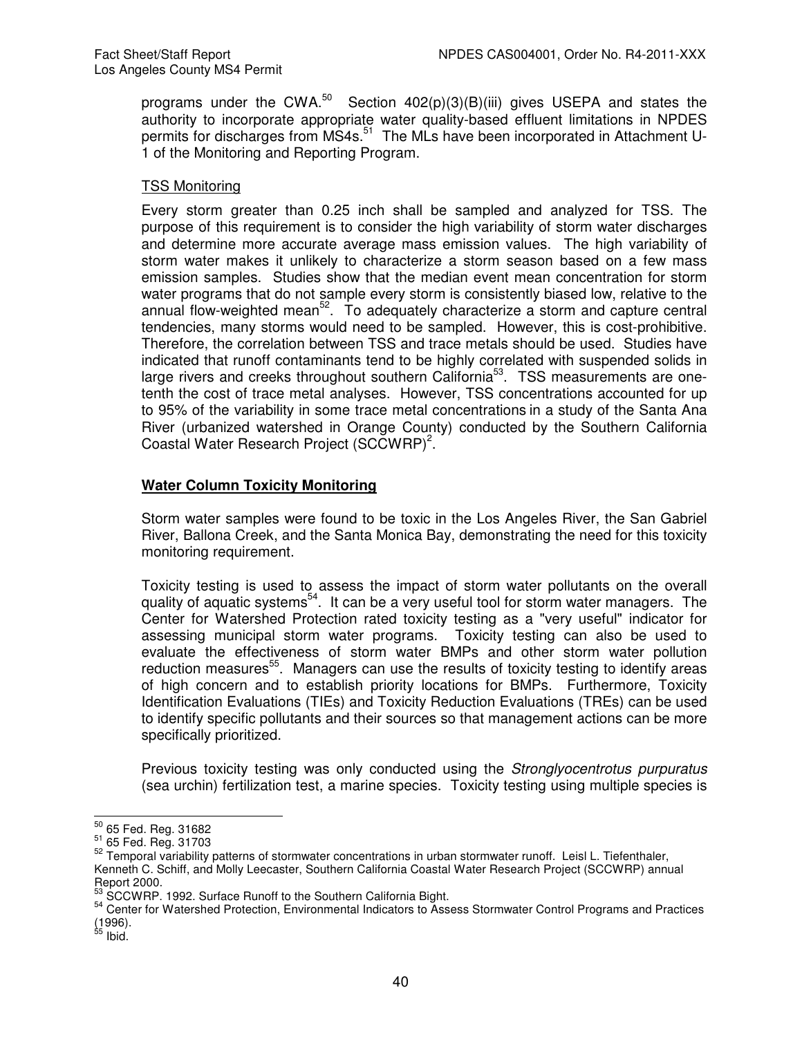programs under the CWA.[50] Section 402(p)(3)(B)(iii) gives USEPA and states the authority to incorporate appropriate water quality-based effluent limitations in NPDES permits for discharges from MS4s.[51] The MLs have been incorporated in Attachment U-1 of the Monitoring and Reporting Program.

<u>TSS Monitoring</u>

Every storm greater than 0.25 inch shall be sampled and analyzed for TSS. The purpose of this requirement is to consider the high variability of storm water discharges and determine more accurate average mass emission values. The high variability of storm water makes it unlikely to characterize a storm season based on a few mass emission samples. Studies show that the median event mean concentration for storm water programs that do not sample every storm is consistently biased low, relative to the annual flow-weighted mean[52]. To adequately characterize a storm and capture central tendencies, many storms would need to be sampled. However, this is cost-prohibitive. Therefore, the correlation between TSS and trace metals should be used. Studies have indicated that runoff contaminants tend to be highly correlated with suspended solids in large rivers and creeks throughout southern California[53]. TSS measurements are one-tenth the cost of trace metal analyses. However, TSS concentrations accounted for up to 95% of the variability in some trace metal concentrations in a study of the Santa Ana River (urbanized watershed in Orange County) conducted by the Southern California Coastal Water Research Project (SCCWRP)[2].

**<u>Water Column Toxicity Monitoring</u>**

Storm water samples were found to be toxic in the Los Angeles River, the San Gabriel River, Ballona Creek, and the Santa Monica Bay, demonstrating the need for this toxicity monitoring requirement.

Toxicity testing is used to assess the impact of storm water pollutants on the overall quality of aquatic systems[54]. It can be a very useful tool for storm water managers. The Center for Watershed Protection rated toxicity testing as a "very useful" indicator for assessing municipal storm water programs. Toxicity testing can also be used to evaluate the effectiveness of storm water BMPs and other storm water pollution reduction measures[55]. Managers can use the results of toxicity testing to identify areas of high concern and to establish priority locations for BMPs. Furthermore, Toxicity Identification Evaluations (TIEs) and Toxicity Reduction Evaluations (TREs) can be used to identify specific pollutants and their sources so that management actions can be more specifically prioritized.

Previous toxicity testing was only conducted using the *Stronglyocentrotus purpuratus* (sea urchin) fertilization test, a marine species. Toxicity testing using multiple species is

---

[50] 65 Fed. Reg. 31682

[51] 65 Fed. Reg. 31703

[52] Temporal variability patterns of stormwater concentrations in urban stormwater runoff. Leisl L. Tiefenthaler, Kenneth C. Schiff, and Molly Leecaster, Southern California Coastal Water Research Project (SCCWRP) annual Report 2000.

[53] SCCWRP. 1992. Surface Runoff to the Southern California Bight.

[54] Center for Watershed Protection, Environmental Indicators to Assess Stormwater Control Programs and Practices (1996).

[55] Ibid.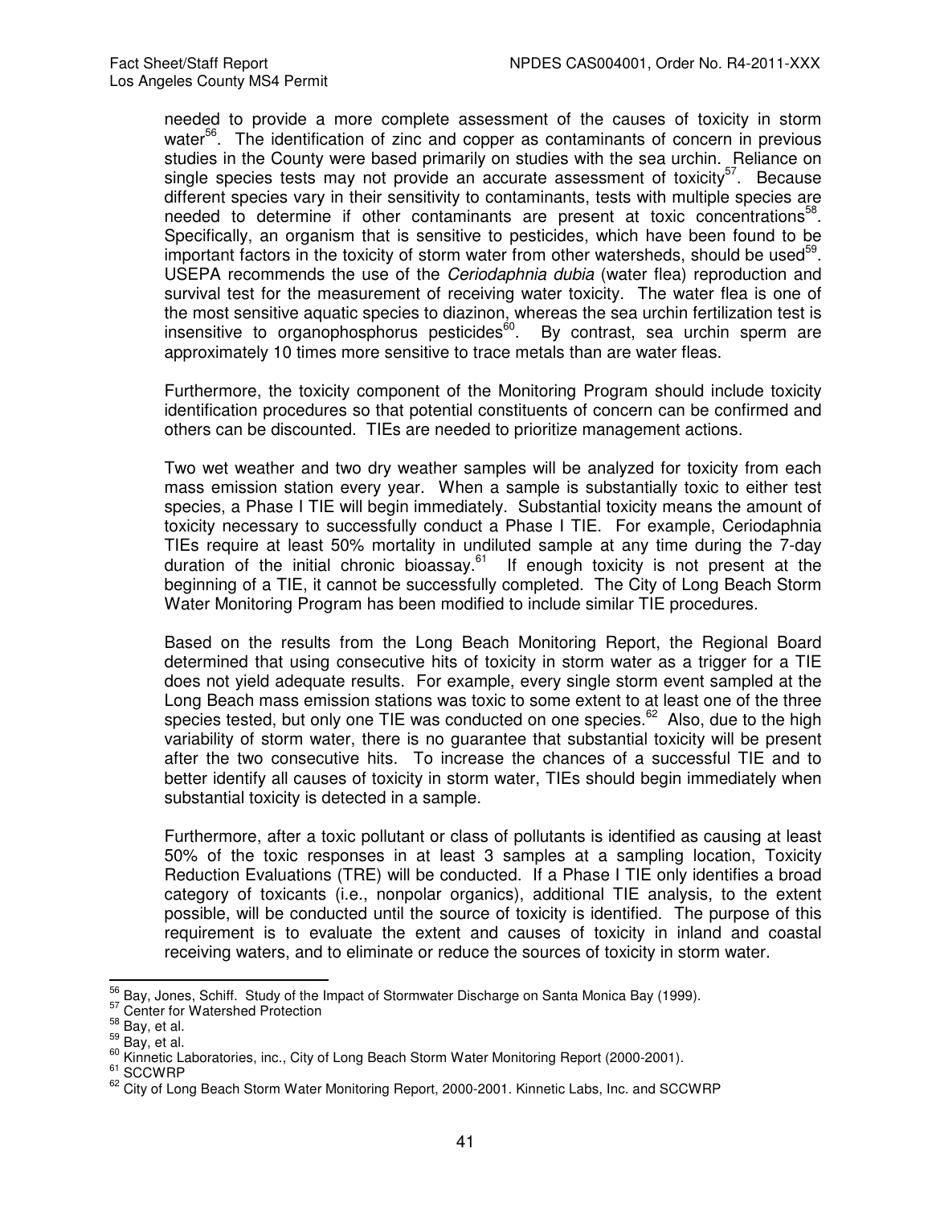needed to provide a more complete assessment of the causes of toxicity in storm water[56]. The identification of zinc and copper as contaminants of concern in previous studies in the County were based primarily on studies with the sea urchin. Reliance on single species tests may not provide an accurate assessment of toxicity[57]. Because different species vary in their sensitivity to contaminants, tests with multiple species are needed to determine if other contaminants are present at toxic concentrations[58]. Specifically, an organism that is sensitive to pesticides, which have been found to be important factors in the toxicity of storm water from other watersheds, should be used[59]. USEPA recommends the use of the *Ceriodaphnia dubia* (water flea) reproduction and survival test for the measurement of receiving water toxicity. The water flea is one of the most sensitive aquatic species to diazinon, whereas the sea urchin fertilization test is insensitive to organophosphorus pesticides[60]. By contrast, sea urchin sperm are approximately 10 times more sensitive to trace metals than are water fleas.

Furthermore, the toxicity component of the Monitoring Program should include toxicity identification procedures so that potential constituents of concern can be confirmed and others can be discounted. TIEs are needed to prioritize management actions.

Two wet weather and two dry weather samples will be analyzed for toxicity from each mass emission station every year. When a sample is substantially toxic to either test species, a Phase I TIE will begin immediately. Substantial toxicity means the amount of toxicity necessary to successfully conduct a Phase I TIE. For example, Ceriodaphnia TIEs require at least 50% mortality in undiluted sample at any time during the 7-day duration of the initial chronic bioassay.[61] If enough toxicity is not present at the beginning of a TIE, it cannot be successfully completed. The City of Long Beach Storm Water Monitoring Program has been modified to include similar TIE procedures.

Based on the results from the Long Beach Monitoring Report, the Regional Board determined that using consecutive hits of toxicity in storm water as a trigger for a TIE does not yield adequate results. For example, every single storm event sampled at the Long Beach mass emission stations was toxic to some extent to at least one of the three species tested, but only one TIE was conducted on one species.[62] Also, due to the high variability of storm water, there is no guarantee that substantial toxicity will be present after the two consecutive hits. To increase the chances of a successful TIE and to better identify all causes of toxicity in storm water, TIEs should begin immediately when substantial toxicity is detected in a sample.

Furthermore, after a toxic pollutant or class of pollutants is identified as causing at least 50% of the toxic responses in at least 3 samples at a sampling location, Toxicity Reduction Evaluations (TRE) will be conducted. If a Phase I TIE only identifies a broad category of toxicants (i.e., nonpolar organics), additional TIE analysis, to the extent possible, will be conducted until the source of toxicity is identified. The purpose of this requirement is to evaluate the extent and causes of toxicity in inland and coastal receiving waters, and to eliminate or reduce the sources of toxicity in storm water.

---

[56] Bay, Jones, Schiff. Study of the Impact of Stormwater Discharge on Santa Monica Bay (1999).
[57] Center for Watershed Protection
[58] Bay, et al.
[59] Bay, et al.
[60] Kinnetic Laboratories, inc., City of Long Beach Storm Water Monitoring Report (2000-2001).
[61] SCCWRP
[62] City of Long Beach Storm Water Monitoring Report, 2000-2001. Kinnetic Labs, Inc. and SCCWRP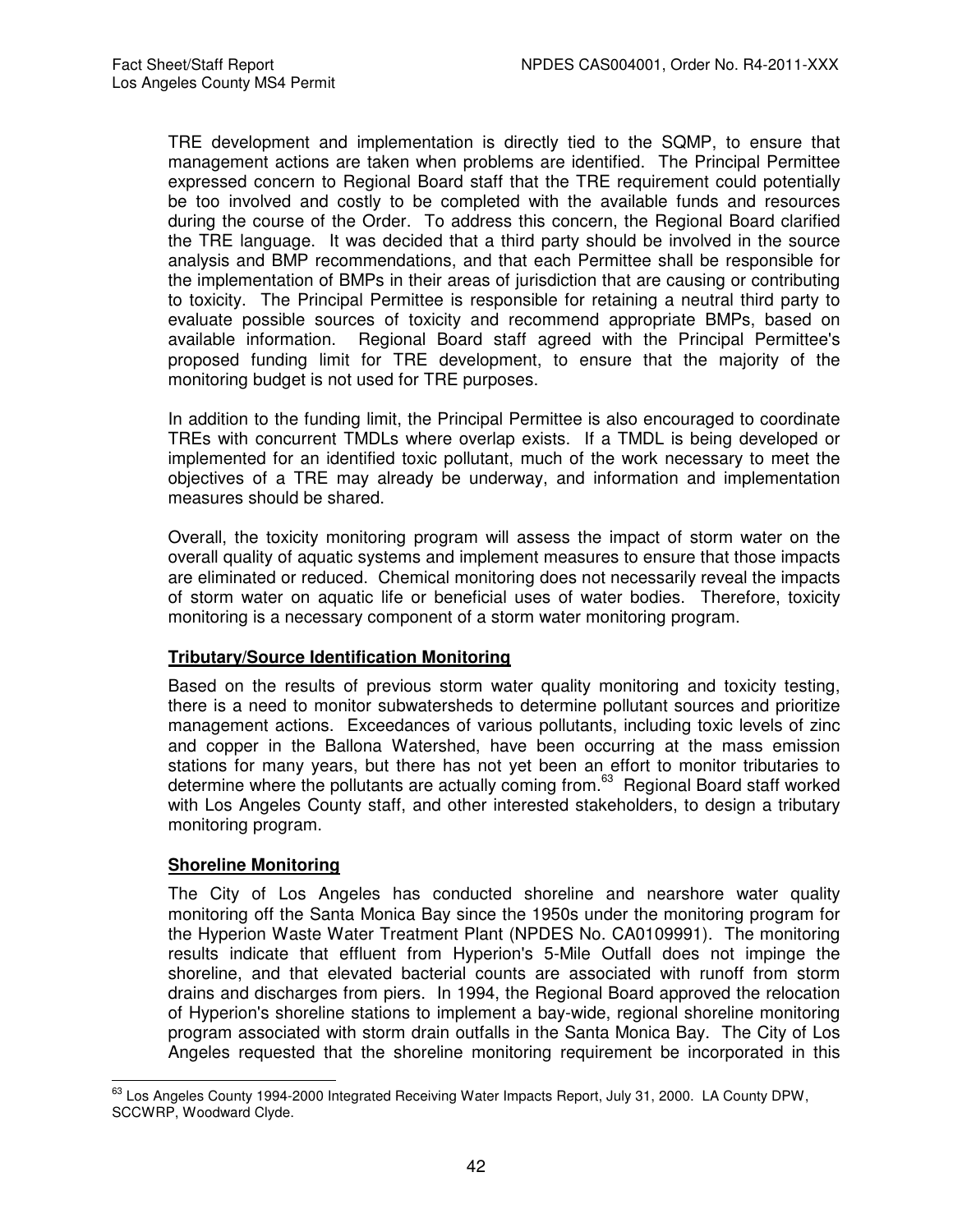TRE development and implementation is directly tied to the SQMP, to ensure that management actions are taken when problems are identified. The Principal Permittee expressed concern to Regional Board staff that the TRE requirement could potentially be too involved and costly to be completed with the available funds and resources during the course of the Order. To address this concern, the Regional Board clarified the TRE language. It was decided that a third party should be involved in the source analysis and BMP recommendations, and that each Permittee shall be responsible for the implementation of BMPs in their areas of jurisdiction that are causing or contributing to toxicity. The Principal Permittee is responsible for retaining a neutral third party to evaluate possible sources of toxicity and recommend appropriate BMPs, based on available information. Regional Board staff agreed with the Principal Permittee's proposed funding limit for TRE development, to ensure that the majority of the monitoring budget is not used for TRE purposes.

In addition to the funding limit, the Principal Permittee is also encouraged to coordinate TREs with concurrent TMDLs where overlap exists. If a TMDL is being developed or implemented for an identified toxic pollutant, much of the work necessary to meet the objectives of a TRE may already be underway, and information and implementation measures should be shared.

Overall, the toxicity monitoring program will assess the impact of storm water on the overall quality of aquatic systems and implement measures to ensure that those impacts are eliminated or reduced. Chemical monitoring does not necessarily reveal the impacts of storm water on aquatic life or beneficial uses of water bodies. Therefore, toxicity monitoring is a necessary component of a storm water monitoring program.

**Tributary/Source Identification Monitoring**

Based on the results of previous storm water quality monitoring and toxicity testing, there is a need to monitor subwatersheds to determine pollutant sources and prioritize management actions. Exceedances of various pollutants, including toxic levels of zinc and copper in the Ballona Watershed, have been occurring at the mass emission stations for many years, but there has not yet been an effort to monitor tributaries to determine where the pollutants are actually coming from.[63] Regional Board staff worked with Los Angeles County staff, and other interested stakeholders, to design a tributary monitoring program.

**Shoreline Monitoring**

The City of Los Angeles has conducted shoreline and nearshore water quality monitoring off the Santa Monica Bay since the 1950s under the monitoring program for the Hyperion Waste Water Treatment Plant (NPDES No. CA0109991). The monitoring results indicate that effluent from Hyperion's 5-Mile Outfall does not impinge the shoreline, and that elevated bacterial counts are associated with runoff from storm drains and discharges from piers. In 1994, the Regional Board approved the relocation of Hyperion's shoreline stations to implement a bay-wide, regional shoreline monitoring program associated with storm drain outfalls in the Santa Monica Bay. The City of Los Angeles requested that the shoreline monitoring requirement be incorporated in this

[63] Los Angeles County 1994-2000 Integrated Receiving Water Impacts Report, July 31, 2000. LA County DPW, SCCWRP, Woodward Clyde.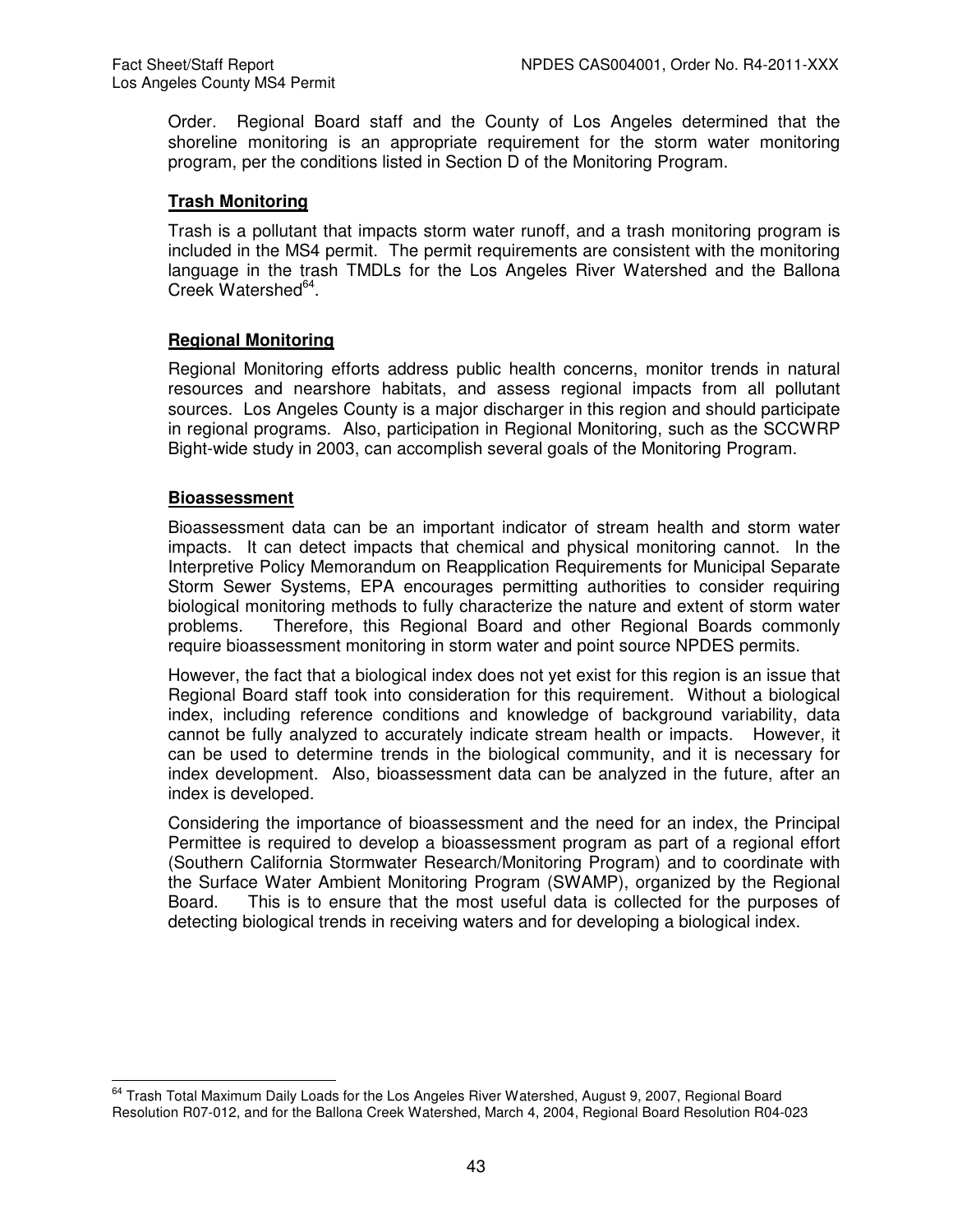Order. Regional Board staff and the County of Los Angeles determined that the shoreline monitoring is an appropriate requirement for the storm water monitoring program, per the conditions listed in Section D of the Monitoring Program.

**Trash Monitoring**

Trash is a pollutant that impacts storm water runoff, and a trash monitoring program is included in the MS4 permit. The permit requirements are consistent with the monitoring language in the trash TMDLs for the Los Angeles River Watershed and the Ballona Creek Watershed[64].

**Regional Monitoring**

Regional Monitoring efforts address public health concerns, monitor trends in natural resources and nearshore habitats, and assess regional impacts from all pollutant sources. Los Angeles County is a major discharger in this region and should participate in regional programs. Also, participation in Regional Monitoring, such as the SCCWRP Bight-wide study in 2003, can accomplish several goals of the Monitoring Program.

**Bioassessment**

Bioassessment data can be an important indicator of stream health and storm water impacts. It can detect impacts that chemical and physical monitoring cannot. In the Interpretive Policy Memorandum on Reapplication Requirements for Municipal Separate Storm Sewer Systems, EPA encourages permitting authorities to consider requiring biological monitoring methods to fully characterize the nature and extent of storm water problems. Therefore, this Regional Board and other Regional Boards commonly require bioassessment monitoring in storm water and point source NPDES permits.

However, the fact that a biological index does not yet exist for this region is an issue that Regional Board staff took into consideration for this requirement. Without a biological index, including reference conditions and knowledge of background variability, data cannot be fully analyzed to accurately indicate stream health or impacts. However, it can be used to determine trends in the biological community, and it is necessary for index development. Also, bioassessment data can be analyzed in the future, after an index is developed.

Considering the importance of bioassessment and the need for an index, the Principal Permittee is required to develop a bioassessment program as part of a regional effort (Southern California Stormwater Research/Monitoring Program) and to coordinate with the Surface Water Ambient Monitoring Program (SWAMP), organized by the Regional Board. This is to ensure that the most useful data is collected for the purposes of detecting biological trends in receiving waters and for developing a biological index.

---

[64] Trash Total Maximum Daily Loads for the Los Angeles River Watershed, August 9, 2007, Regional Board Resolution R07-012, and for the Ballona Creek Watershed, March 4, 2004, Regional Board Resolution R04-023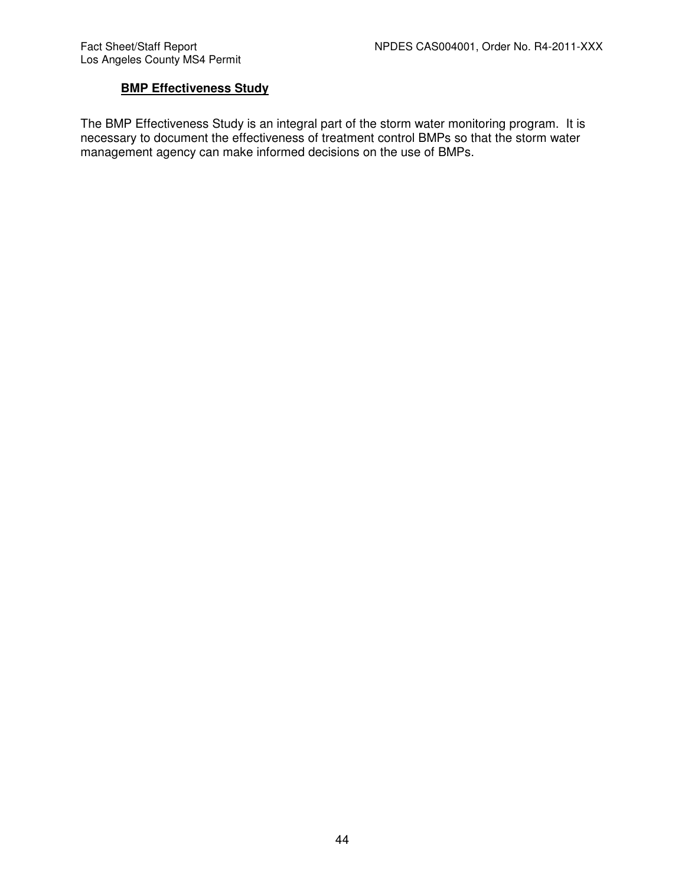**BMP Effectiveness Study**

The BMP Effectiveness Study is an integral part of the storm water monitoring program. It is necessary to document the effectiveness of treatment control BMPs so that the storm water management agency can make informed decisions on the use of BMPs.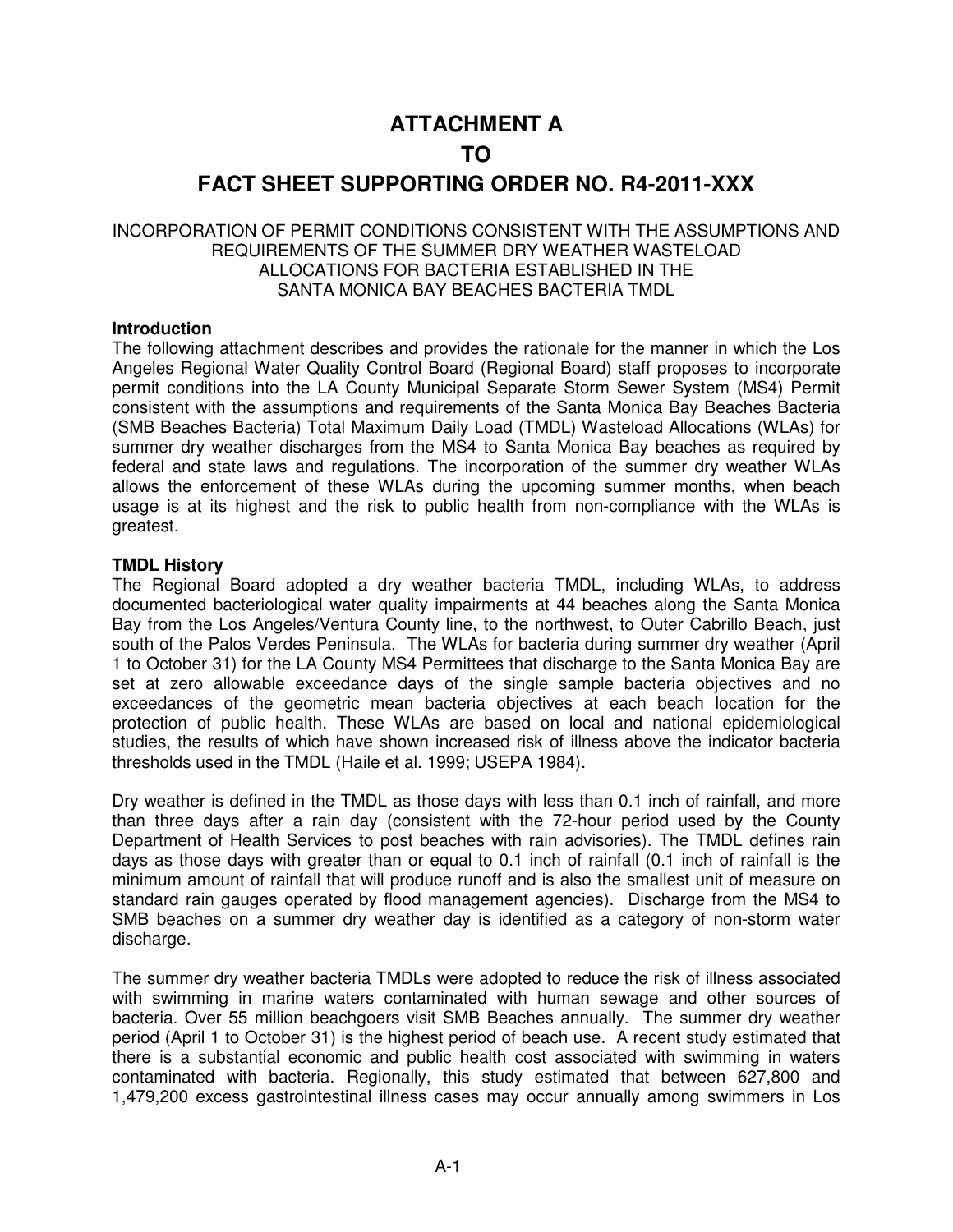# ATTACHMENT A
# TO
# FACT SHEET SUPPORTING ORDER NO. R4-2011-XXX

INCORPORATION OF PERMIT CONDITIONS CONSISTENT WITH THE ASSUMPTIONS AND REQUIREMENTS OF THE SUMMER DRY WEATHER WASTELOAD ALLOCATIONS FOR BACTERIA ESTABLISHED IN THE SANTA MONICA BAY BEACHES BACTERIA TMDL

**Introduction**

The following attachment describes and provides the rationale for the manner in which the Los Angeles Regional Water Quality Control Board (Regional Board) staff proposes to incorporate permit conditions into the LA County Municipal Separate Storm Sewer System (MS4) Permit consistent with the assumptions and requirements of the Santa Monica Bay Beaches Bacteria (SMB Beaches Bacteria) Total Maximum Daily Load (TMDL) Wasteload Allocations (WLAs) for summer dry weather discharges from the MS4 to Santa Monica Bay beaches as required by federal and state laws and regulations. The incorporation of the summer dry weather WLAs allows the enforcement of these WLAs during the upcoming summer months, when beach usage is at its highest and the risk to public health from non-compliance with the WLAs is greatest.

**TMDL History**

The Regional Board adopted a dry weather bacteria TMDL, including WLAs, to address documented bacteriological water quality impairments at 44 beaches along the Santa Monica Bay from the Los Angeles/Ventura County line, to the northwest, to Outer Cabrillo Beach, just south of the Palos Verdes Peninsula. The WLAs for bacteria during summer dry weather (April 1 to October 31) for the LA County MS4 Permittees that discharge to the Santa Monica Bay are set at zero allowable exceedance days of the single sample bacteria objectives and no exceedances of the geometric mean bacteria objectives at each beach location for the protection of public health. These WLAs are based on local and national epidemiological studies, the results of which have shown increased risk of illness above the indicator bacteria thresholds used in the TMDL (Haile et al. 1999; USEPA 1984).

Dry weather is defined in the TMDL as those days with less than 0.1 inch of rainfall, and more than three days after a rain day (consistent with the 72-hour period used by the County Department of Health Services to post beaches with rain advisories). The TMDL defines rain days as those days with greater than or equal to 0.1 inch of rainfall (0.1 inch of rainfall is the minimum amount of rainfall that will produce runoff and is also the smallest unit of measure on standard rain gauges operated by flood management agencies). Discharge from the MS4 to SMB beaches on a summer dry weather day is identified as a category of non-storm water discharge.

The summer dry weather bacteria TMDLs were adopted to reduce the risk of illness associated with swimming in marine waters contaminated with human sewage and other sources of bacteria. Over 55 million beachgoers visit SMB Beaches annually. The summer dry weather period (April 1 to October 31) is the highest period of beach use. A recent study estimated that there is a substantial economic and public health cost associated with swimming in waters contaminated with bacteria. Regionally, this study estimated that between 627,800 and 1,479,200 excess gastrointestinal illness cases may occur annually among swimmers in Los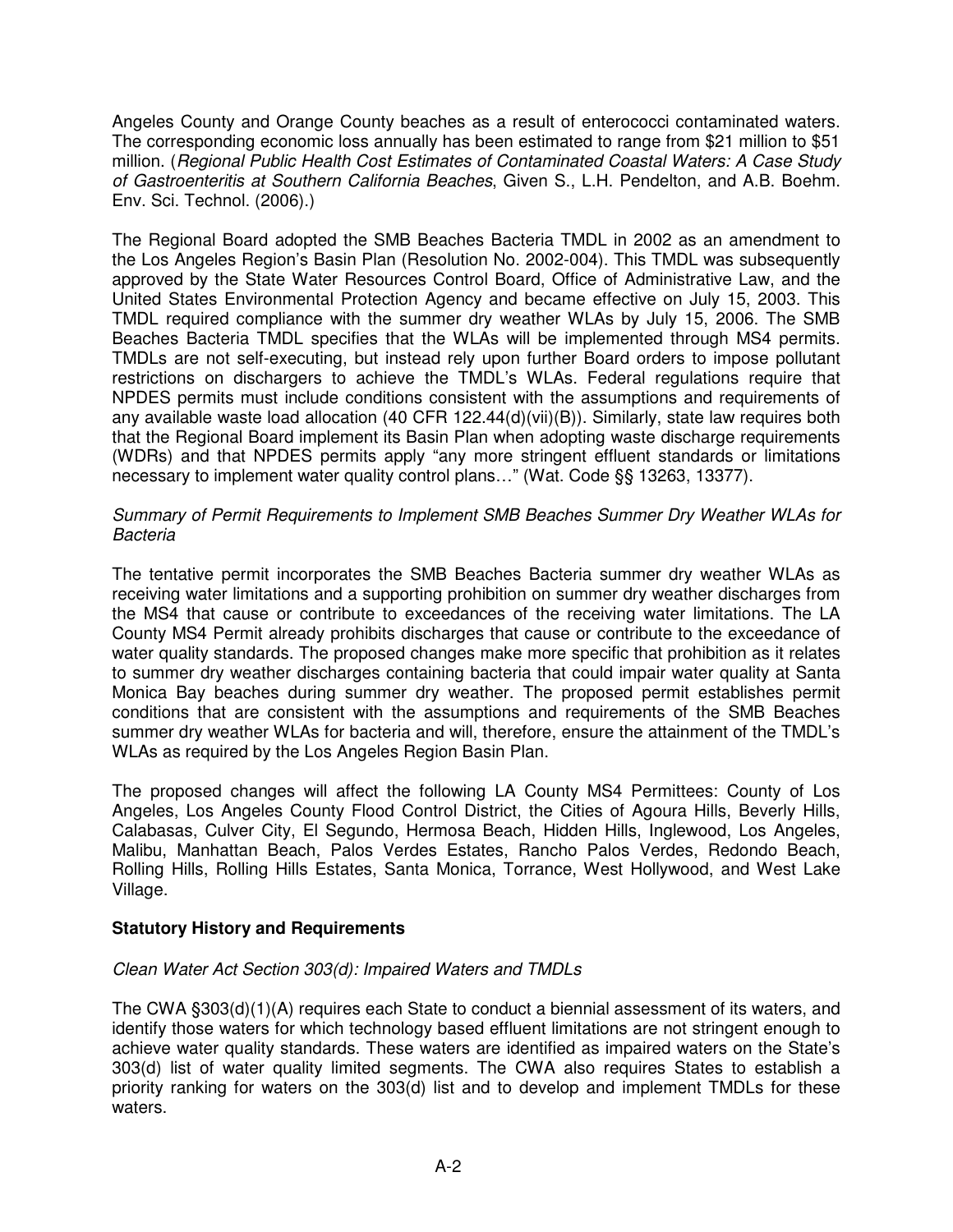Angeles County and Orange County beaches as a result of enterococci contaminated waters. The corresponding economic loss annually has been estimated to range from $21 million to $51 million. (*Regional Public Health Cost Estimates of Contaminated Coastal Waters: A Case Study of Gastroenteritis at Southern California Beaches*, Given S., L.H. Pendelton, and A.B. Boehm. Env. Sci. Technol. (2006).)

The Regional Board adopted the SMB Beaches Bacteria TMDL in 2002 as an amendment to the Los Angeles Region's Basin Plan (Resolution No. 2002-004). This TMDL was subsequently approved by the State Water Resources Control Board, Office of Administrative Law, and the United States Environmental Protection Agency and became effective on July 15, 2003. This TMDL required compliance with the summer dry weather WLAs by July 15, 2006. The SMB Beaches Bacteria TMDL specifies that the WLAs will be implemented through MS4 permits. TMDLs are not self-executing, but instead rely upon further Board orders to impose pollutant restrictions on dischargers to achieve the TMDL's WLAs. Federal regulations require that NPDES permits must include conditions consistent with the assumptions and requirements of any available waste load allocation (40 CFR 122.44(d)(vii)(B)). Similarly, state law requires both that the Regional Board implement its Basin Plan when adopting waste discharge requirements (WDRs) and that NPDES permits apply "any more stringent effluent standards or limitations necessary to implement water quality control plans…" (Wat. Code §§ 13263, 13377).

*Summary of Permit Requirements to Implement SMB Beaches Summer Dry Weather WLAs for Bacteria*

The tentative permit incorporates the SMB Beaches Bacteria summer dry weather WLAs as receiving water limitations and a supporting prohibition on summer dry weather discharges from the MS4 that cause or contribute to exceedances of the receiving water limitations. The LA County MS4 Permit already prohibits discharges that cause or contribute to the exceedance of water quality standards. The proposed changes make more specific that prohibition as it relates to summer dry weather discharges containing bacteria that could impair water quality at Santa Monica Bay beaches during summer dry weather. The proposed permit establishes permit conditions that are consistent with the assumptions and requirements of the SMB Beaches summer dry weather WLAs for bacteria and will, therefore, ensure the attainment of the TMDL's WLAs as required by the Los Angeles Region Basin Plan.

The proposed changes will affect the following LA County MS4 Permittees: County of Los Angeles, Los Angeles County Flood Control District, the Cities of Agoura Hills, Beverly Hills, Calabasas, Culver City, El Segundo, Hermosa Beach, Hidden Hills, Inglewood, Los Angeles, Malibu, Manhattan Beach, Palos Verdes Estates, Rancho Palos Verdes, Redondo Beach, Rolling Hills, Rolling Hills Estates, Santa Monica, Torrance, West Hollywood, and West Lake Village.

**Statutory History and Requirements**

*Clean Water Act Section 303(d): Impaired Waters and TMDLs*

The CWA §303(d)(1)(A) requires each State to conduct a biennial assessment of its waters, and identify those waters for which technology based effluent limitations are not stringent enough to achieve water quality standards. These waters are identified as impaired waters on the State's 303(d) list of water quality limited segments. The CWA also requires States to establish a priority ranking for waters on the 303(d) list and to develop and implement TMDLs for these waters.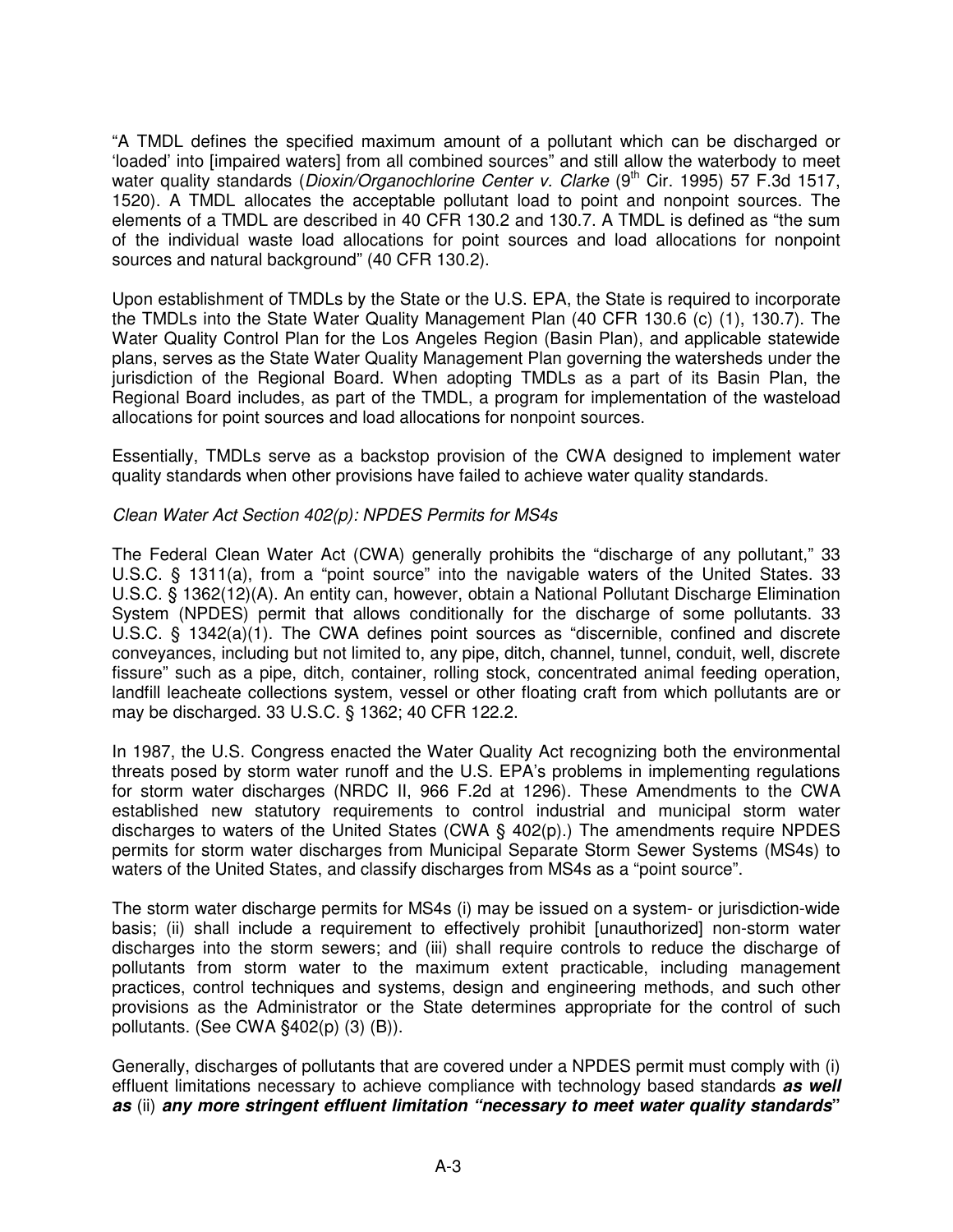"A TMDL defines the specified maximum amount of a pollutant which can be discharged or 'loaded' into [impaired waters] from all combined sources" and still allow the waterbody to meet water quality standards (*Dioxin/Organochlorine Center v. Clarke* (9th Cir. 1995) 57 F.3d 1517, 1520). A TMDL allocates the acceptable pollutant load to point and nonpoint sources. The elements of a TMDL are described in 40 CFR 130.2 and 130.7. A TMDL is defined as "the sum of the individual waste load allocations for point sources and load allocations for nonpoint sources and natural background" (40 CFR 130.2).

Upon establishment of TMDLs by the State or the U.S. EPA, the State is required to incorporate the TMDLs into the State Water Quality Management Plan (40 CFR 130.6 (c) (1), 130.7). The Water Quality Control Plan for the Los Angeles Region (Basin Plan), and applicable statewide plans, serves as the State Water Quality Management Plan governing the watersheds under the jurisdiction of the Regional Board. When adopting TMDLs as a part of its Basin Plan, the Regional Board includes, as part of the TMDL, a program for implementation of the wasteload allocations for point sources and load allocations for nonpoint sources.

Essentially, TMDLs serve as a backstop provision of the CWA designed to implement water quality standards when other provisions have failed to achieve water quality standards.

*Clean Water Act Section 402(p): NPDES Permits for MS4s*

The Federal Clean Water Act (CWA) generally prohibits the "discharge of any pollutant," 33 U.S.C. § 1311(a), from a "point source" into the navigable waters of the United States. 33 U.S.C. § 1362(12)(A). An entity can, however, obtain a National Pollutant Discharge Elimination System (NPDES) permit that allows conditionally for the discharge of some pollutants. 33 U.S.C. § 1342(a)(1). The CWA defines point sources as "discernible, confined and discrete conveyances, including but not limited to, any pipe, ditch, channel, tunnel, conduit, well, discrete fissure" such as a pipe, ditch, container, rolling stock, concentrated animal feeding operation, landfill leacheate collections system, vessel or other floating craft from which pollutants are or may be discharged. 33 U.S.C. § 1362; 40 CFR 122.2.

In 1987, the U.S. Congress enacted the Water Quality Act recognizing both the environmental threats posed by storm water runoff and the U.S. EPA's problems in implementing regulations for storm water discharges (NRDC II, 966 F.2d at 1296). These Amendments to the CWA established new statutory requirements to control industrial and municipal storm water discharges to waters of the United States (CWA § 402(p).) The amendments require NPDES permits for storm water discharges from Municipal Separate Storm Sewer Systems (MS4s) to waters of the United States, and classify discharges from MS4s as a "point source".

The storm water discharge permits for MS4s (i) may be issued on a system- or jurisdiction-wide basis; (ii) shall include a requirement to effectively prohibit [unauthorized] non-storm water discharges into the storm sewers; and (iii) shall require controls to reduce the discharge of pollutants from storm water to the maximum extent practicable, including management practices, control techniques and systems, design and engineering methods, and such other provisions as the Administrator or the State determines appropriate for the control of such pollutants. (See CWA §402(p) (3) (B)).

Generally, discharges of pollutants that are covered under a NPDES permit must comply with (i) effluent limitations necessary to achieve compliance with technology based standards ***as well as*** (ii) ***any more stringent effluent limitation "necessary to meet water quality standards"***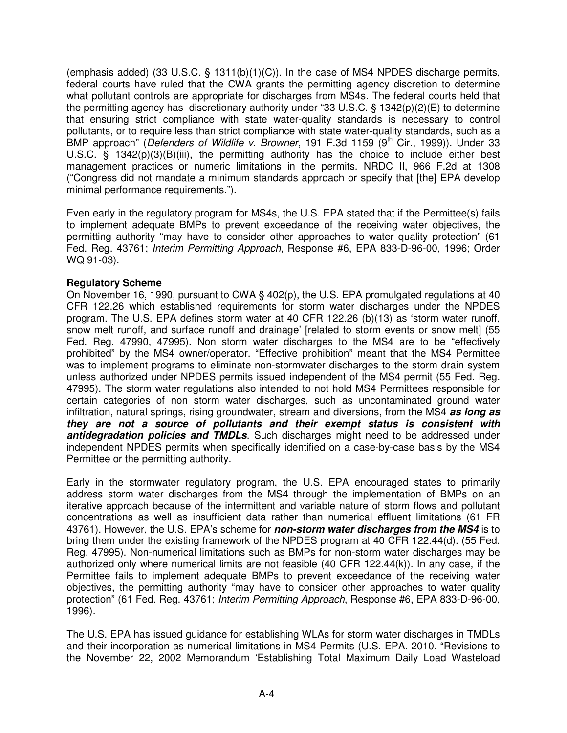(emphasis added) (33 U.S.C. § 1311(b)(1)(C)). In the case of MS4 NPDES discharge permits, federal courts have ruled that the CWA grants the permitting agency discretion to determine what pollutant controls are appropriate for discharges from MS4s. The federal courts held that the permitting agency has discretionary authority under "33 U.S.C. § 1342(p)(2)(E) to determine that ensuring strict compliance with state water-quality standards is necessary to control pollutants, or to require less than strict compliance with state water-quality standards, such as a BMP approach" (*Defenders of Wildlife v. Browner*, 191 F.3d 1159 (9th Cir., 1999)). Under 33 U.S.C. § 1342(p)(3)(B)(iii), the permitting authority has the choice to include either best management practices or numeric limitations in the permits. NRDC II, 966 F.2d at 1308 ("Congress did not mandate a minimum standards approach or specify that [the] EPA develop minimal performance requirements.").

Even early in the regulatory program for MS4s, the U.S. EPA stated that if the Permittee(s) fails to implement adequate BMPs to prevent exceedance of the receiving water objectives, the permitting authority "may have to consider other approaches to water quality protection" (61 Fed. Reg. 43761; *Interim Permitting Approach*, Response #6, EPA 833-D-96-00, 1996; Order WQ 91-03).

**Regulatory Scheme**

On November 16, 1990, pursuant to CWA § 402(p), the U.S. EPA promulgated regulations at 40 CFR 122.26 which established requirements for storm water discharges under the NPDES program. The U.S. EPA defines storm water at 40 CFR 122.26 (b)(13) as 'storm water runoff, snow melt runoff, and surface runoff and drainage' [related to storm events or snow melt] (55 Fed. Reg. 47990, 47995). Non storm water discharges to the MS4 are to be "effectively prohibited" by the MS4 owner/operator. "Effective prohibition" meant that the MS4 Permittee was to implement programs to eliminate non-stormwater discharges to the storm drain system unless authorized under NPDES permits issued independent of the MS4 permit (55 Fed. Reg. 47995). The storm water regulations also intended to not hold MS4 Permittees responsible for certain categories of non storm water discharges, such as uncontaminated ground water infiltration, natural springs, rising groundwater, stream and diversions, from the MS4 ***as long as they are not a source of pollutants and their exempt status is consistent with antidegradation policies and TMDLs***. Such discharges might need to be addressed under independent NPDES permits when specifically identified on a case-by-case basis by the MS4 Permittee or the permitting authority.

Early in the stormwater regulatory program, the U.S. EPA encouraged states to primarily address storm water discharges from the MS4 through the implementation of BMPs on an iterative approach because of the intermittent and variable nature of storm flows and pollutant concentrations as well as insufficient data rather than numerical effluent limitations (61 FR 43761). However, the U.S. EPA's scheme for ***non-storm water discharges from the MS4*** is to bring them under the existing framework of the NPDES program at 40 CFR 122.44(d). (55 Fed. Reg. 47995). Non-numerical limitations such as BMPs for non-storm water discharges may be authorized only where numerical limits are not feasible (40 CFR 122.44(k)). In any case, if the Permittee fails to implement adequate BMPs to prevent exceedance of the receiving water objectives, the permitting authority "may have to consider other approaches to water quality protection" (61 Fed. Reg. 43761; *Interim Permitting Approach*, Response #6, EPA 833-D-96-00, 1996).

The U.S. EPA has issued guidance for establishing WLAs for storm water discharges in TMDLs and their incorporation as numerical limitations in MS4 Permits (U.S. EPA. 2010. "Revisions to the November 22, 2002 Memorandum 'Establishing Total Maximum Daily Load Wasteload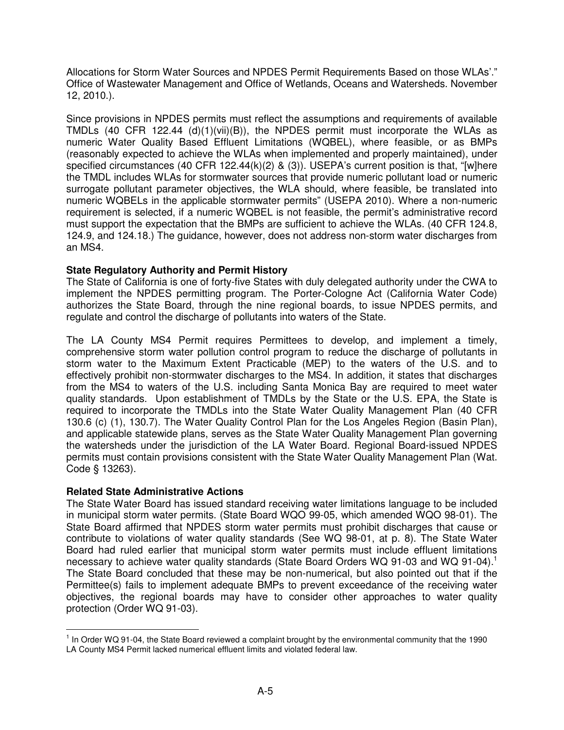Allocations for Storm Water Sources and NPDES Permit Requirements Based on those WLAs'." Office of Wastewater Management and Office of Wetlands, Oceans and Watersheds. November 12, 2010.).

Since provisions in NPDES permits must reflect the assumptions and requirements of available TMDLs (40 CFR 122.44 (d)(1)(vii)(B)), the NPDES permit must incorporate the WLAs as numeric Water Quality Based Effluent Limitations (WQBEL), where feasible, or as BMPs (reasonably expected to achieve the WLAs when implemented and properly maintained), under specified circumstances (40 CFR 122.44(k)(2) & (3)). USEPA's current position is that, "[w]here the TMDL includes WLAs for stormwater sources that provide numeric pollutant load or numeric surrogate pollutant parameter objectives, the WLA should, where feasible, be translated into numeric WQBELs in the applicable stormwater permits" (USEPA 2010). Where a non-numeric requirement is selected, if a numeric WQBEL is not feasible, the permit's administrative record must support the expectation that the BMPs are sufficient to achieve the WLAs. (40 CFR 124.8, 124.9, and 124.18.) The guidance, however, does not address non-storm water discharges from an MS4.

**State Regulatory Authority and Permit History**

The State of California is one of forty-five States with duly delegated authority under the CWA to implement the NPDES permitting program. The Porter-Cologne Act (California Water Code) authorizes the State Board, through the nine regional boards, to issue NPDES permits, and regulate and control the discharge of pollutants into waters of the State.

The LA County MS4 Permit requires Permittees to develop, and implement a timely, comprehensive storm water pollution control program to reduce the discharge of pollutants in storm water to the Maximum Extent Practicable (MEP) to the waters of the U.S. and to effectively prohibit non-stormwater discharges to the MS4. In addition, it states that discharges from the MS4 to waters of the U.S. including Santa Monica Bay are required to meet water quality standards. Upon establishment of TMDLs by the State or the U.S. EPA, the State is required to incorporate the TMDLs into the State Water Quality Management Plan (40 CFR 130.6 (c) (1), 130.7). The Water Quality Control Plan for the Los Angeles Region (Basin Plan), and applicable statewide plans, serves as the State Water Quality Management Plan governing the watersheds under the jurisdiction of the LA Water Board. Regional Board-issued NPDES permits must contain provisions consistent with the State Water Quality Management Plan (Wat. Code § 13263).

**Related State Administrative Actions**

The State Water Board has issued standard receiving water limitations language to be included in municipal storm water permits. (State Board WQO 99-05, which amended WQO 98-01). The State Board affirmed that NPDES storm water permits must prohibit discharges that cause or contribute to violations of water quality standards (See WQ 98-01, at p. 8). The State Water Board had ruled earlier that municipal storm water permits must include effluent limitations necessary to achieve water quality standards (State Board Orders WQ 91-03 and WQ 91-04).[1] The State Board concluded that these may be non-numerical, but also pointed out that if the Permittee(s) fails to implement adequate BMPs to prevent exceedance of the receiving water objectives, the regional boards may have to consider other approaches to water quality protection (Order WQ 91-03).

[1] In Order WQ 91-04, the State Board reviewed a complaint brought by the environmental community that the 1990 LA County MS4 Permit lacked numerical effluent limits and violated federal law.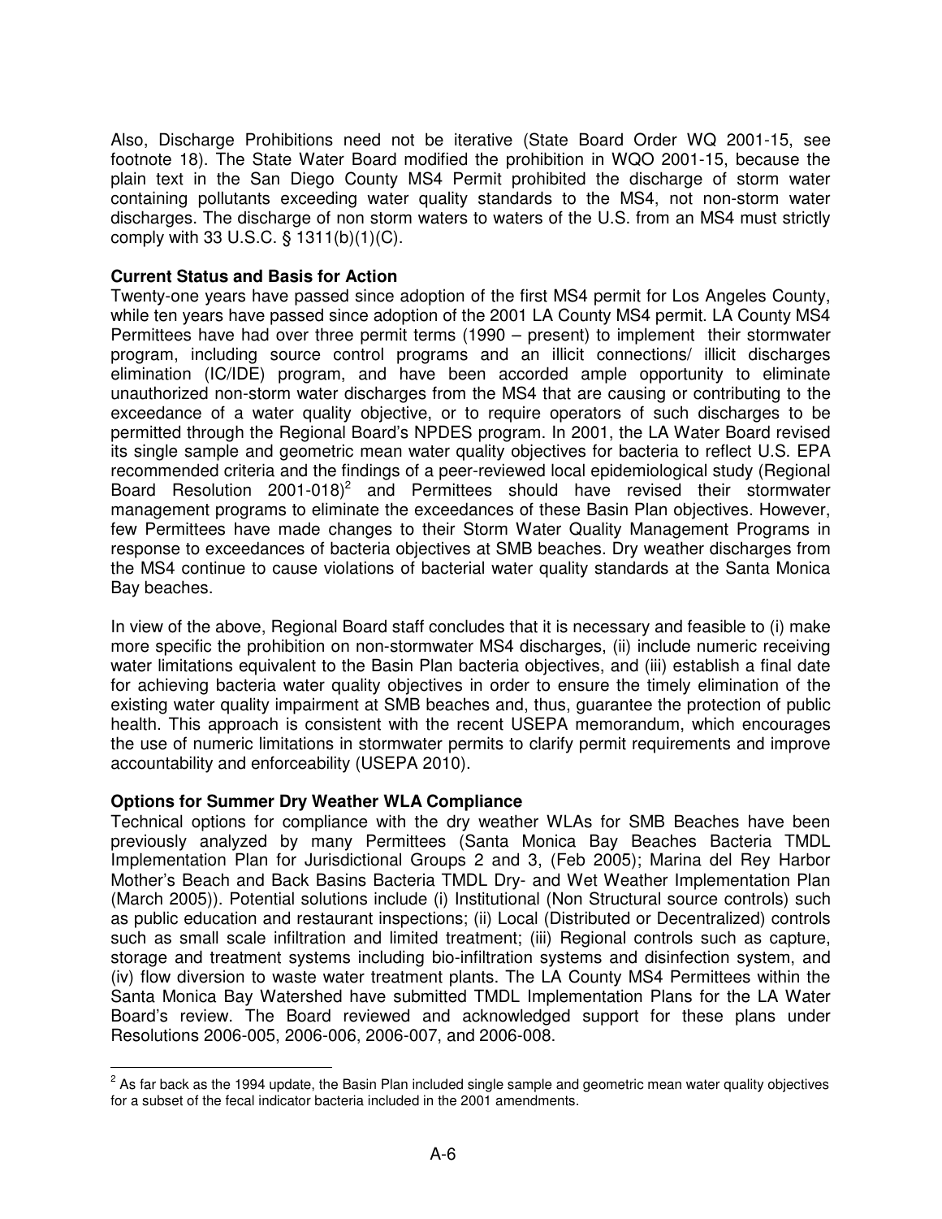Also, Discharge Prohibitions need not be iterative (State Board Order WQ 2001-15, see footnote 18). The State Water Board modified the prohibition in WQO 2001-15, because the plain text in the San Diego County MS4 Permit prohibited the discharge of storm water containing pollutants exceeding water quality standards to the MS4, not non-storm water discharges. The discharge of non storm waters to waters of the U.S. from an MS4 must strictly comply with 33 U.S.C. § 1311(b)(1)(C).

**Current Status and Basis for Action**

Twenty-one years have passed since adoption of the first MS4 permit for Los Angeles County, while ten years have passed since adoption of the 2001 LA County MS4 permit. LA County MS4 Permittees have had over three permit terms (1990 – present) to implement their stormwater program, including source control programs and an illicit connections/ illicit discharges elimination (IC/IDE) program, and have been accorded ample opportunity to eliminate unauthorized non-storm water discharges from the MS4 that are causing or contributing to the exceedance of a water quality objective, or to require operators of such discharges to be permitted through the Regional Board's NPDES program. In 2001, the LA Water Board revised its single sample and geometric mean water quality objectives for bacteria to reflect U.S. EPA recommended criteria and the findings of a peer-reviewed local epidemiological study (Regional Board Resolution 2001-018)[2] and Permittees should have revised their stormwater management programs to eliminate the exceedances of these Basin Plan objectives. However, few Permittees have made changes to their Storm Water Quality Management Programs in response to exceedances of bacteria objectives at SMB beaches. Dry weather discharges from the MS4 continue to cause violations of bacterial water quality standards at the Santa Monica Bay beaches.

In view of the above, Regional Board staff concludes that it is necessary and feasible to (i) make more specific the prohibition on non-stormwater MS4 discharges, (ii) include numeric receiving water limitations equivalent to the Basin Plan bacteria objectives, and (iii) establish a final date for achieving bacteria water quality objectives in order to ensure the timely elimination of the existing water quality impairment at SMB beaches and, thus, guarantee the protection of public health. This approach is consistent with the recent USEPA memorandum, which encourages the use of numeric limitations in stormwater permits to clarify permit requirements and improve accountability and enforceability (USEPA 2010).

**Options for Summer Dry Weather WLA Compliance**

Technical options for compliance with the dry weather WLAs for SMB Beaches have been previously analyzed by many Permittees (Santa Monica Bay Beaches Bacteria TMDL Implementation Plan for Jurisdictional Groups 2 and 3, (Feb 2005); Marina del Rey Harbor Mother's Beach and Back Basins Bacteria TMDL Dry- and Wet Weather Implementation Plan (March 2005)). Potential solutions include (i) Institutional (Non Structural source controls) such as public education and restaurant inspections; (ii) Local (Distributed or Decentralized) controls such as small scale infiltration and limited treatment; (iii) Regional controls such as capture, storage and treatment systems including bio-infiltration systems and disinfection system, and (iv) flow diversion to waste water treatment plants. The LA County MS4 Permittees within the Santa Monica Bay Watershed have submitted TMDL Implementation Plans for the LA Water Board's review. The Board reviewed and acknowledged support for these plans under Resolutions 2006-005, 2006-006, 2006-007, and 2006-008.

[2] As far back as the 1994 update, the Basin Plan included single sample and geometric mean water quality objectives for a subset of the fecal indicator bacteria included in the 2001 amendments.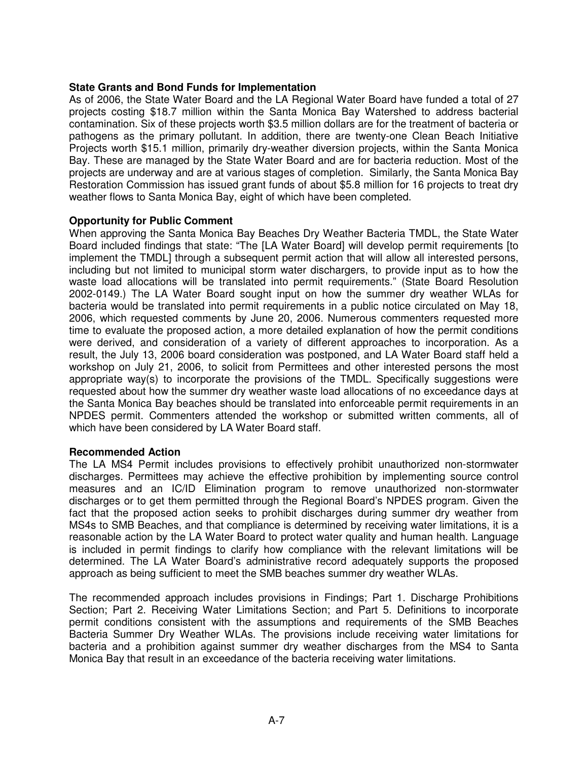**State Grants and Bond Funds for Implementation**

As of 2006, the State Water Board and the LA Regional Water Board have funded a total of 27 projects costing $18.7 million within the Santa Monica Bay Watershed to address bacterial contamination. Six of these projects worth $3.5 million dollars are for the treatment of bacteria or pathogens as the primary pollutant. In addition, there are twenty-one Clean Beach Initiative Projects worth $15.1 million, primarily dry-weather diversion projects, within the Santa Monica Bay. These are managed by the State Water Board and are for bacteria reduction. Most of the projects are underway and are at various stages of completion. Similarly, the Santa Monica Bay Restoration Commission has issued grant funds of about $5.8 million for 16 projects to treat dry weather flows to Santa Monica Bay, eight of which have been completed.

**Opportunity for Public Comment**

When approving the Santa Monica Bay Beaches Dry Weather Bacteria TMDL, the State Water Board included findings that state: "The [LA Water Board] will develop permit requirements [to implement the TMDL] through a subsequent permit action that will allow all interested persons, including but not limited to municipal storm water dischargers, to provide input as to how the waste load allocations will be translated into permit requirements." (State Board Resolution 2002-0149.) The LA Water Board sought input on how the summer dry weather WLAs for bacteria would be translated into permit requirements in a public notice circulated on May 18, 2006, which requested comments by June 20, 2006. Numerous commenters requested more time to evaluate the proposed action, a more detailed explanation of how the permit conditions were derived, and consideration of a variety of different approaches to incorporation. As a result, the July 13, 2006 board consideration was postponed, and LA Water Board staff held a workshop on July 21, 2006, to solicit from Permittees and other interested persons the most appropriate way(s) to incorporate the provisions of the TMDL. Specifically suggestions were requested about how the summer dry weather waste load allocations of no exceedance days at the Santa Monica Bay beaches should be translated into enforceable permit requirements in an NPDES permit. Commenters attended the workshop or submitted written comments, all of which have been considered by LA Water Board staff.

**Recommended Action**

The LA MS4 Permit includes provisions to effectively prohibit unauthorized non-stormwater discharges. Permittees may achieve the effective prohibition by implementing source control measures and an IC/ID Elimination program to remove unauthorized non-stormwater discharges or to get them permitted through the Regional Board's NPDES program. Given the fact that the proposed action seeks to prohibit discharges during summer dry weather from MS4s to SMB Beaches, and that compliance is determined by receiving water limitations, it is a reasonable action by the LA Water Board to protect water quality and human health. Language is included in permit findings to clarify how compliance with the relevant limitations will be determined. The LA Water Board's administrative record adequately supports the proposed approach as being sufficient to meet the SMB beaches summer dry weather WLAs.

The recommended approach includes provisions in Findings; Part 1. Discharge Prohibitions Section; Part 2. Receiving Water Limitations Section; and Part 5. Definitions to incorporate permit conditions consistent with the assumptions and requirements of the SMB Beaches Bacteria Summer Dry Weather WLAs. The provisions include receiving water limitations for bacteria and a prohibition against summer dry weather discharges from the MS4 to Santa Monica Bay that result in an exceedance of the bacteria receiving water limitations.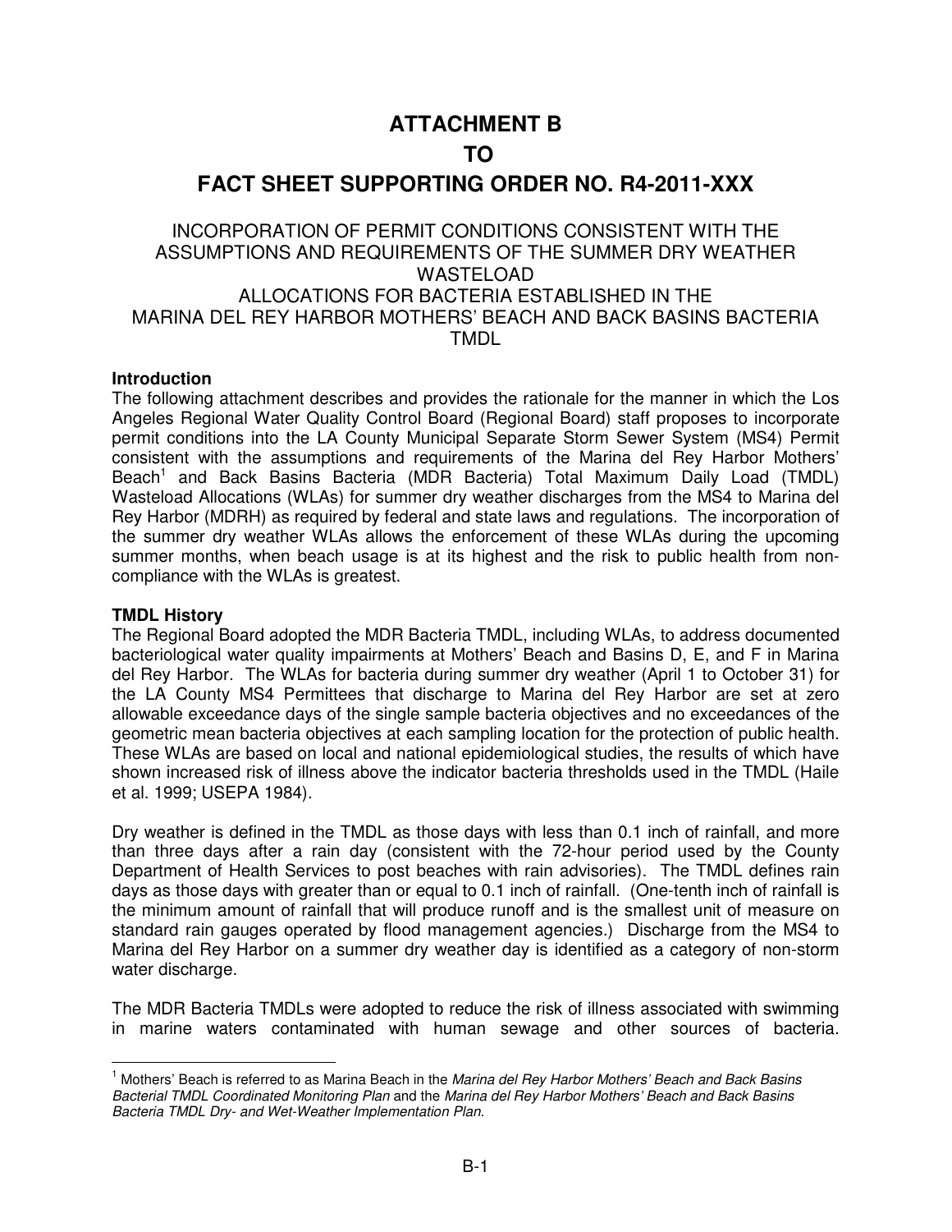# ATTACHMENT B

# TO

# FACT SHEET SUPPORTING ORDER NO. R4-2011-XXX

## INCORPORATION OF PERMIT CONDITIONS CONSISTENT WITH THE ASSUMPTIONS AND REQUIREMENTS OF THE SUMMER DRY WEATHER WASTELOAD ALLOCATIONS FOR BACTERIA ESTABLISHED IN THE MARINA DEL REY HARBOR MOTHERS' BEACH AND BACK BASINS BACTERIA TMDL

**Introduction**

The following attachment describes and provides the rationale for the manner in which the Los Angeles Regional Water Quality Control Board (Regional Board) staff proposes to incorporate permit conditions into the LA County Municipal Separate Storm Sewer System (MS4) Permit consistent with the assumptions and requirements of the Marina del Rey Harbor Mothers' Beach[1] and Back Basins Bacteria (MDR Bacteria) Total Maximum Daily Load (TMDL) Wasteload Allocations (WLAs) for summer dry weather discharges from the MS4 to Marina del Rey Harbor (MDRH) as required by federal and state laws and regulations. The incorporation of the summer dry weather WLAs allows the enforcement of these WLAs during the upcoming summer months, when beach usage is at its highest and the risk to public health from non-compliance with the WLAs is greatest.

**TMDL History**

The Regional Board adopted the MDR Bacteria TMDL, including WLAs, to address documented bacteriological water quality impairments at Mothers' Beach and Basins D, E, and F in Marina del Rey Harbor. The WLAs for bacteria during summer dry weather (April 1 to October 31) for the LA County MS4 Permittees that discharge to Marina del Rey Harbor are set at zero allowable exceedance days of the single sample bacteria objectives and no exceedances of the geometric mean bacteria objectives at each sampling location for the protection of public health. These WLAs are based on local and national epidemiological studies, the results of which have shown increased risk of illness above the indicator bacteria thresholds used in the TMDL (Haile et al. 1999; USEPA 1984).

Dry weather is defined in the TMDL as those days with less than 0.1 inch of rainfall, and more than three days after a rain day (consistent with the 72-hour period used by the County Department of Health Services to post beaches with rain advisories). The TMDL defines rain days as those days with greater than or equal to 0.1 inch of rainfall. (One-tenth inch of rainfall is the minimum amount of rainfall that will produce runoff and is the smallest unit of measure on standard rain gauges operated by flood management agencies.) Discharge from the MS4 to Marina del Rey Harbor on a summer dry weather day is identified as a category of non-storm water discharge.

The MDR Bacteria TMDLs were adopted to reduce the risk of illness associated with swimming in marine waters contaminated with human sewage and other sources of bacteria.

---

[1] Mothers' Beach is referred to as Marina Beach in the *Marina del Rey Harbor Mothers' Beach and Back Basins Bacterial TMDL Coordinated Monitoring Plan* and the *Marina del Rey Harbor Mothers' Beach and Back Basins Bacteria TMDL Dry- and Wet-Weather Implementation Plan*.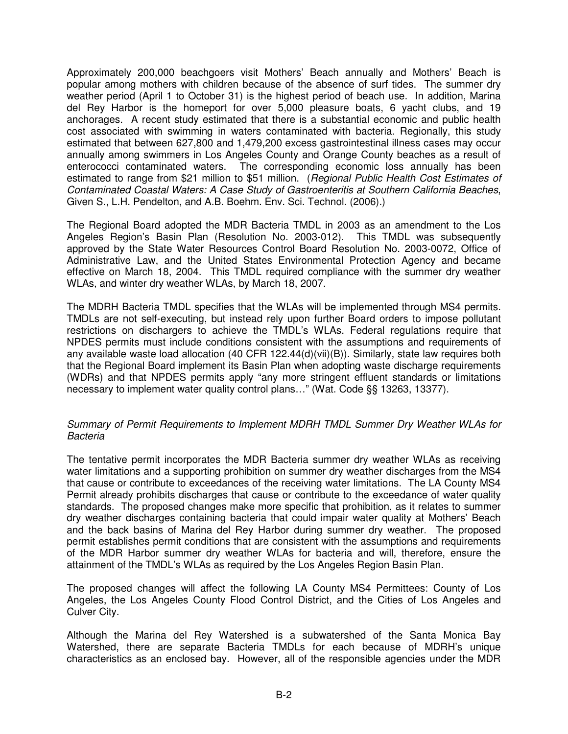Approximately 200,000 beachgoers visit Mothers' Beach annually and Mothers' Beach is popular among mothers with children because of the absence of surf tides. The summer dry weather period (April 1 to October 31) is the highest period of beach use. In addition, Marina del Rey Harbor is the homeport for over 5,000 pleasure boats, 6 yacht clubs, and 19 anchorages. A recent study estimated that there is a substantial economic and public health cost associated with swimming in waters contaminated with bacteria. Regionally, this study estimated that between 627,800 and 1,479,200 excess gastrointestinal illness cases may occur annually among swimmers in Los Angeles County and Orange County beaches as a result of enterococci contaminated waters. The corresponding economic loss annually has been estimated to range from $21 million to $51 million. (*Regional Public Health Cost Estimates of Contaminated Coastal Waters: A Case Study of Gastroenteritis at Southern California Beaches*, Given S., L.H. Pendelton, and A.B. Boehm. Env. Sci. Technol. (2006).)

The Regional Board adopted the MDR Bacteria TMDL in 2003 as an amendment to the Los Angeles Region's Basin Plan (Resolution No. 2003-012). This TMDL was subsequently approved by the State Water Resources Control Board Resolution No. 2003-0072, Office of Administrative Law, and the United States Environmental Protection Agency and became effective on March 18, 2004. This TMDL required compliance with the summer dry weather WLAs, and winter dry weather WLAs, by March 18, 2007.

The MDRH Bacteria TMDL specifies that the WLAs will be implemented through MS4 permits. TMDLs are not self-executing, but instead rely upon further Board orders to impose pollutant restrictions on dischargers to achieve the TMDL's WLAs. Federal regulations require that NPDES permits must include conditions consistent with the assumptions and requirements of any available waste load allocation (40 CFR 122.44(d)(vii)(B)). Similarly, state law requires both that the Regional Board implement its Basin Plan when adopting waste discharge requirements (WDRs) and that NPDES permits apply "any more stringent effluent standards or limitations necessary to implement water quality control plans…" (Wat. Code §§ 13263, 13377).

*Summary of Permit Requirements to Implement MDRH TMDL Summer Dry Weather WLAs for Bacteria*

The tentative permit incorporates the MDR Bacteria summer dry weather WLAs as receiving water limitations and a supporting prohibition on summer dry weather discharges from the MS4 that cause or contribute to exceedances of the receiving water limitations. The LA County MS4 Permit already prohibits discharges that cause or contribute to the exceedance of water quality standards. The proposed changes make more specific that prohibition, as it relates to summer dry weather discharges containing bacteria that could impair water quality at Mothers' Beach and the back basins of Marina del Rey Harbor during summer dry weather. The proposed permit establishes permit conditions that are consistent with the assumptions and requirements of the MDR Harbor summer dry weather WLAs for bacteria and will, therefore, ensure the attainment of the TMDL's WLAs as required by the Los Angeles Region Basin Plan.

The proposed changes will affect the following LA County MS4 Permittees: County of Los Angeles, the Los Angeles County Flood Control District, and the Cities of Los Angeles and Culver City.

Although the Marina del Rey Watershed is a subwatershed of the Santa Monica Bay Watershed, there are separate Bacteria TMDLs for each because of MDRH's unique characteristics as an enclosed bay. However, all of the responsible agencies under the MDR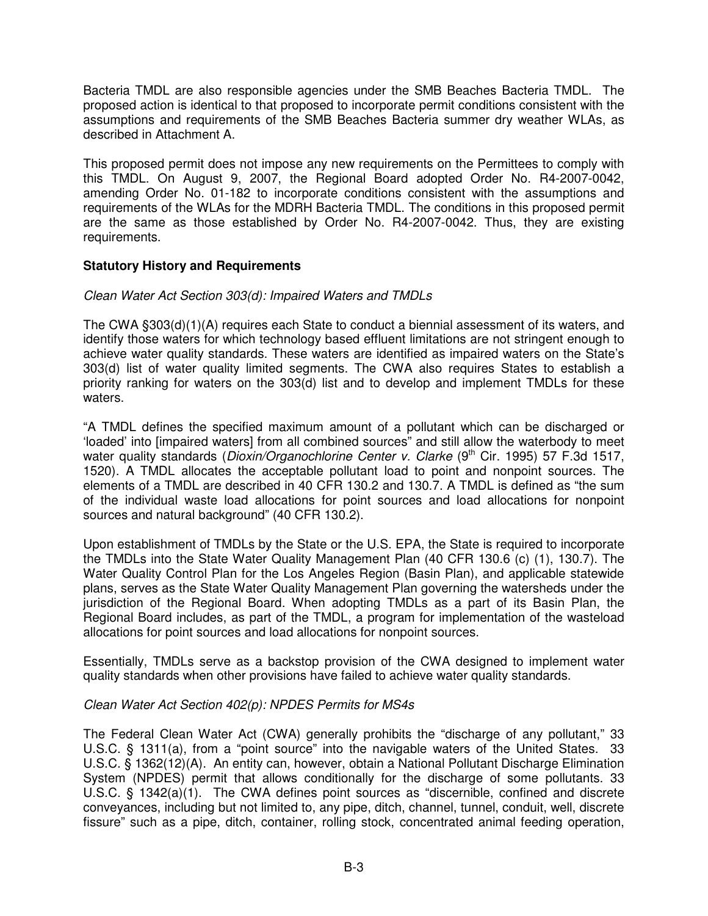Bacteria TMDL are also responsible agencies under the SMB Beaches Bacteria TMDL. The proposed action is identical to that proposed to incorporate permit conditions consistent with the assumptions and requirements of the SMB Beaches Bacteria summer dry weather WLAs, as described in Attachment A.

This proposed permit does not impose any new requirements on the Permittees to comply with this TMDL. On August 9, 2007, the Regional Board adopted Order No. R4-2007-0042, amending Order No. 01-182 to incorporate conditions consistent with the assumptions and requirements of the WLAs for the MDRH Bacteria TMDL. The conditions in this proposed permit are the same as those established by Order No. R4-2007-0042. Thus, they are existing requirements.

**Statutory History and Requirements**

*Clean Water Act Section 303(d): Impaired Waters and TMDLs*

The CWA §303(d)(1)(A) requires each State to conduct a biennial assessment of its waters, and identify those waters for which technology based effluent limitations are not stringent enough to achieve water quality standards. These waters are identified as impaired waters on the State's 303(d) list of water quality limited segments. The CWA also requires States to establish a priority ranking for waters on the 303(d) list and to develop and implement TMDLs for these waters.

"A TMDL defines the specified maximum amount of a pollutant which can be discharged or 'loaded' into [impaired waters] from all combined sources" and still allow the waterbody to meet water quality standards (*Dioxin/Organochlorine Center v. Clarke* (9th Cir. 1995) 57 F.3d 1517, 1520). A TMDL allocates the acceptable pollutant load to point and nonpoint sources. The elements of a TMDL are described in 40 CFR 130.2 and 130.7. A TMDL is defined as "the sum of the individual waste load allocations for point sources and load allocations for nonpoint sources and natural background" (40 CFR 130.2).

Upon establishment of TMDLs by the State or the U.S. EPA, the State is required to incorporate the TMDLs into the State Water Quality Management Plan (40 CFR 130.6 (c) (1), 130.7). The Water Quality Control Plan for the Los Angeles Region (Basin Plan), and applicable statewide plans, serves as the State Water Quality Management Plan governing the watersheds under the jurisdiction of the Regional Board. When adopting TMDLs as a part of its Basin Plan, the Regional Board includes, as part of the TMDL, a program for implementation of the wasteload allocations for point sources and load allocations for nonpoint sources.

Essentially, TMDLs serve as a backstop provision of the CWA designed to implement water quality standards when other provisions have failed to achieve water quality standards.

*Clean Water Act Section 402(p): NPDES Permits for MS4s*

The Federal Clean Water Act (CWA) generally prohibits the "discharge of any pollutant," 33 U.S.C. § 1311(a), from a "point source" into the navigable waters of the United States. 33 U.S.C. § 1362(12)(A). An entity can, however, obtain a National Pollutant Discharge Elimination System (NPDES) permit that allows conditionally for the discharge of some pollutants. 33 U.S.C. § 1342(a)(1). The CWA defines point sources as "discernible, confined and discrete conveyances, including but not limited to, any pipe, ditch, channel, tunnel, conduit, well, discrete fissure" such as a pipe, ditch, container, rolling stock, concentrated animal feeding operation,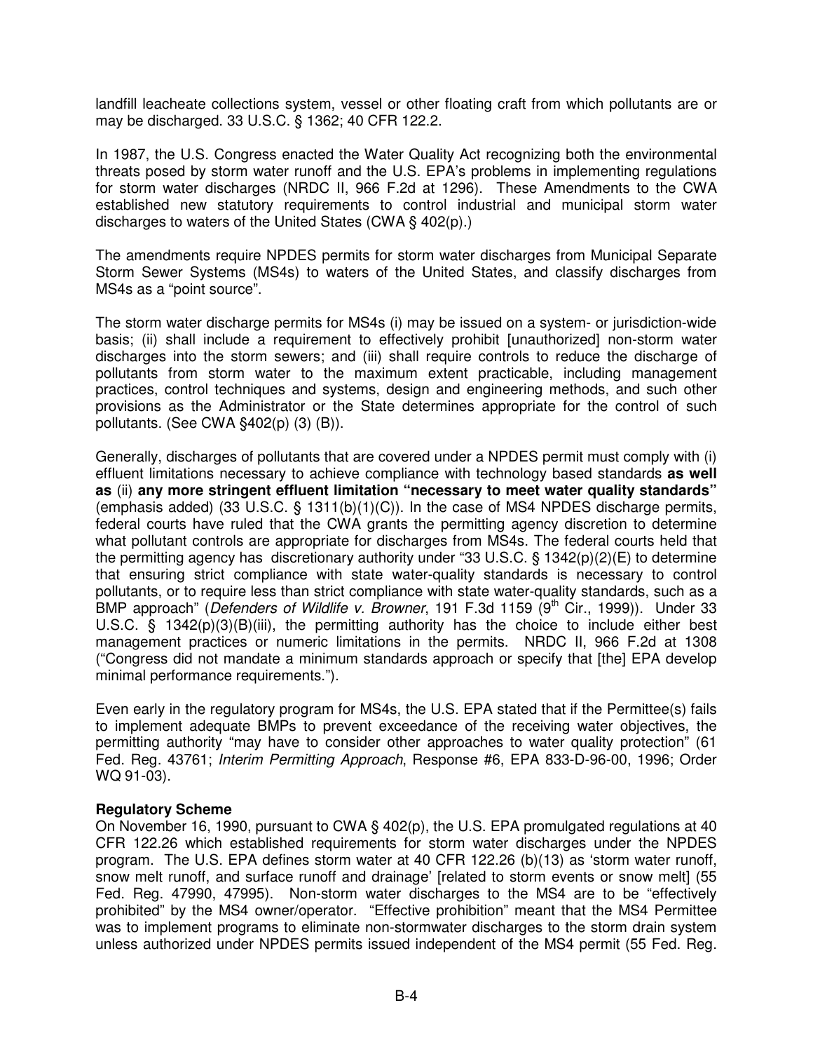landfill leacheate collections system, vessel or other floating craft from which pollutants are or may be discharged. 33 U.S.C. § 1362; 40 CFR 122.2.

In 1987, the U.S. Congress enacted the Water Quality Act recognizing both the environmental threats posed by storm water runoff and the U.S. EPA's problems in implementing regulations for storm water discharges (NRDC II, 966 F.2d at 1296). These Amendments to the CWA established new statutory requirements to control industrial and municipal storm water discharges to waters of the United States (CWA § 402(p).)

The amendments require NPDES permits for storm water discharges from Municipal Separate Storm Sewer Systems (MS4s) to waters of the United States, and classify discharges from MS4s as a "point source".

The storm water discharge permits for MS4s (i) may be issued on a system- or jurisdiction-wide basis; (ii) shall include a requirement to effectively prohibit [unauthorized] non-storm water discharges into the storm sewers; and (iii) shall require controls to reduce the discharge of pollutants from storm water to the maximum extent practicable, including management practices, control techniques and systems, design and engineering methods, and such other provisions as the Administrator or the State determines appropriate for the control of such pollutants. (See CWA §402(p) (3) (B)).

Generally, discharges of pollutants that are covered under a NPDES permit must comply with (i) effluent limitations necessary to achieve compliance with technology based standards **as well as** (ii) **any more stringent effluent limitation "necessary to meet water quality standards"** (emphasis added) (33 U.S.C. § 1311(b)(1)(C)). In the case of MS4 NPDES discharge permits, federal courts have ruled that the CWA grants the permitting agency discretion to determine what pollutant controls are appropriate for discharges from MS4s. The federal courts held that the permitting agency has discretionary authority under "33 U.S.C. § 1342(p)(2)(E) to determine that ensuring strict compliance with state water-quality standards is necessary to control pollutants, or to require less than strict compliance with state water-quality standards, such as a BMP approach" (*Defenders of Wildlife v. Browner*, 191 F.3d 1159 (9th Cir., 1999)). Under 33 U.S.C. § 1342(p)(3)(B)(iii), the permitting authority has the choice to include either best management practices or numeric limitations in the permits. NRDC II, 966 F.2d at 1308 ("Congress did not mandate a minimum standards approach or specify that [the] EPA develop minimal performance requirements.").

Even early in the regulatory program for MS4s, the U.S. EPA stated that if the Permittee(s) fails to implement adequate BMPs to prevent exceedance of the receiving water objectives, the permitting authority "may have to consider other approaches to water quality protection" (61 Fed. Reg. 43761; *Interim Permitting Approach*, Response #6, EPA 833-D-96-00, 1996; Order WQ 91-03).

**Regulatory Scheme**

On November 16, 1990, pursuant to CWA § 402(p), the U.S. EPA promulgated regulations at 40 CFR 122.26 which established requirements for storm water discharges under the NPDES program. The U.S. EPA defines storm water at 40 CFR 122.26 (b)(13) as 'storm water runoff, snow melt runoff, and surface runoff and drainage' [related to storm events or snow melt] (55 Fed. Reg. 47990, 47995). Non-storm water discharges to the MS4 are to be "effectively prohibited" by the MS4 owner/operator. "Effective prohibition" meant that the MS4 Permittee was to implement programs to eliminate non-stormwater discharges to the storm drain system unless authorized under NPDES permits issued independent of the MS4 permit (55 Fed. Reg.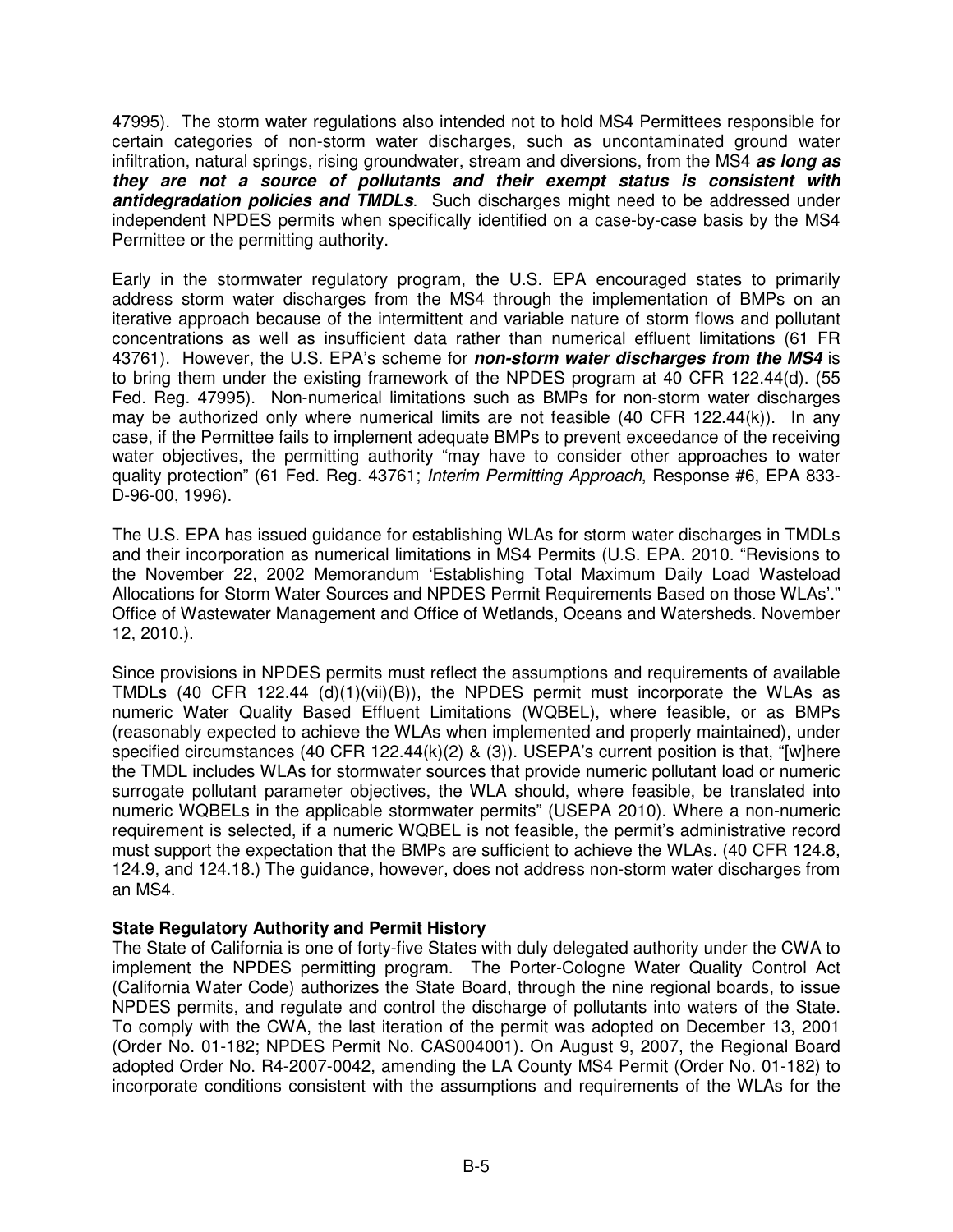47995). The storm water regulations also intended not to hold MS4 Permittees responsible for certain categories of non-storm water discharges, such as uncontaminated ground water infiltration, natural springs, rising groundwater, stream and diversions, from the MS4 ***as long as they are not a source of pollutants and their exempt status is consistent with antidegradation policies and TMDLs***. Such discharges might need to be addressed under independent NPDES permits when specifically identified on a case-by-case basis by the MS4 Permittee or the permitting authority.

Early in the stormwater regulatory program, the U.S. EPA encouraged states to primarily address storm water discharges from the MS4 through the implementation of BMPs on an iterative approach because of the intermittent and variable nature of storm flows and pollutant concentrations as well as insufficient data rather than numerical effluent limitations (61 FR 43761). However, the U.S. EPA's scheme for ***non-storm water discharges from the MS4*** is to bring them under the existing framework of the NPDES program at 40 CFR 122.44(d). (55 Fed. Reg. 47995). Non-numerical limitations such as BMPs for non-storm water discharges may be authorized only where numerical limits are not feasible (40 CFR 122.44(k)). In any case, if the Permittee fails to implement adequate BMPs to prevent exceedance of the receiving water objectives, the permitting authority "may have to consider other approaches to water quality protection" (61 Fed. Reg. 43761; *Interim Permitting Approach*, Response #6, EPA 833-D-96-00, 1996).

The U.S. EPA has issued guidance for establishing WLAs for storm water discharges in TMDLs and their incorporation as numerical limitations in MS4 Permits (U.S. EPA. 2010. "Revisions to the November 22, 2002 Memorandum 'Establishing Total Maximum Daily Load Wasteload Allocations for Storm Water Sources and NPDES Permit Requirements Based on those WLAs'." Office of Wastewater Management and Office of Wetlands, Oceans and Watersheds. November 12, 2010.).

Since provisions in NPDES permits must reflect the assumptions and requirements of available TMDLs (40 CFR 122.44 (d)(1)(vii)(B)), the NPDES permit must incorporate the WLAs as numeric Water Quality Based Effluent Limitations (WQBEL), where feasible, or as BMPs (reasonably expected to achieve the WLAs when implemented and properly maintained), under specified circumstances (40 CFR 122.44(k)(2) & (3)). USEPA's current position is that, "[w]here the TMDL includes WLAs for stormwater sources that provide numeric pollutant load or numeric surrogate pollutant parameter objectives, the WLA should, where feasible, be translated into numeric WQBELs in the applicable stormwater permits" (USEPA 2010). Where a non-numeric requirement is selected, if a numeric WQBEL is not feasible, the permit's administrative record must support the expectation that the BMPs are sufficient to achieve the WLAs. (40 CFR 124.8, 124.9, and 124.18.) The guidance, however, does not address non-storm water discharges from an MS4.

**State Regulatory Authority and Permit History**

The State of California is one of forty-five States with duly delegated authority under the CWA to implement the NPDES permitting program. The Porter-Cologne Water Quality Control Act (California Water Code) authorizes the State Board, through the nine regional boards, to issue NPDES permits, and regulate and control the discharge of pollutants into waters of the State. To comply with the CWA, the last iteration of the permit was adopted on December 13, 2001 (Order No. 01-182; NPDES Permit No. CAS004001). On August 9, 2007, the Regional Board adopted Order No. R4-2007-0042, amending the LA County MS4 Permit (Order No. 01-182) to incorporate conditions consistent with the assumptions and requirements of the WLAs for the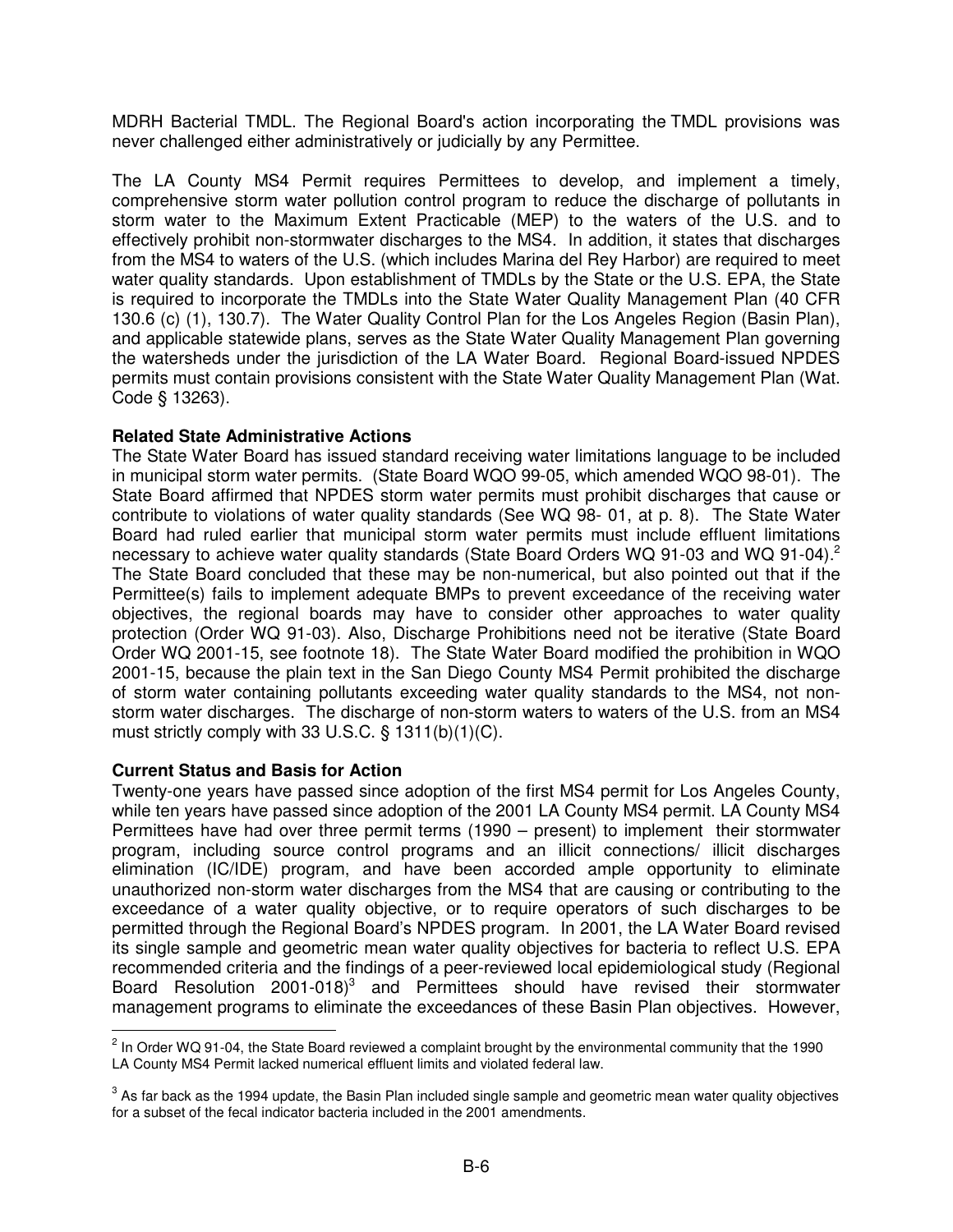MDRH Bacterial TMDL. The Regional Board's action incorporating the TMDL provisions was never challenged either administratively or judicially by any Permittee.

The LA County MS4 Permit requires Permittees to develop, and implement a timely, comprehensive storm water pollution control program to reduce the discharge of pollutants in storm water to the Maximum Extent Practicable (MEP) to the waters of the U.S. and to effectively prohibit non-stormwater discharges to the MS4. In addition, it states that discharges from the MS4 to waters of the U.S. (which includes Marina del Rey Harbor) are required to meet water quality standards. Upon establishment of TMDLs by the State or the U.S. EPA, the State is required to incorporate the TMDLs into the State Water Quality Management Plan (40 CFR 130.6 (c) (1), 130.7). The Water Quality Control Plan for the Los Angeles Region (Basin Plan), and applicable statewide plans, serves as the State Water Quality Management Plan governing the watersheds under the jurisdiction of the LA Water Board. Regional Board-issued NPDES permits must contain provisions consistent with the State Water Quality Management Plan (Wat. Code § 13263).

**Related State Administrative Actions**

The State Water Board has issued standard receiving water limitations language to be included in municipal storm water permits. (State Board WQO 99-05, which amended WQO 98-01). The State Board affirmed that NPDES storm water permits must prohibit discharges that cause or contribute to violations of water quality standards (See WQ 98- 01, at p. 8). The State Water Board had ruled earlier that municipal storm water permits must include effluent limitations necessary to achieve water quality standards (State Board Orders WQ 91-03 and WQ 91-04).[2] The State Board concluded that these may be non-numerical, but also pointed out that if the Permittee(s) fails to implement adequate BMPs to prevent exceedance of the receiving water objectives, the regional boards may have to consider other approaches to water quality protection (Order WQ 91-03). Also, Discharge Prohibitions need not be iterative (State Board Order WQ 2001-15, see footnote 18). The State Water Board modified the prohibition in WQO 2001-15, because the plain text in the San Diego County MS4 Permit prohibited the discharge of storm water containing pollutants exceeding water quality standards to the MS4, not non-storm water discharges. The discharge of non-storm waters to waters of the U.S. from an MS4 must strictly comply with 33 U.S.C. § 1311(b)(1)(C).

**Current Status and Basis for Action**

Twenty-one years have passed since adoption of the first MS4 permit for Los Angeles County, while ten years have passed since adoption of the 2001 LA County MS4 permit. LA County MS4 Permittees have had over three permit terms (1990 – present) to implement their stormwater program, including source control programs and an illicit connections/ illicit discharges elimination (IC/IDE) program, and have been accorded ample opportunity to eliminate unauthorized non-storm water discharges from the MS4 that are causing or contributing to the exceedance of a water quality objective, or to require operators of such discharges to be permitted through the Regional Board's NPDES program. In 2001, the LA Water Board revised its single sample and geometric mean water quality objectives for bacteria to reflect U.S. EPA recommended criteria and the findings of a peer-reviewed local epidemiological study (Regional Board Resolution 2001-018)[3] and Permittees should have revised their stormwater management programs to eliminate the exceedances of these Basin Plan objectives. However,

---

[2] In Order WQ 91-04, the State Board reviewed a complaint brought by the environmental community that the 1990 LA County MS4 Permit lacked numerical effluent limits and violated federal law.

[3] As far back as the 1994 update, the Basin Plan included single sample and geometric mean water quality objectives for a subset of the fecal indicator bacteria included in the 2001 amendments.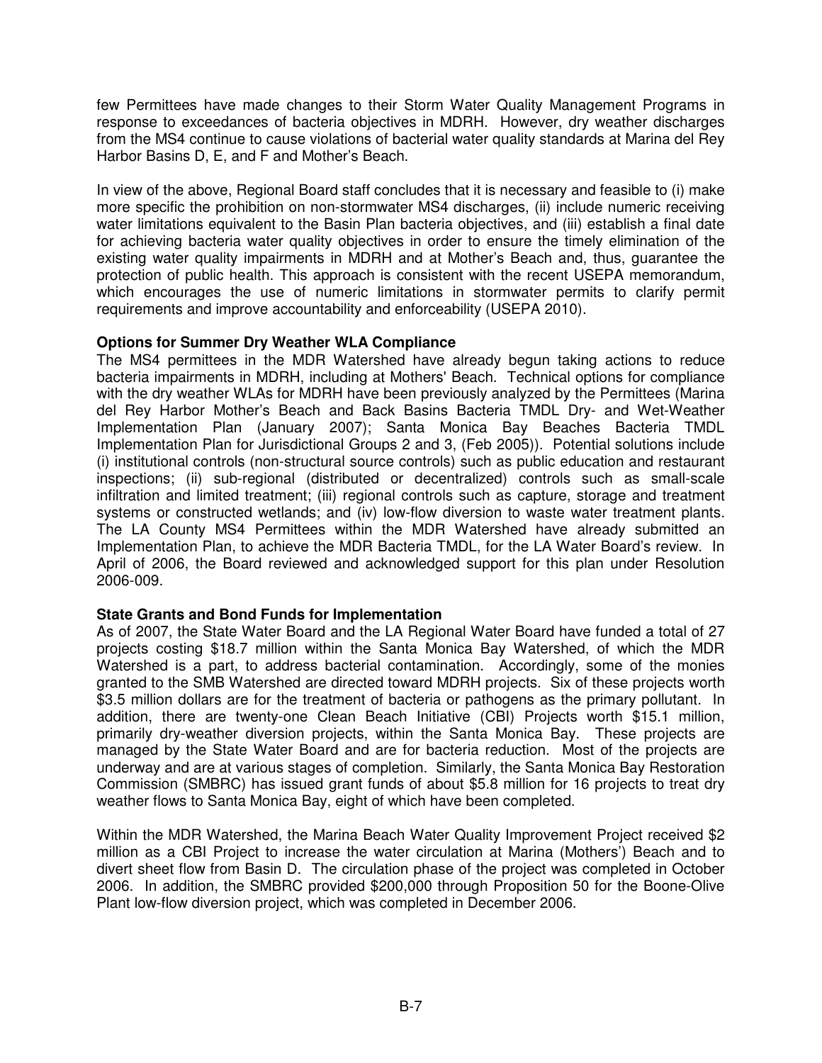few Permittees have made changes to their Storm Water Quality Management Programs in response to exceedances of bacteria objectives in MDRH. However, dry weather discharges from the MS4 continue to cause violations of bacterial water quality standards at Marina del Rey Harbor Basins D, E, and F and Mother's Beach.

In view of the above, Regional Board staff concludes that it is necessary and feasible to (i) make more specific the prohibition on non-stormwater MS4 discharges, (ii) include numeric receiving water limitations equivalent to the Basin Plan bacteria objectives, and (iii) establish a final date for achieving bacteria water quality objectives in order to ensure the timely elimination of the existing water quality impairments in MDRH and at Mother's Beach and, thus, guarantee the protection of public health. This approach is consistent with the recent USEPA memorandum, which encourages the use of numeric limitations in stormwater permits to clarify permit requirements and improve accountability and enforceability (USEPA 2010).

**Options for Summer Dry Weather WLA Compliance**

The MS4 permittees in the MDR Watershed have already begun taking actions to reduce bacteria impairments in MDRH, including at Mothers' Beach. Technical options for compliance with the dry weather WLAs for MDRH have been previously analyzed by the Permittees (Marina del Rey Harbor Mother's Beach and Back Basins Bacteria TMDL Dry- and Wet-Weather Implementation Plan (January 2007); Santa Monica Bay Beaches Bacteria TMDL Implementation Plan for Jurisdictional Groups 2 and 3, (Feb 2005)). Potential solutions include (i) institutional controls (non-structural source controls) such as public education and restaurant inspections; (ii) sub-regional (distributed or decentralized) controls such as small-scale infiltration and limited treatment; (iii) regional controls such as capture, storage and treatment systems or constructed wetlands; and (iv) low-flow diversion to waste water treatment plants. The LA County MS4 Permittees within the MDR Watershed have already submitted an Implementation Plan, to achieve the MDR Bacteria TMDL, for the LA Water Board's review. In April of 2006, the Board reviewed and acknowledged support for this plan under Resolution 2006-009.

**State Grants and Bond Funds for Implementation**

As of 2007, the State Water Board and the LA Regional Water Board have funded a total of 27 projects costing $18.7 million within the Santa Monica Bay Watershed, of which the MDR Watershed is a part, to address bacterial contamination. Accordingly, some of the monies granted to the SMB Watershed are directed toward MDRH projects. Six of these projects worth $3.5 million dollars are for the treatment of bacteria or pathogens as the primary pollutant. In addition, there are twenty-one Clean Beach Initiative (CBI) Projects worth $15.1 million, primarily dry-weather diversion projects, within the Santa Monica Bay. These projects are managed by the State Water Board and are for bacteria reduction. Most of the projects are underway and are at various stages of completion. Similarly, the Santa Monica Bay Restoration Commission (SMBRC) has issued grant funds of about $5.8 million for 16 projects to treat dry weather flows to Santa Monica Bay, eight of which have been completed.

Within the MDR Watershed, the Marina Beach Water Quality Improvement Project received $2 million as a CBI Project to increase the water circulation at Marina (Mothers') Beach and to divert sheet flow from Basin D. The circulation phase of the project was completed in October 2006. In addition, the SMBRC provided $200,000 through Proposition 50 for the Boone-Olive Plant low-flow diversion project, which was completed in December 2006.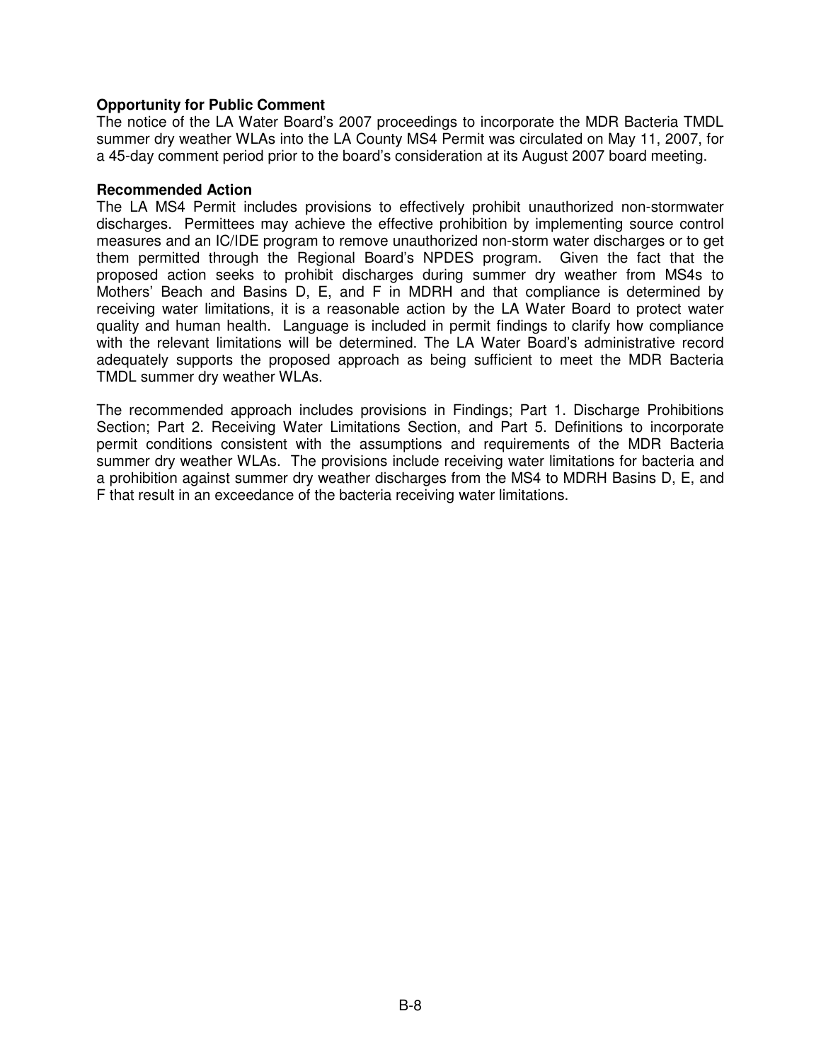**Opportunity for Public Comment**

The notice of the LA Water Board's 2007 proceedings to incorporate the MDR Bacteria TMDL summer dry weather WLAs into the LA County MS4 Permit was circulated on May 11, 2007, for a 45-day comment period prior to the board's consideration at its August 2007 board meeting.

**Recommended Action**

The LA MS4 Permit includes provisions to effectively prohibit unauthorized non-stormwater discharges. Permittees may achieve the effective prohibition by implementing source control measures and an IC/IDE program to remove unauthorized non-storm water discharges or to get them permitted through the Regional Board's NPDES program. Given the fact that the proposed action seeks to prohibit discharges during summer dry weather from MS4s to Mothers' Beach and Basins D, E, and F in MDRH and that compliance is determined by receiving water limitations, it is a reasonable action by the LA Water Board to protect water quality and human health. Language is included in permit findings to clarify how compliance with the relevant limitations will be determined. The LA Water Board's administrative record adequately supports the proposed approach as being sufficient to meet the MDR Bacteria TMDL summer dry weather WLAs.

The recommended approach includes provisions in Findings; Part 1. Discharge Prohibitions Section; Part 2. Receiving Water Limitations Section, and Part 5. Definitions to incorporate permit conditions consistent with the assumptions and requirements of the MDR Bacteria summer dry weather WLAs. The provisions include receiving water limitations for bacteria and a prohibition against summer dry weather discharges from the MS4 to MDRH Basins D, E, and F that result in an exceedance of the bacteria receiving water limitations.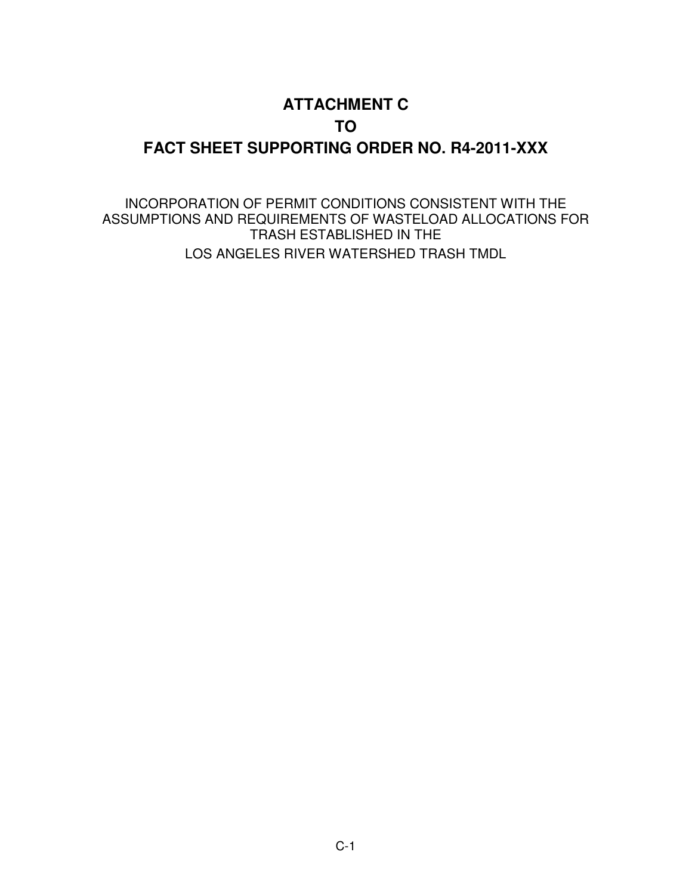# ATTACHMENT C

# TO

# FACT SHEET SUPPORTING ORDER NO. R4-2011-XXX

INCORPORATION OF PERMIT CONDITIONS CONSISTENT WITH THE ASSUMPTIONS AND REQUIREMENTS OF WASTELOAD ALLOCATIONS FOR TRASH ESTABLISHED IN THE

LOS ANGELES RIVER WATERSHED TRASH TMDL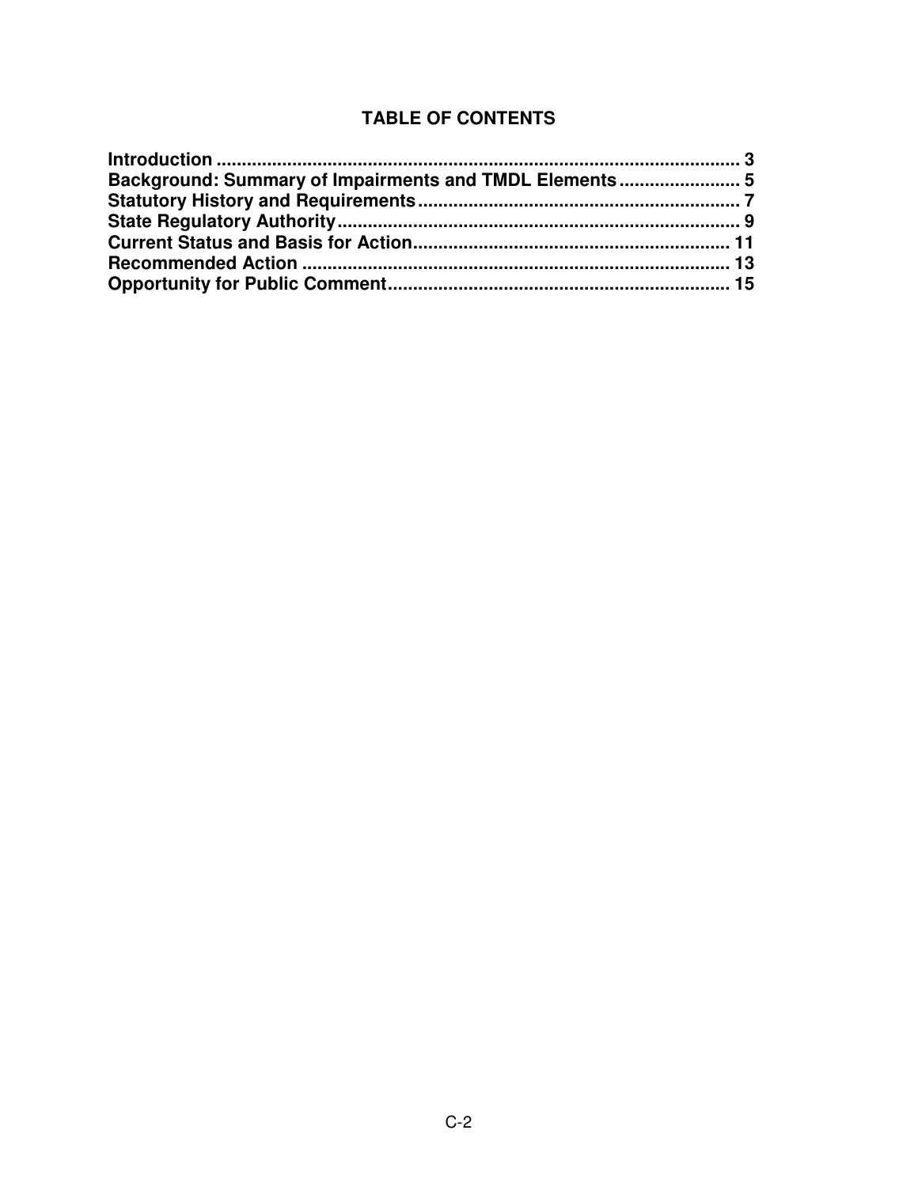## TABLE OF CONTENTS

**Introduction ........................................................................................... 3**
**Background: Summary of Impairments and TMDL Elements ....................... 5**
**Statutory History and Requirements .............................................................. 7**
**State Regulatory Authority .............................................................................. 9**
**Current Status and Basis for Action ............................................................. 11**
**Recommended Action ................................................................................... 13**
**Opportunity for Public Comment ................................................................... 15**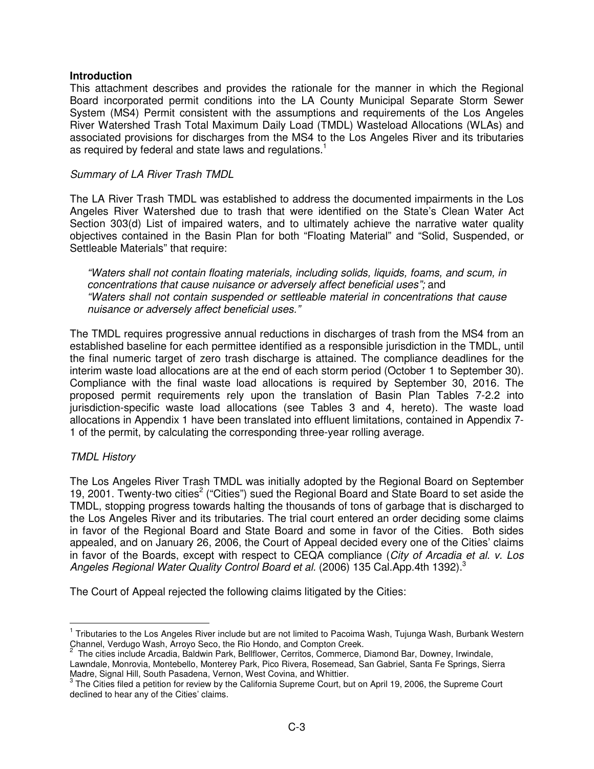**Introduction**

This attachment describes and provides the rationale for the manner in which the Regional Board incorporated permit conditions into the LA County Municipal Separate Storm Sewer System (MS4) Permit consistent with the assumptions and requirements of the Los Angeles River Watershed Trash Total Maximum Daily Load (TMDL) Wasteload Allocations (WLAs) and associated provisions for discharges from the MS4 to the Los Angeles River and its tributaries as required by federal and state laws and regulations.[1]

*Summary of LA River Trash TMDL*

The LA River Trash TMDL was established to address the documented impairments in the Los Angeles River Watershed due to trash that were identified on the State's Clean Water Act Section 303(d) List of impaired waters, and to ultimately achieve the narrative water quality objectives contained in the Basin Plan for both "Floating Material" and "Solid, Suspended, or Settleable Materials" that require:

> *"Waters shall not contain floating materials, including solids, liquids, foams, and scum, in concentrations that cause nuisance or adversely affect beneficial uses";* and
> *"Waters shall not contain suspended or settleable material in concentrations that cause nuisance or adversely affect beneficial uses."*

The TMDL requires progressive annual reductions in discharges of trash from the MS4 from an established baseline for each permittee identified as a responsible jurisdiction in the TMDL, until the final numeric target of zero trash discharge is attained. The compliance deadlines for the interim waste load allocations are at the end of each storm period (October 1 to September 30). Compliance with the final waste load allocations is required by September 30, 2016. The proposed permit requirements rely upon the translation of Basin Plan Tables 7-2.2 into jurisdiction-specific waste load allocations (see Tables 3 and 4, hereto). The waste load allocations in Appendix 1 have been translated into effluent limitations, contained in Appendix 7-1 of the permit, by calculating the corresponding three-year rolling average.

*TMDL History*

The Los Angeles River Trash TMDL was initially adopted by the Regional Board on September 19, 2001. Twenty-two cities[2] ("Cities") sued the Regional Board and State Board to set aside the TMDL, stopping progress towards halting the thousands of tons of garbage that is discharged to the Los Angeles River and its tributaries. The trial court entered an order deciding some claims in favor of the Regional Board and State Board and some in favor of the Cities. Both sides appealed, and on January 26, 2006, the Court of Appeal decided every one of the Cities' claims in favor of the Boards, except with respect to CEQA compliance (*City of Arcadia et al. v. Los Angeles Regional Water Quality Control Board et al.* (2006) 135 Cal.App.4th 1392).[3]

The Court of Appeal rejected the following claims litigated by the Cities:

---

[1] Tributaries to the Los Angeles River include but are not limited to Pacoima Wash, Tujunga Wash, Burbank Western Channel, Verdugo Wash, Arroyo Seco, the Rio Hondo, and Compton Creek.

[2] The cities include Arcadia, Baldwin Park, Bellflower, Cerritos, Commerce, Diamond Bar, Downey, Irwindale, Lawndale, Monrovia, Montebello, Monterey Park, Pico Rivera, Rosemead, San Gabriel, Santa Fe Springs, Sierra Madre, Signal Hill, South Pasadena, Vernon, West Covina, and Whittier.

[3] The Cities filed a petition for review by the California Supreme Court, but on April 19, 2006, the Supreme Court declined to hear any of the Cities' claims.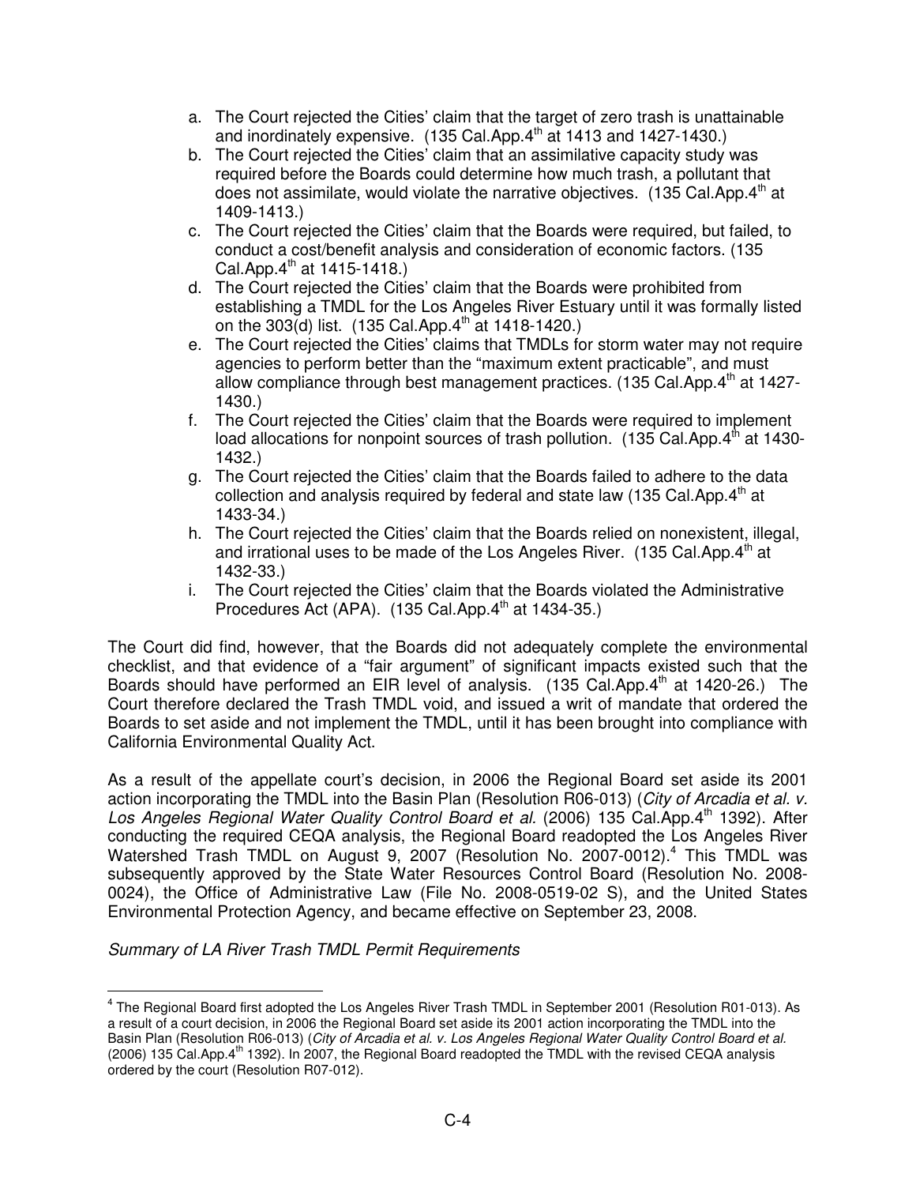a. The Court rejected the Cities' claim that the target of zero trash is unattainable and inordinately expensive. (135 Cal.App.4th at 1413 and 1427-1430.)
b. The Court rejected the Cities' claim that an assimilative capacity study was required before the Boards could determine how much trash, a pollutant that does not assimilate, would violate the narrative objectives. (135 Cal.App.4th at 1409-1413.)
c. The Court rejected the Cities' claim that the Boards were required, but failed, to conduct a cost/benefit analysis and consideration of economic factors. (135 Cal.App.4th at 1415-1418.)
d. The Court rejected the Cities' claim that the Boards were prohibited from establishing a TMDL for the Los Angeles River Estuary until it was formally listed on the 303(d) list. (135 Cal.App.4th at 1418-1420.)
e. The Court rejected the Cities' claims that TMDLs for storm water may not require agencies to perform better than the "maximum extent practicable", and must allow compliance through best management practices. (135 Cal.App.4th at 1427-1430.)
f. The Court rejected the Cities' claim that the Boards were required to implement load allocations for nonpoint sources of trash pollution. (135 Cal.App.4th at 1430-1432.)
g. The Court rejected the Cities' claim that the Boards failed to adhere to the data collection and analysis required by federal and state law (135 Cal.App.4th at 1433-34.)
h. The Court rejected the Cities' claim that the Boards relied on nonexistent, illegal, and irrational uses to be made of the Los Angeles River. (135 Cal.App.4th at 1432-33.)
i. The Court rejected the Cities' claim that the Boards violated the Administrative Procedures Act (APA). (135 Cal.App.4th at 1434-35.)

The Court did find, however, that the Boards did not adequately complete the environmental checklist, and that evidence of a "fair argument" of significant impacts existed such that the Boards should have performed an EIR level of analysis. (135 Cal.App.4th at 1420-26.) The Court therefore declared the Trash TMDL void, and issued a writ of mandate that ordered the Boards to set aside and not implement the TMDL, until it has been brought into compliance with California Environmental Quality Act.

As a result of the appellate court's decision, in 2006 the Regional Board set aside its 2001 action incorporating the TMDL into the Basin Plan (Resolution R06-013) (*City of Arcadia et al. v. Los Angeles Regional Water Quality Control Board et al.* (2006) 135 Cal.App.4th 1392). After conducting the required CEQA analysis, the Regional Board readopted the Los Angeles River Watershed Trash TMDL on August 9, 2007 (Resolution No. 2007-0012).[4] This TMDL was subsequently approved by the State Water Resources Control Board (Resolution No. 2008-0024), the Office of Administrative Law (File No. 2008-0519-02 S), and the United States Environmental Protection Agency, and became effective on September 23, 2008.

*Summary of LA River Trash TMDL Permit Requirements*

[4] The Regional Board first adopted the Los Angeles River Trash TMDL in September 2001 (Resolution R01-013). As a result of a court decision, in 2006 the Regional Board set aside its 2001 action incorporating the TMDL into the Basin Plan (Resolution R06-013) (*City of Arcadia et al. v. Los Angeles Regional Water Quality Control Board et al.* (2006) 135 Cal.App.4th 1392). In 2007, the Regional Board readopted the TMDL with the revised CEQA analysis ordered by the court (Resolution R07-012).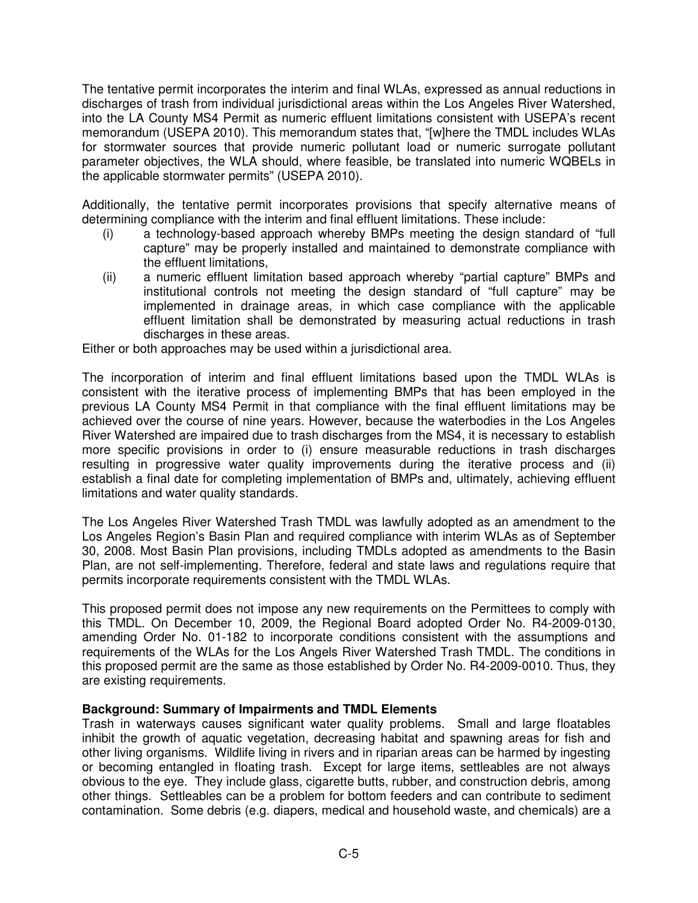The tentative permit incorporates the interim and final WLAs, expressed as annual reductions in discharges of trash from individual jurisdictional areas within the Los Angeles River Watershed, into the LA County MS4 Permit as numeric effluent limitations consistent with USEPA's recent memorandum (USEPA 2010). This memorandum states that, "[w]here the TMDL includes WLAs for stormwater sources that provide numeric pollutant load or numeric surrogate pollutant parameter objectives, the WLA should, where feasible, be translated into numeric WQBELs in the applicable stormwater permits" (USEPA 2010).

Additionally, the tentative permit incorporates provisions that specify alternative means of determining compliance with the interim and final effluent limitations. These include:

(i) a technology-based approach whereby BMPs meeting the design standard of "full capture" may be properly installed and maintained to demonstrate compliance with the effluent limitations,

(ii) a numeric effluent limitation based approach whereby "partial capture" BMPs and institutional controls not meeting the design standard of "full capture" may be implemented in drainage areas, in which case compliance with the applicable effluent limitation shall be demonstrated by measuring actual reductions in trash discharges in these areas.

Either or both approaches may be used within a jurisdictional area.

The incorporation of interim and final effluent limitations based upon the TMDL WLAs is consistent with the iterative process of implementing BMPs that has been employed in the previous LA County MS4 Permit in that compliance with the final effluent limitations may be achieved over the course of nine years. However, because the waterbodies in the Los Angeles River Watershed are impaired due to trash discharges from the MS4, it is necessary to establish more specific provisions in order to (i) ensure measurable reductions in trash discharges resulting in progressive water quality improvements during the iterative process and (ii) establish a final date for completing implementation of BMPs and, ultimately, achieving effluent limitations and water quality standards.

The Los Angeles River Watershed Trash TMDL was lawfully adopted as an amendment to the Los Angeles Region's Basin Plan and required compliance with interim WLAs as of September 30, 2008. Most Basin Plan provisions, including TMDLs adopted as amendments to the Basin Plan, are not self-implementing. Therefore, federal and state laws and regulations require that permits incorporate requirements consistent with the TMDL WLAs.

This proposed permit does not impose any new requirements on the Permittees to comply with this TMDL. On December 10, 2009, the Regional Board adopted Order No. R4-2009-0130, amending Order No. 01-182 to incorporate conditions consistent with the assumptions and requirements of the WLAs for the Los Angels River Watershed Trash TMDL. The conditions in this proposed permit are the same as those established by Order No. R4-2009-0010. Thus, they are existing requirements.

**Background: Summary of Impairments and TMDL Elements**

Trash in waterways causes significant water quality problems. Small and large floatables inhibit the growth of aquatic vegetation, decreasing habitat and spawning areas for fish and other living organisms. Wildlife living in rivers and in riparian areas can be harmed by ingesting or becoming entangled in floating trash. Except for large items, settleables are not always obvious to the eye. They include glass, cigarette butts, rubber, and construction debris, among other things. Settleables can be a problem for bottom feeders and can contribute to sediment contamination. Some debris (e.g. diapers, medical and household waste, and chemicals) are a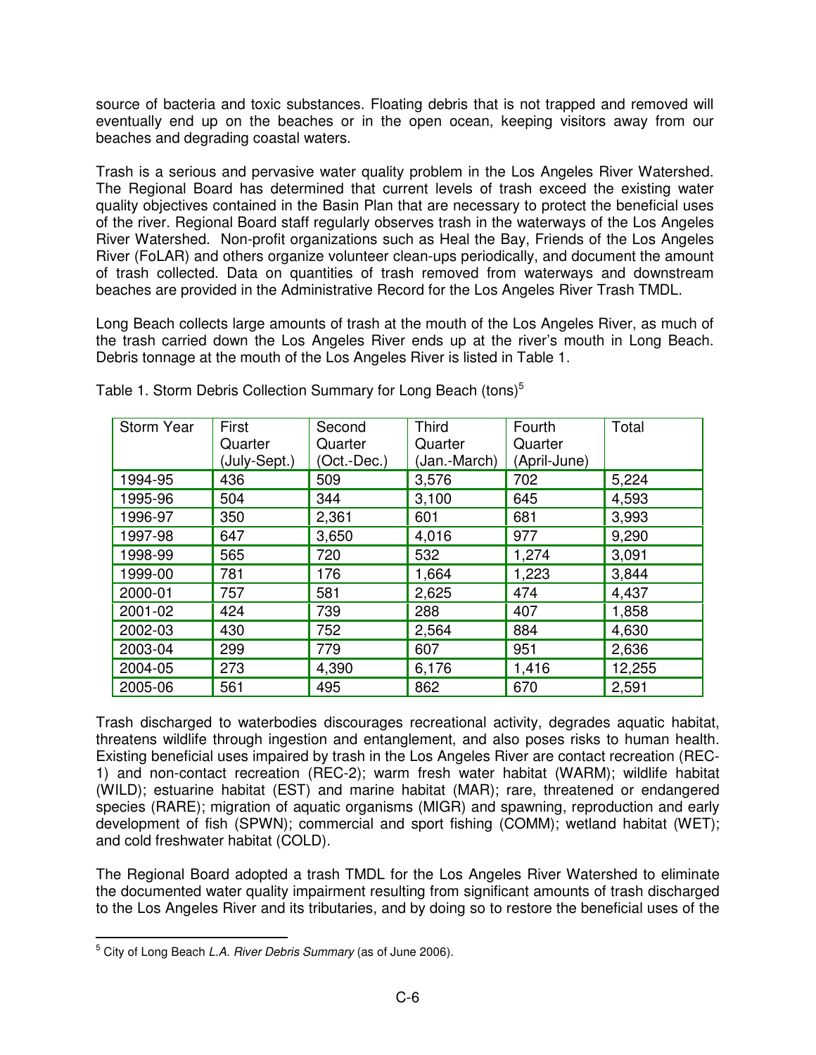source of bacteria and toxic substances. Floating debris that is not trapped and removed will eventually end up on the beaches or in the open ocean, keeping visitors away from our beaches and degrading coastal waters.

Trash is a serious and pervasive water quality problem in the Los Angeles River Watershed. The Regional Board has determined that current levels of trash exceed the existing water quality objectives contained in the Basin Plan that are necessary to protect the beneficial uses of the river. Regional Board staff regularly observes trash in the waterways of the Los Angeles River Watershed. Non-profit organizations such as Heal the Bay, Friends of the Los Angeles River (FoLAR) and others organize volunteer clean-ups periodically, and document the amount of trash collected. Data on quantities of trash removed from waterways and downstream beaches are provided in the Administrative Record for the Los Angeles River Trash TMDL.

Long Beach collects large amounts of trash at the mouth of the Los Angeles River, as much of the trash carried down the Los Angeles River ends up at the river's mouth in Long Beach. Debris tonnage at the mouth of the Los Angeles River is listed in Table 1.

Table 1. Storm Debris Collection Summary for Long Beach (tons)[5]

| Storm Year | First Quarter (July-Sept.) | Second Quarter (Oct.-Dec.) | Third Quarter (Jan.-March) | Fourth Quarter (April-June) | Total |
|---|---|---|---|---|---|
| 1994-95 | 436 | 509 | 3,576 | 702 | 5,224 |
| 1995-96 | 504 | 344 | 3,100 | 645 | 4,593 |
| 1996-97 | 350 | 2,361 | 601 | 681 | 3,993 |
| 1997-98 | 647 | 3,650 | 4,016 | 977 | 9,290 |
| 1998-99 | 565 | 720 | 532 | 1,274 | 3,091 |
| 1999-00 | 781 | 176 | 1,664 | 1,223 | 3,844 |
| 2000-01 | 757 | 581 | 2,625 | 474 | 4,437 |
| 2001-02 | 424 | 739 | 288 | 407 | 1,858 |
| 2002-03 | 430 | 752 | 2,564 | 884 | 4,630 |
| 2003-04 | 299 | 779 | 607 | 951 | 2,636 |
| 2004-05 | 273 | 4,390 | 6,176 | 1,416 | 12,255 |
| 2005-06 | 561 | 495 | 862 | 670 | 2,591 |

Trash discharged to waterbodies discourages recreational activity, degrades aquatic habitat, threatens wildlife through ingestion and entanglement, and also poses risks to human health. Existing beneficial uses impaired by trash in the Los Angeles River are contact recreation (REC-1) and non-contact recreation (REC-2); warm fresh water habitat (WARM); wildlife habitat (WILD); estuarine habitat (EST) and marine habitat (MAR); rare, threatened or endangered species (RARE); migration of aquatic organisms (MIGR) and spawning, reproduction and early development of fish (SPWN); commercial and sport fishing (COMM); wetland habitat (WET); and cold freshwater habitat (COLD).

The Regional Board adopted a trash TMDL for the Los Angeles River Watershed to eliminate the documented water quality impairment resulting from significant amounts of trash discharged to the Los Angeles River and its tributaries, and by doing so to restore the beneficial uses of the

[5] City of Long Beach *L.A. River Debris Summary* (as of June 2006).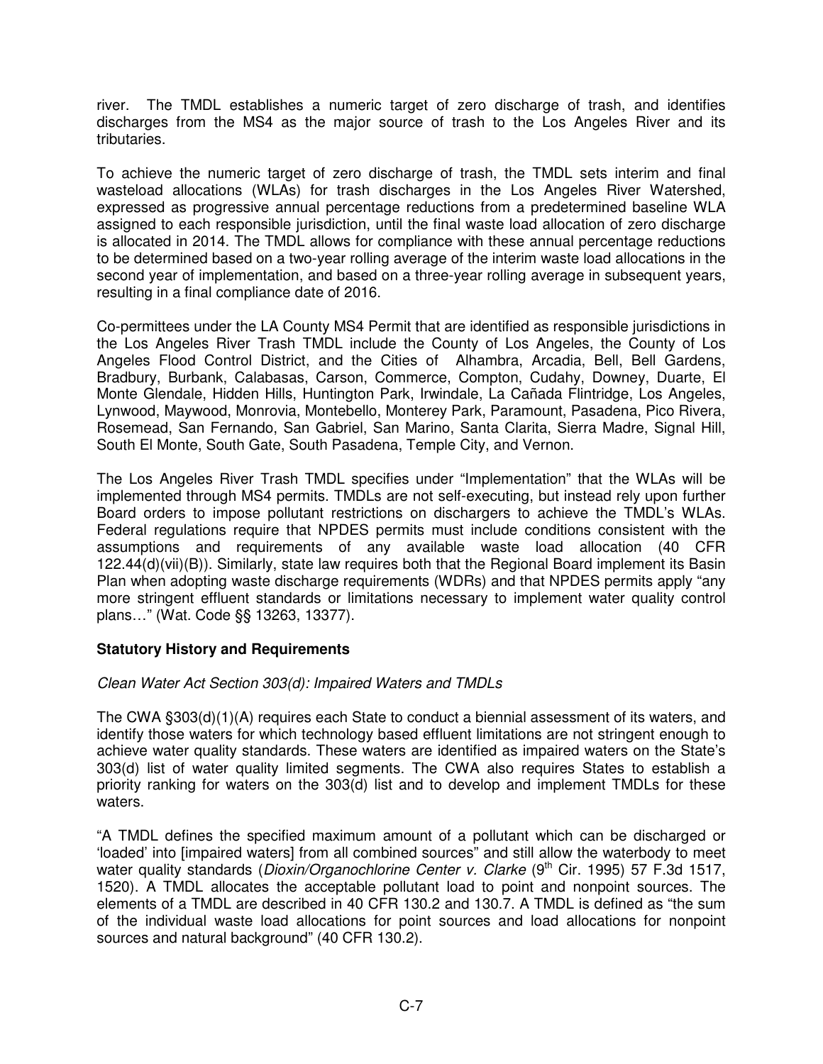river. The TMDL establishes a numeric target of zero discharge of trash, and identifies discharges from the MS4 as the major source of trash to the Los Angeles River and its tributaries.

To achieve the numeric target of zero discharge of trash, the TMDL sets interim and final wasteload allocations (WLAs) for trash discharges in the Los Angeles River Watershed, expressed as progressive annual percentage reductions from a predetermined baseline WLA assigned to each responsible jurisdiction, until the final waste load allocation of zero discharge is allocated in 2014. The TMDL allows for compliance with these annual percentage reductions to be determined based on a two-year rolling average of the interim waste load allocations in the second year of implementation, and based on a three-year rolling average in subsequent years, resulting in a final compliance date of 2016.

Co-permittees under the LA County MS4 Permit that are identified as responsible jurisdictions in the Los Angeles River Trash TMDL include the County of Los Angeles, the County of Los Angeles Flood Control District, and the Cities of Alhambra, Arcadia, Bell, Bell Gardens, Bradbury, Burbank, Calabasas, Carson, Commerce, Compton, Cudahy, Downey, Duarte, El Monte Glendale, Hidden Hills, Huntington Park, Irwindale, La Cañada Flintridge, Los Angeles, Lynwood, Maywood, Monrovia, Montebello, Monterey Park, Paramount, Pasadena, Pico Rivera, Rosemead, San Fernando, San Gabriel, San Marino, Santa Clarita, Sierra Madre, Signal Hill, South El Monte, South Gate, South Pasadena, Temple City, and Vernon.

The Los Angeles River Trash TMDL specifies under "Implementation" that the WLAs will be implemented through MS4 permits. TMDLs are not self-executing, but instead rely upon further Board orders to impose pollutant restrictions on dischargers to achieve the TMDL's WLAs. Federal regulations require that NPDES permits must include conditions consistent with the assumptions and requirements of any available waste load allocation (40 CFR 122.44(d)(vii)(B)). Similarly, state law requires both that the Regional Board implement its Basin Plan when adopting waste discharge requirements (WDRs) and that NPDES permits apply "any more stringent effluent standards or limitations necessary to implement water quality control plans…" (Wat. Code §§ 13263, 13377).

## Statutory History and Requirements

*Clean Water Act Section 303(d): Impaired Waters and TMDLs*

The CWA §303(d)(1)(A) requires each State to conduct a biennial assessment of its waters, and identify those waters for which technology based effluent limitations are not stringent enough to achieve water quality standards. These waters are identified as impaired waters on the State's 303(d) list of water quality limited segments. The CWA also requires States to establish a priority ranking for waters on the 303(d) list and to develop and implement TMDLs for these waters.

"A TMDL defines the specified maximum amount of a pollutant which can be discharged or 'loaded' into [impaired waters] from all combined sources" and still allow the waterbody to meet water quality standards (*Dioxin/Organochlorine Center v. Clarke* (9th Cir. 1995) 57 F.3d 1517, 1520). A TMDL allocates the acceptable pollutant load to point and nonpoint sources. The elements of a TMDL are described in 40 CFR 130.2 and 130.7. A TMDL is defined as "the sum of the individual waste load allocations for point sources and load allocations for nonpoint sources and natural background" (40 CFR 130.2).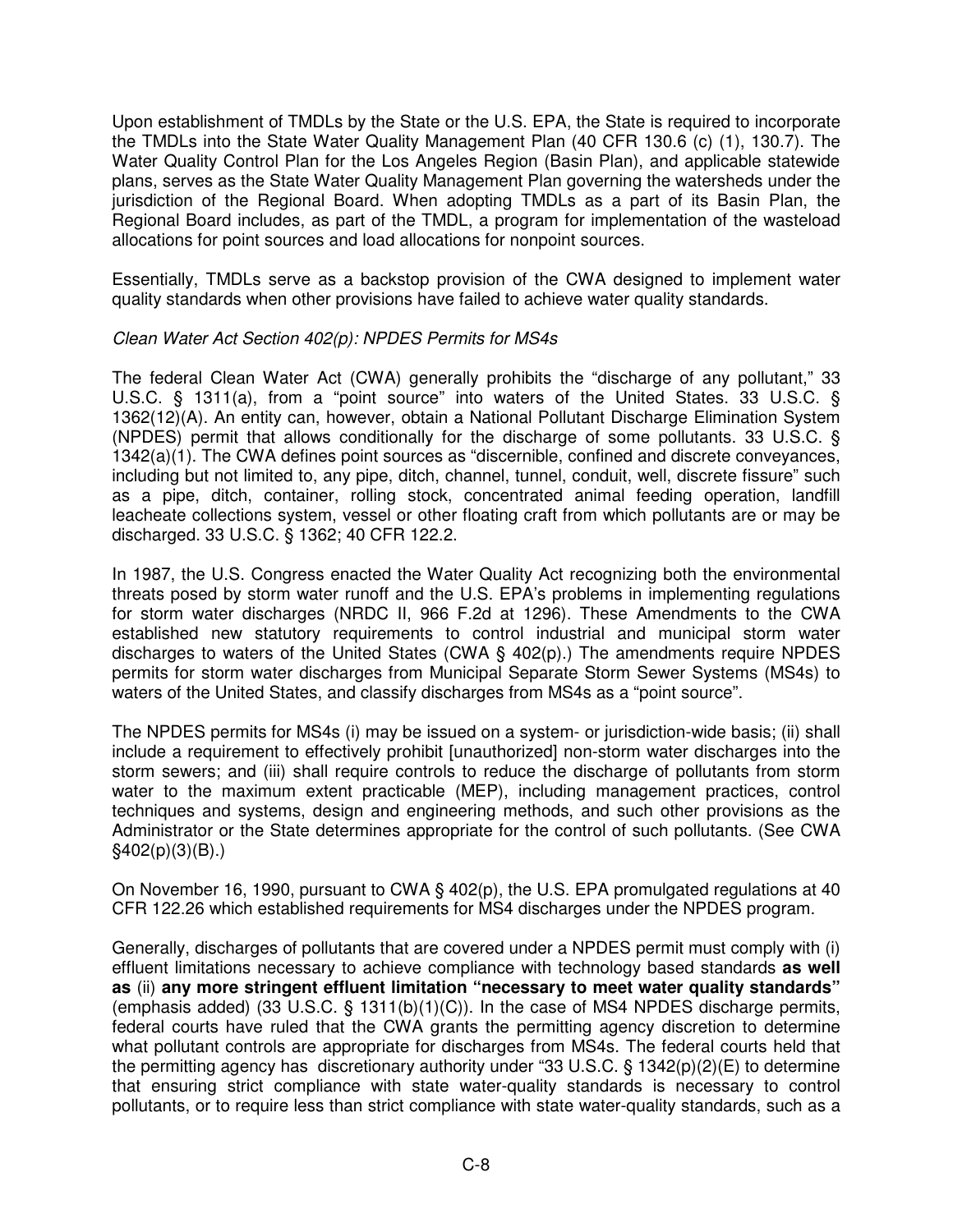Upon establishment of TMDLs by the State or the U.S. EPA, the State is required to incorporate the TMDLs into the State Water Quality Management Plan (40 CFR 130.6 (c) (1), 130.7). The Water Quality Control Plan for the Los Angeles Region (Basin Plan), and applicable statewide plans, serves as the State Water Quality Management Plan governing the watersheds under the jurisdiction of the Regional Board. When adopting TMDLs as a part of its Basin Plan, the Regional Board includes, as part of the TMDL, a program for implementation of the wasteload allocations for point sources and load allocations for nonpoint sources.

Essentially, TMDLs serve as a backstop provision of the CWA designed to implement water quality standards when other provisions have failed to achieve water quality standards.

*Clean Water Act Section 402(p): NPDES Permits for MS4s*

The federal Clean Water Act (CWA) generally prohibits the "discharge of any pollutant," 33 U.S.C. § 1311(a), from a "point source" into waters of the United States. 33 U.S.C. § 1362(12)(A). An entity can, however, obtain a National Pollutant Discharge Elimination System (NPDES) permit that allows conditionally for the discharge of some pollutants. 33 U.S.C. § 1342(a)(1). The CWA defines point sources as "discernible, confined and discrete conveyances, including but not limited to, any pipe, ditch, channel, tunnel, conduit, well, discrete fissure" such as a pipe, ditch, container, rolling stock, concentrated animal feeding operation, landfill leacheate collections system, vessel or other floating craft from which pollutants are or may be discharged. 33 U.S.C. § 1362; 40 CFR 122.2.

In 1987, the U.S. Congress enacted the Water Quality Act recognizing both the environmental threats posed by storm water runoff and the U.S. EPA's problems in implementing regulations for storm water discharges (NRDC II, 966 F.2d at 1296). These Amendments to the CWA established new statutory requirements to control industrial and municipal storm water discharges to waters of the United States (CWA § 402(p).) The amendments require NPDES permits for storm water discharges from Municipal Separate Storm Sewer Systems (MS4s) to waters of the United States, and classify discharges from MS4s as a "point source".

The NPDES permits for MS4s (i) may be issued on a system- or jurisdiction-wide basis; (ii) shall include a requirement to effectively prohibit [unauthorized] non-storm water discharges into the storm sewers; and (iii) shall require controls to reduce the discharge of pollutants from storm water to the maximum extent practicable (MEP), including management practices, control techniques and systems, design and engineering methods, and such other provisions as the Administrator or the State determines appropriate for the control of such pollutants. (See CWA §402(p)(3)(B).)

On November 16, 1990, pursuant to CWA § 402(p), the U.S. EPA promulgated regulations at 40 CFR 122.26 which established requirements for MS4 discharges under the NPDES program.

Generally, discharges of pollutants that are covered under a NPDES permit must comply with (i) effluent limitations necessary to achieve compliance with technology based standards **as well as** (ii) **any more stringent effluent limitation "necessary to meet water quality standards"** (emphasis added) (33 U.S.C. § 1311(b)(1)(C)). In the case of MS4 NPDES discharge permits, federal courts have ruled that the CWA grants the permitting agency discretion to determine what pollutant controls are appropriate for discharges from MS4s. The federal courts held that the permitting agency has discretionary authority under "33 U.S.C. § 1342(p)(2)(E) to determine that ensuring strict compliance with state water-quality standards is necessary to control pollutants, or to require less than strict compliance with state water-quality standards, such as a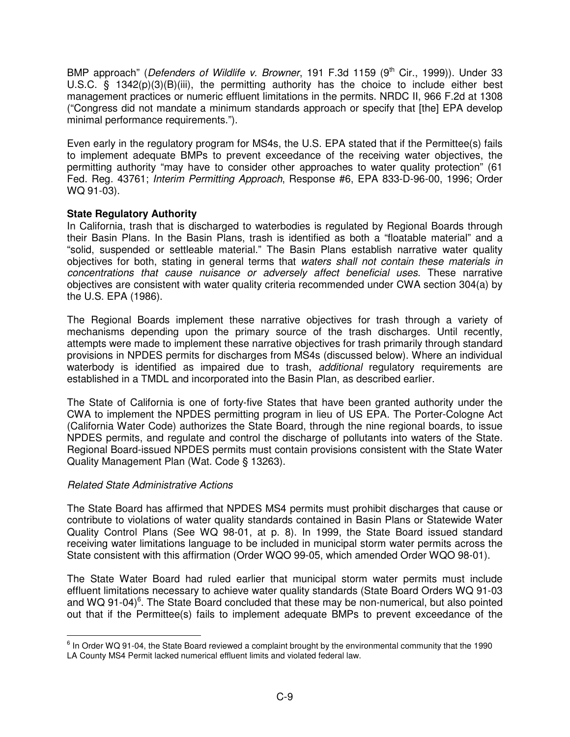BMP approach" (*Defenders of Wildlife v. Browner*, 191 F.3d 1159 (9th Cir., 1999)). Under 33 U.S.C. § 1342(p)(3)(B)(iii), the permitting authority has the choice to include either best management practices or numeric effluent limitations in the permits. NRDC II, 966 F.2d at 1308 ("Congress did not mandate a minimum standards approach or specify that [the] EPA develop minimal performance requirements.").

Even early in the regulatory program for MS4s, the U.S. EPA stated that if the Permittee(s) fails to implement adequate BMPs to prevent exceedance of the receiving water objectives, the permitting authority "may have to consider other approaches to water quality protection" (61 Fed. Reg. 43761; *Interim Permitting Approach*, Response #6, EPA 833-D-96-00, 1996; Order WQ 91-03).

**State Regulatory Authority**

In California, trash that is discharged to waterbodies is regulated by Regional Boards through their Basin Plans. In the Basin Plans, trash is identified as both a "floatable material" and a "solid, suspended or settleable material." The Basin Plans establish narrative water quality objectives for both, stating in general terms that *waters shall not contain these materials in concentrations that cause nuisance or adversely affect beneficial uses*. These narrative objectives are consistent with water quality criteria recommended under CWA section 304(a) by the U.S. EPA (1986).

The Regional Boards implement these narrative objectives for trash through a variety of mechanisms depending upon the primary source of the trash discharges. Until recently, attempts were made to implement these narrative objectives for trash primarily through standard provisions in NPDES permits for discharges from MS4s (discussed below). Where an individual waterbody is identified as impaired due to trash, *additional* regulatory requirements are established in a TMDL and incorporated into the Basin Plan, as described earlier.

The State of California is one of forty-five States that have been granted authority under the CWA to implement the NPDES permitting program in lieu of US EPA. The Porter-Cologne Act (California Water Code) authorizes the State Board, through the nine regional boards, to issue NPDES permits, and regulate and control the discharge of pollutants into waters of the State. Regional Board-issued NPDES permits must contain provisions consistent with the State Water Quality Management Plan (Wat. Code § 13263).

*Related State Administrative Actions*

The State Board has affirmed that NPDES MS4 permits must prohibit discharges that cause or contribute to violations of water quality standards contained in Basin Plans or Statewide Water Quality Control Plans (See WQ 98-01, at p. 8). In 1999, the State Board issued standard receiving water limitations language to be included in municipal storm water permits across the State consistent with this affirmation (Order WQO 99-05, which amended Order WQO 98-01).

The State Water Board had ruled earlier that municipal storm water permits must include effluent limitations necessary to achieve water quality standards (State Board Orders WQ 91-03 and WQ 91-04)[6]. The State Board concluded that these may be non-numerical, but also pointed out that if the Permittee(s) fails to implement adequate BMPs to prevent exceedance of the

[6] In Order WQ 91-04, the State Board reviewed a complaint brought by the environmental community that the 1990 LA County MS4 Permit lacked numerical effluent limits and violated federal law.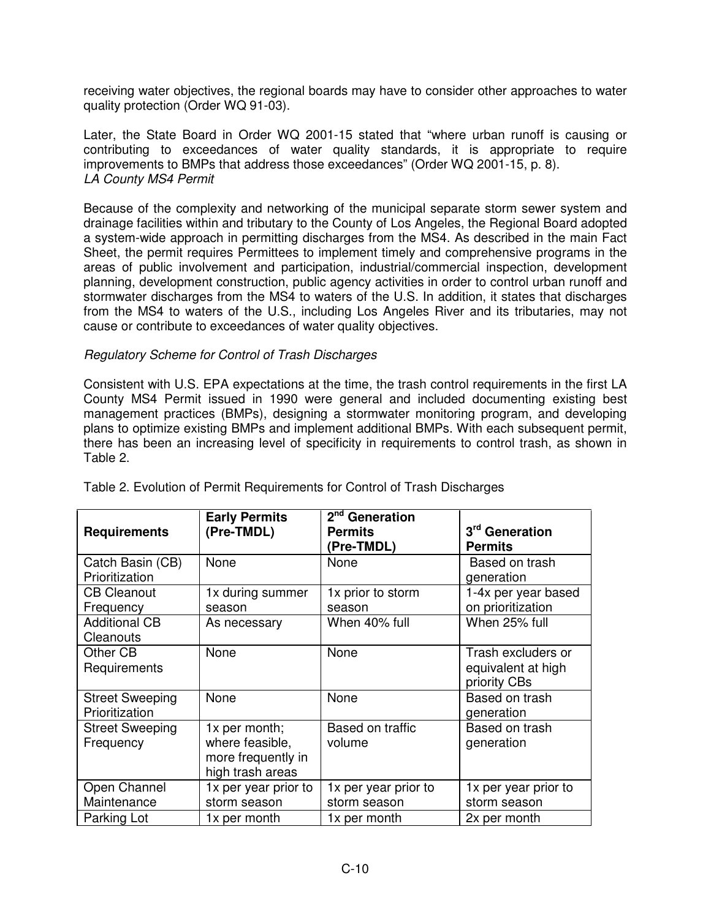receiving water objectives, the regional boards may have to consider other approaches to water quality protection (Order WQ 91-03).

Later, the State Board in Order WQ 2001-15 stated that "where urban runoff is causing or contributing to exceedances of water quality standards, it is appropriate to require improvements to BMPs that address those exceedances" (Order WQ 2001-15, p. 8).

*LA County MS4 Permit*

Because of the complexity and networking of the municipal separate storm sewer system and drainage facilities within and tributary to the County of Los Angeles, the Regional Board adopted a system-wide approach in permitting discharges from the MS4. As described in the main Fact Sheet, the permit requires Permittees to implement timely and comprehensive programs in the areas of public involvement and participation, industrial/commercial inspection, development planning, development construction, public agency activities in order to control urban runoff and stormwater discharges from the MS4 to waters of the U.S. In addition, it states that discharges from the MS4 to waters of the U.S., including Los Angeles River and its tributaries, may not cause or contribute to exceedances of water quality objectives.

*Regulatory Scheme for Control of Trash Discharges*

Consistent with U.S. EPA expectations at the time, the trash control requirements in the first LA County MS4 Permit issued in 1990 were general and included documenting existing best management practices (BMPs), designing a stormwater monitoring program, and developing plans to optimize existing BMPs and implement additional BMPs. With each subsequent permit, there has been an increasing level of specificity in requirements to control trash, as shown in Table 2.

Table 2. Evolution of Permit Requirements for Control of Trash Discharges

| Requirements | Early Permits (Pre-TMDL) | 2nd Generation Permits (Pre-TMDL) | 3rd Generation Permits |
|---|---|---|---|
| Catch Basin (CB) Prioritization | None | None | Based on trash generation |
| CB Cleanout Frequency | 1x during summer season | 1x prior to storm season | 1-4x per year based on prioritization |
| Additional CB Cleanouts | As necessary | When 40% full | When 25% full |
| Other CB Requirements | None | None | Trash excluders or equivalent at high priority CBs |
| Street Sweeping Prioritization | None | None | Based on trash generation |
| Street Sweeping Frequency | 1x per month; where feasible, more frequently in high trash areas | Based on traffic volume | Based on trash generation |
| Open Channel Maintenance | 1x per year prior to storm season | 1x per year prior to storm season | 1x per year prior to storm season |
| Parking Lot | 1x per month | 1x per month | 2x per month |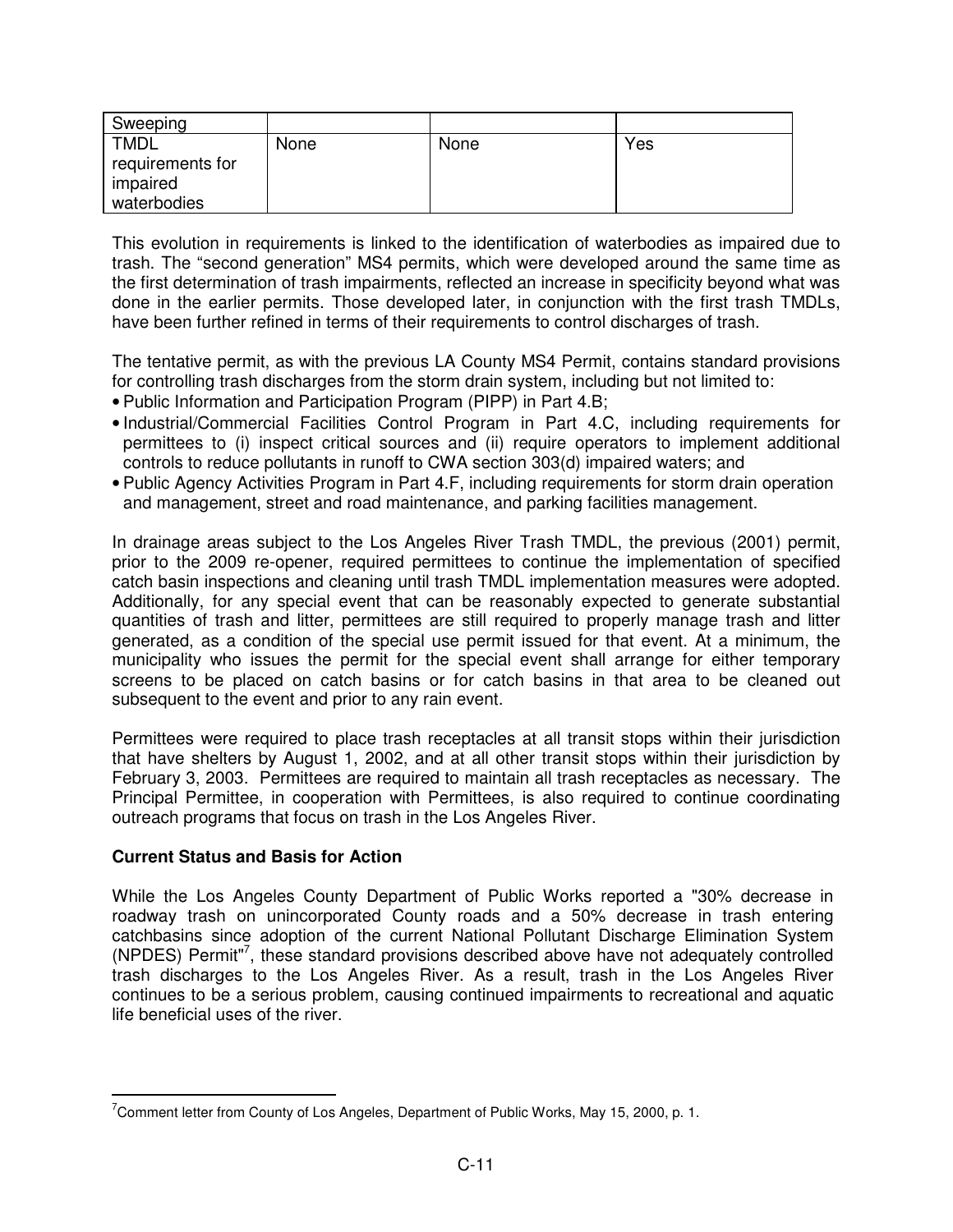| | | | |
|---|---|---|---|
| Sweeping | | | |
| TMDL requirements for impaired waterbodies | None | None | Yes |

This evolution in requirements is linked to the identification of waterbodies as impaired due to trash. The "second generation" MS4 permits, which were developed around the same time as the first determination of trash impairments, reflected an increase in specificity beyond what was done in the earlier permits. Those developed later, in conjunction with the first trash TMDLs, have been further refined in terms of their requirements to control discharges of trash.

The tentative permit, as with the previous LA County MS4 Permit, contains standard provisions for controlling trash discharges from the storm drain system, including but not limited to:

- Public Information and Participation Program (PIPP) in Part 4.B;
- Industrial/Commercial Facilities Control Program in Part 4.C, including requirements for permittees to (i) inspect critical sources and (ii) require operators to implement additional controls to reduce pollutants in runoff to CWA section 303(d) impaired waters; and
- Public Agency Activities Program in Part 4.F, including requirements for storm drain operation and management, street and road maintenance, and parking facilities management.

In drainage areas subject to the Los Angeles River Trash TMDL, the previous (2001) permit, prior to the 2009 re-opener, required permittees to continue the implementation of specified catch basin inspections and cleaning until trash TMDL implementation measures were adopted. Additionally, for any special event that can be reasonably expected to generate substantial quantities of trash and litter, permittees are still required to properly manage trash and litter generated, as a condition of the special use permit issued for that event. At a minimum, the municipality who issues the permit for the special event shall arrange for either temporary screens to be placed on catch basins or for catch basins in that area to be cleaned out subsequent to the event and prior to any rain event.

Permittees were required to place trash receptacles at all transit stops within their jurisdiction that have shelters by August 1, 2002, and at all other transit stops within their jurisdiction by February 3, 2003. Permittees are required to maintain all trash receptacles as necessary. The Principal Permittee, in cooperation with Permittees, is also required to continue coordinating outreach programs that focus on trash in the Los Angeles River.

**Current Status and Basis for Action**

While the Los Angeles County Department of Public Works reported a "30% decrease in roadway trash on unincorporated County roads and a 50% decrease in trash entering catchbasins since adoption of the current National Pollutant Discharge Elimination System (NPDES) Permit"[7], these standard provisions described above have not adequately controlled trash discharges to the Los Angeles River. As a result, trash in the Los Angeles River continues to be a serious problem, causing continued impairments to recreational and aquatic life beneficial uses of the river.

[7] Comment letter from County of Los Angeles, Department of Public Works, May 15, 2000, p. 1.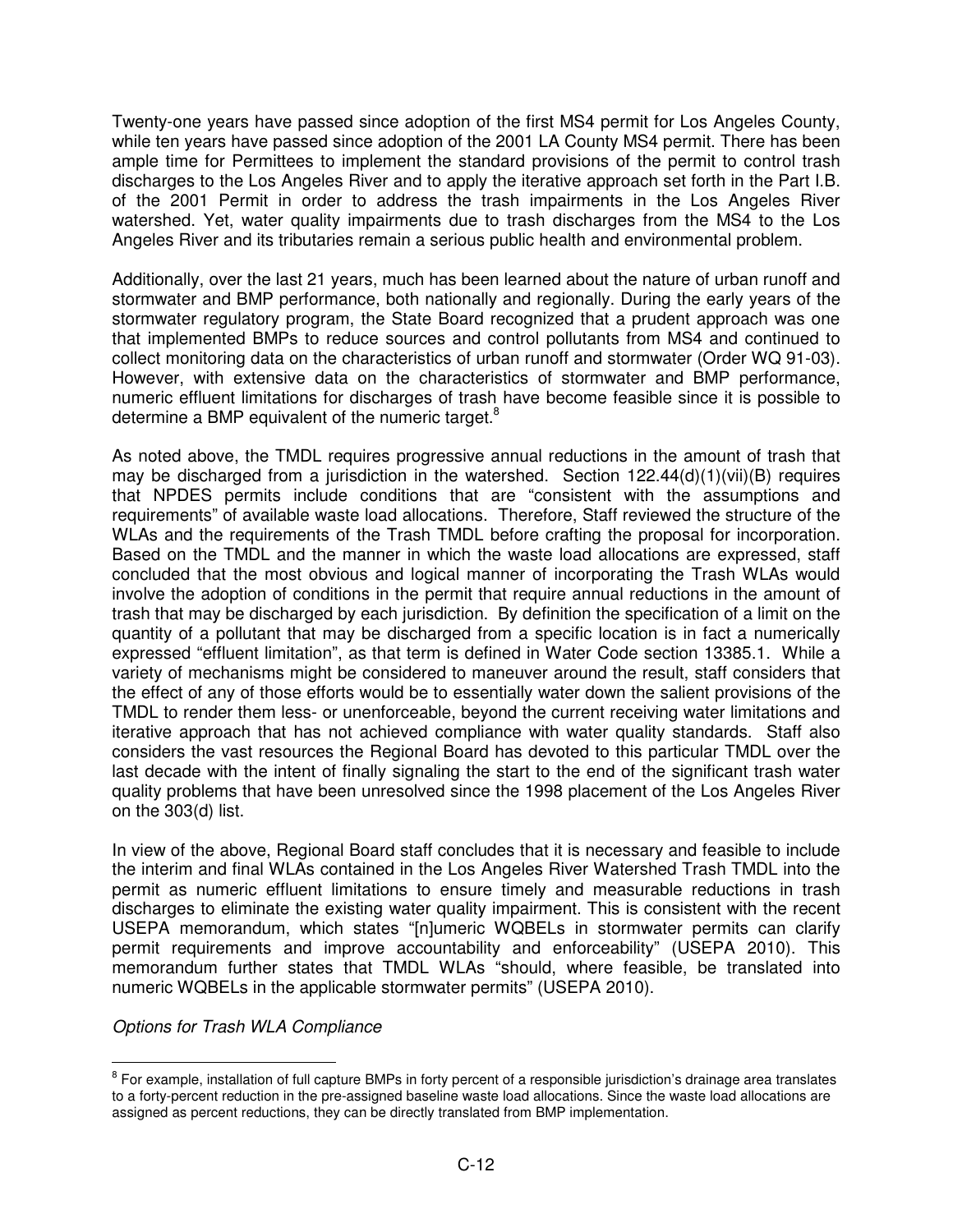Twenty-one years have passed since adoption of the first MS4 permit for Los Angeles County, while ten years have passed since adoption of the 2001 LA County MS4 permit. There has been ample time for Permittees to implement the standard provisions of the permit to control trash discharges to the Los Angeles River and to apply the iterative approach set forth in the Part I.B. of the 2001 Permit in order to address the trash impairments in the Los Angeles River watershed. Yet, water quality impairments due to trash discharges from the MS4 to the Los Angeles River and its tributaries remain a serious public health and environmental problem.

Additionally, over the last 21 years, much has been learned about the nature of urban runoff and stormwater and BMP performance, both nationally and regionally. During the early years of the stormwater regulatory program, the State Board recognized that a prudent approach was one that implemented BMPs to reduce sources and control pollutants from MS4 and continued to collect monitoring data on the characteristics of urban runoff and stormwater (Order WQ 91-03). However, with extensive data on the characteristics of stormwater and BMP performance, numeric effluent limitations for discharges of trash have become feasible since it is possible to determine a BMP equivalent of the numeric target.[8]

As noted above, the TMDL requires progressive annual reductions in the amount of trash that may be discharged from a jurisdiction in the watershed. Section 122.44(d)(1)(vii)(B) requires that NPDES permits include conditions that are "consistent with the assumptions and requirements" of available waste load allocations. Therefore, Staff reviewed the structure of the WLAs and the requirements of the Trash TMDL before crafting the proposal for incorporation. Based on the TMDL and the manner in which the waste load allocations are expressed, staff concluded that the most obvious and logical manner of incorporating the Trash WLAs would involve the adoption of conditions in the permit that require annual reductions in the amount of trash that may be discharged by each jurisdiction. By definition the specification of a limit on the quantity of a pollutant that may be discharged from a specific location is in fact a numerically expressed "effluent limitation", as that term is defined in Water Code section 13385.1. While a variety of mechanisms might be considered to maneuver around the result, staff considers that the effect of any of those efforts would be to essentially water down the salient provisions of the TMDL to render them less- or unenforceable, beyond the current receiving water limitations and iterative approach that has not achieved compliance with water quality standards. Staff also considers the vast resources the Regional Board has devoted to this particular TMDL over the last decade with the intent of finally signaling the start to the end of the significant trash water quality problems that have been unresolved since the 1998 placement of the Los Angeles River on the 303(d) list.

In view of the above, Regional Board staff concludes that it is necessary and feasible to include the interim and final WLAs contained in the Los Angeles River Watershed Trash TMDL into the permit as numeric effluent limitations to ensure timely and measurable reductions in trash discharges to eliminate the existing water quality impairment. This is consistent with the recent USEPA memorandum, which states "[n]umeric WQBELs in stormwater permits can clarify permit requirements and improve accountability and enforceability" (USEPA 2010). This memorandum further states that TMDL WLAs "should, where feasible, be translated into numeric WQBELs in the applicable stormwater permits" (USEPA 2010).

*Options for Trash WLA Compliance*

[8] For example, installation of full capture BMPs in forty percent of a responsible jurisdiction's drainage area translates to a forty-percent reduction in the pre-assigned baseline waste load allocations. Since the waste load allocations are assigned as percent reductions, they can be directly translated from BMP implementation.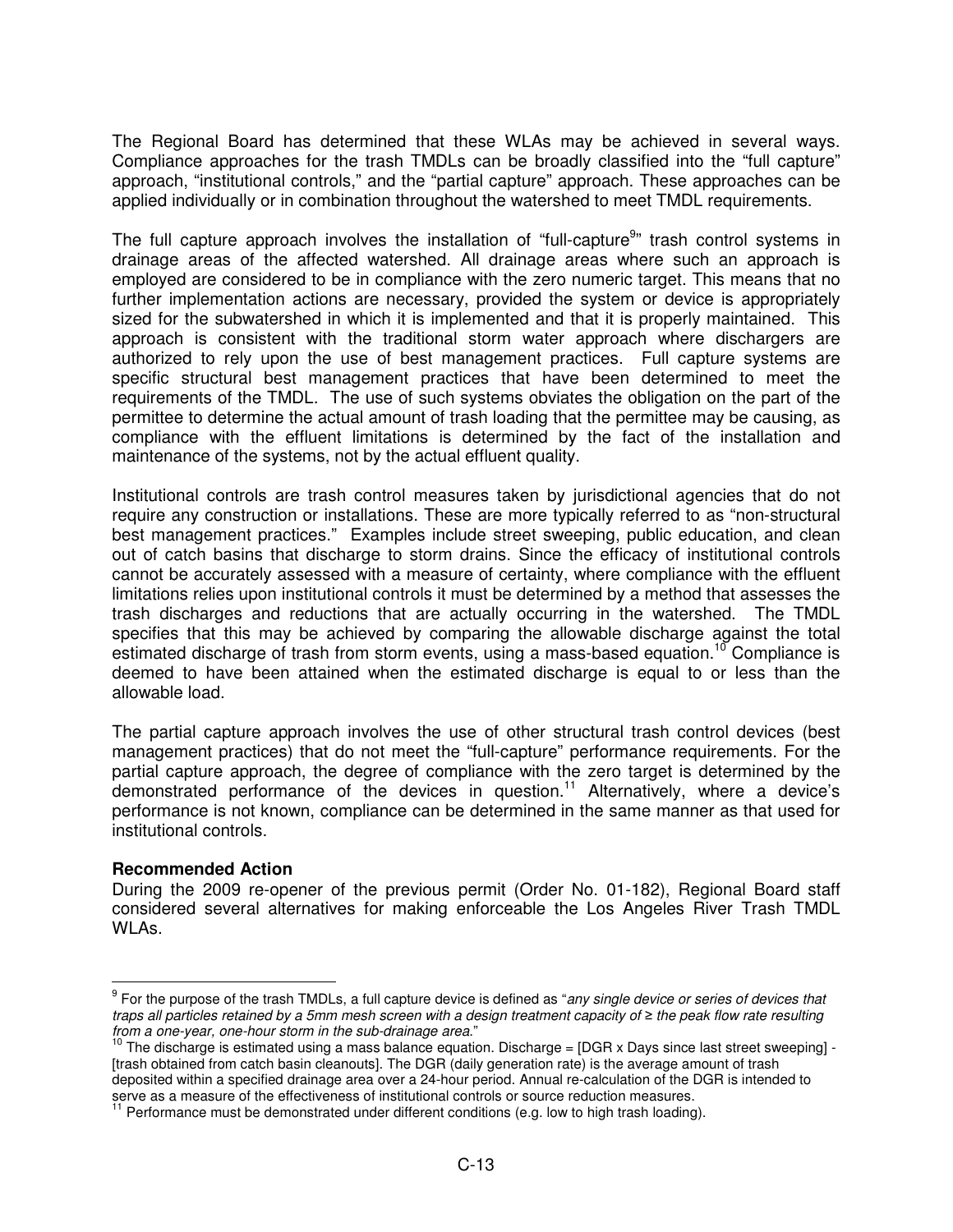The Regional Board has determined that these WLAs may be achieved in several ways. Compliance approaches for the trash TMDLs can be broadly classified into the "full capture" approach, "institutional controls," and the "partial capture" approach. These approaches can be applied individually or in combination throughout the watershed to meet TMDL requirements.

The full capture approach involves the installation of "full-capture[9]" trash control systems in drainage areas of the affected watershed. All drainage areas where such an approach is employed are considered to be in compliance with the zero numeric target. This means that no further implementation actions are necessary, provided the system or device is appropriately sized for the subwatershed in which it is implemented and that it is properly maintained. This approach is consistent with the traditional storm water approach where dischargers are authorized to rely upon the use of best management practices. Full capture systems are specific structural best management practices that have been determined to meet the requirements of the TMDL. The use of such systems obviates the obligation on the part of the permittee to determine the actual amount of trash loading that the permittee may be causing, as compliance with the effluent limitations is determined by the fact of the installation and maintenance of the systems, not by the actual effluent quality.

Institutional controls are trash control measures taken by jurisdictional agencies that do not require any construction or installations. These are more typically referred to as "non-structural best management practices." Examples include street sweeping, public education, and clean out of catch basins that discharge to storm drains. Since the efficacy of institutional controls cannot be accurately assessed with a measure of certainty, where compliance with the effluent limitations relies upon institutional controls it must be determined by a method that assesses the trash discharges and reductions that are actually occurring in the watershed. The TMDL specifies that this may be achieved by comparing the allowable discharge against the total estimated discharge of trash from storm events, using a mass-based equation.[10] Compliance is deemed to have been attained when the estimated discharge is equal to or less than the allowable load.

The partial capture approach involves the use of other structural trash control devices (best management practices) that do not meet the "full-capture" performance requirements. For the partial capture approach, the degree of compliance with the zero target is determined by the demonstrated performance of the devices in question.[11] Alternatively, where a device's performance is not known, compliance can be determined in the same manner as that used for institutional controls.

**Recommended Action**

During the 2009 re-opener of the previous permit (Order No. 01-182), Regional Board staff considered several alternatives for making enforceable the Los Angeles River Trash TMDL WLAs.

---

[9] For the purpose of the trash TMDLs, a full capture device is defined as "*any single device or series of devices that traps all particles retained by a 5mm mesh screen with a design treatment capacity of ≥ the peak flow rate resulting from a one-year, one-hour storm in the sub-drainage area.*"

[10] The discharge is estimated using a mass balance equation. Discharge = [DGR x Days since last street sweeping] - [trash obtained from catch basin cleanouts]. The DGR (daily generation rate) is the average amount of trash deposited within a specified drainage area over a 24-hour period. Annual re-calculation of the DGR is intended to serve as a measure of the effectiveness of institutional controls or source reduction measures.

[11] Performance must be demonstrated under different conditions (e.g. low to high trash loading).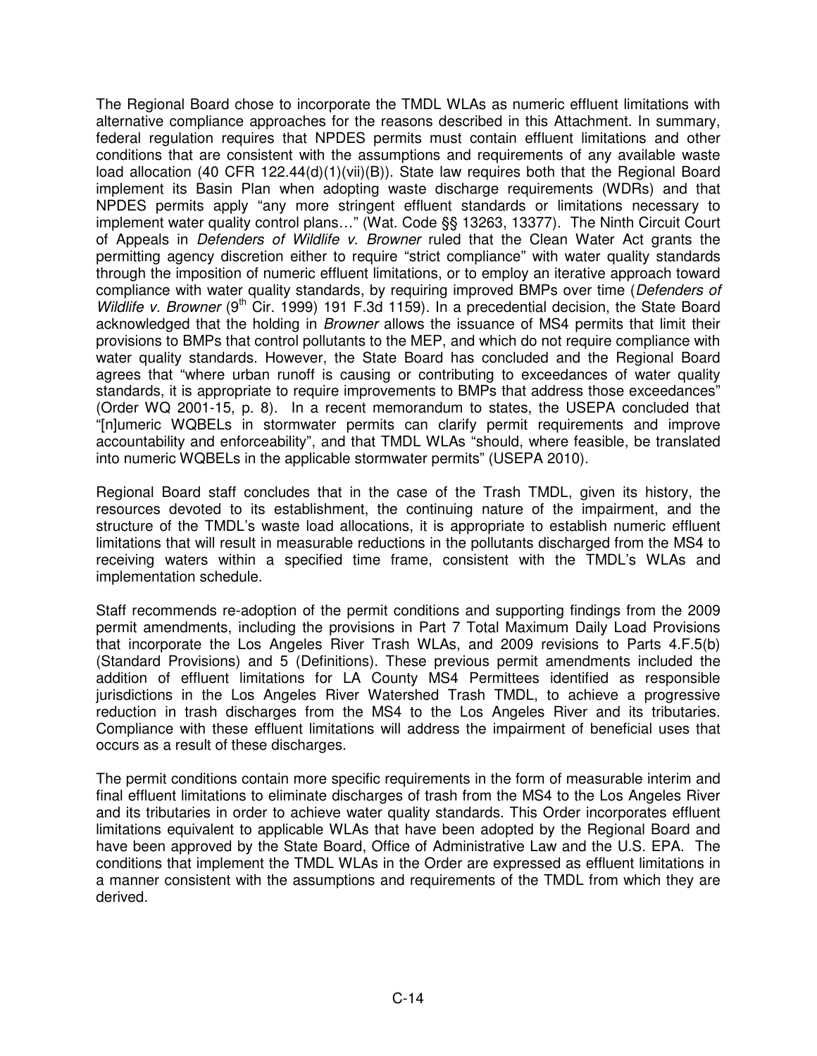The Regional Board chose to incorporate the TMDL WLAs as numeric effluent limitations with alternative compliance approaches for the reasons described in this Attachment. In summary, federal regulation requires that NPDES permits must contain effluent limitations and other conditions that are consistent with the assumptions and requirements of any available waste load allocation (40 CFR 122.44(d)(1)(vii)(B)). State law requires both that the Regional Board implement its Basin Plan when adopting waste discharge requirements (WDRs) and that NPDES permits apply "any more stringent effluent standards or limitations necessary to implement water quality control plans…" (Wat. Code §§ 13263, 13377). The Ninth Circuit Court of Appeals in *Defenders of Wildlife v. Browner* ruled that the Clean Water Act grants the permitting agency discretion either to require "strict compliance" with water quality standards through the imposition of numeric effluent limitations, or to employ an iterative approach toward compliance with water quality standards, by requiring improved BMPs over time (*Defenders of Wildlife v. Browner* (9th Cir. 1999) 191 F.3d 1159). In a precedential decision, the State Board acknowledged that the holding in *Browner* allows the issuance of MS4 permits that limit their provisions to BMPs that control pollutants to the MEP, and which do not require compliance with water quality standards. However, the State Board has concluded and the Regional Board agrees that "where urban runoff is causing or contributing to exceedances of water quality standards, it is appropriate to require improvements to BMPs that address those exceedances" (Order WQ 2001-15, p. 8). In a recent memorandum to states, the USEPA concluded that "[n]umeric WQBELs in stormwater permits can clarify permit requirements and improve accountability and enforceability", and that TMDL WLAs "should, where feasible, be translated into numeric WQBELs in the applicable stormwater permits" (USEPA 2010).

Regional Board staff concludes that in the case of the Trash TMDL, given its history, the resources devoted to its establishment, the continuing nature of the impairment, and the structure of the TMDL's waste load allocations, it is appropriate to establish numeric effluent limitations that will result in measurable reductions in the pollutants discharged from the MS4 to receiving waters within a specified time frame, consistent with the TMDL's WLAs and implementation schedule.

Staff recommends re-adoption of the permit conditions and supporting findings from the 2009 permit amendments, including the provisions in Part 7 Total Maximum Daily Load Provisions that incorporate the Los Angeles River Trash WLAs, and 2009 revisions to Parts 4.F.5(b) (Standard Provisions) and 5 (Definitions). These previous permit amendments included the addition of effluent limitations for LA County MS4 Permittees identified as responsible jurisdictions in the Los Angeles River Watershed Trash TMDL, to achieve a progressive reduction in trash discharges from the MS4 to the Los Angeles River and its tributaries. Compliance with these effluent limitations will address the impairment of beneficial uses that occurs as a result of these discharges.

The permit conditions contain more specific requirements in the form of measurable interim and final effluent limitations to eliminate discharges of trash from the MS4 to the Los Angeles River and its tributaries in order to achieve water quality standards. This Order incorporates effluent limitations equivalent to applicable WLAs that have been adopted by the Regional Board and have been approved by the State Board, Office of Administrative Law and the U.S. EPA. The conditions that implement the TMDL WLAs in the Order are expressed as effluent limitations in a manner consistent with the assumptions and requirements of the TMDL from which they are derived.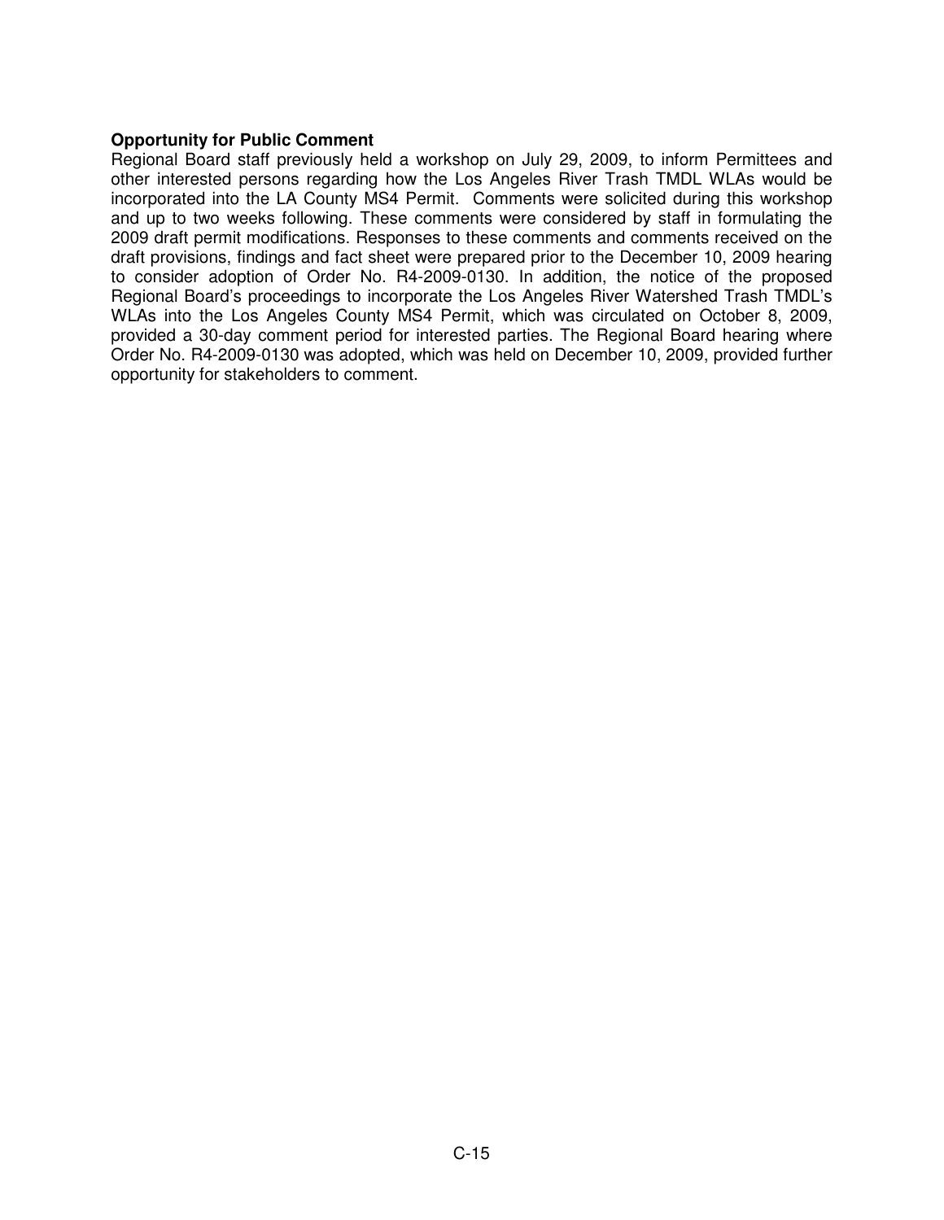**Opportunity for Public Comment**

Regional Board staff previously held a workshop on July 29, 2009, to inform Permittees and other interested persons regarding how the Los Angeles River Trash TMDL WLAs would be incorporated into the LA County MS4 Permit. Comments were solicited during this workshop and up to two weeks following. These comments were considered by staff in formulating the 2009 draft permit modifications. Responses to these comments and comments received on the draft provisions, findings and fact sheet were prepared prior to the December 10, 2009 hearing to consider adoption of Order No. R4-2009-0130. In addition, the notice of the proposed Regional Board's proceedings to incorporate the Los Angeles River Watershed Trash TMDL's WLAs into the Los Angeles County MS4 Permit, which was circulated on October 8, 2009, provided a 30-day comment period for interested parties. The Regional Board hearing where Order No. R4-2009-0130 was adopted, which was held on December 10, 2009, provided further opportunity for stakeholders to comment.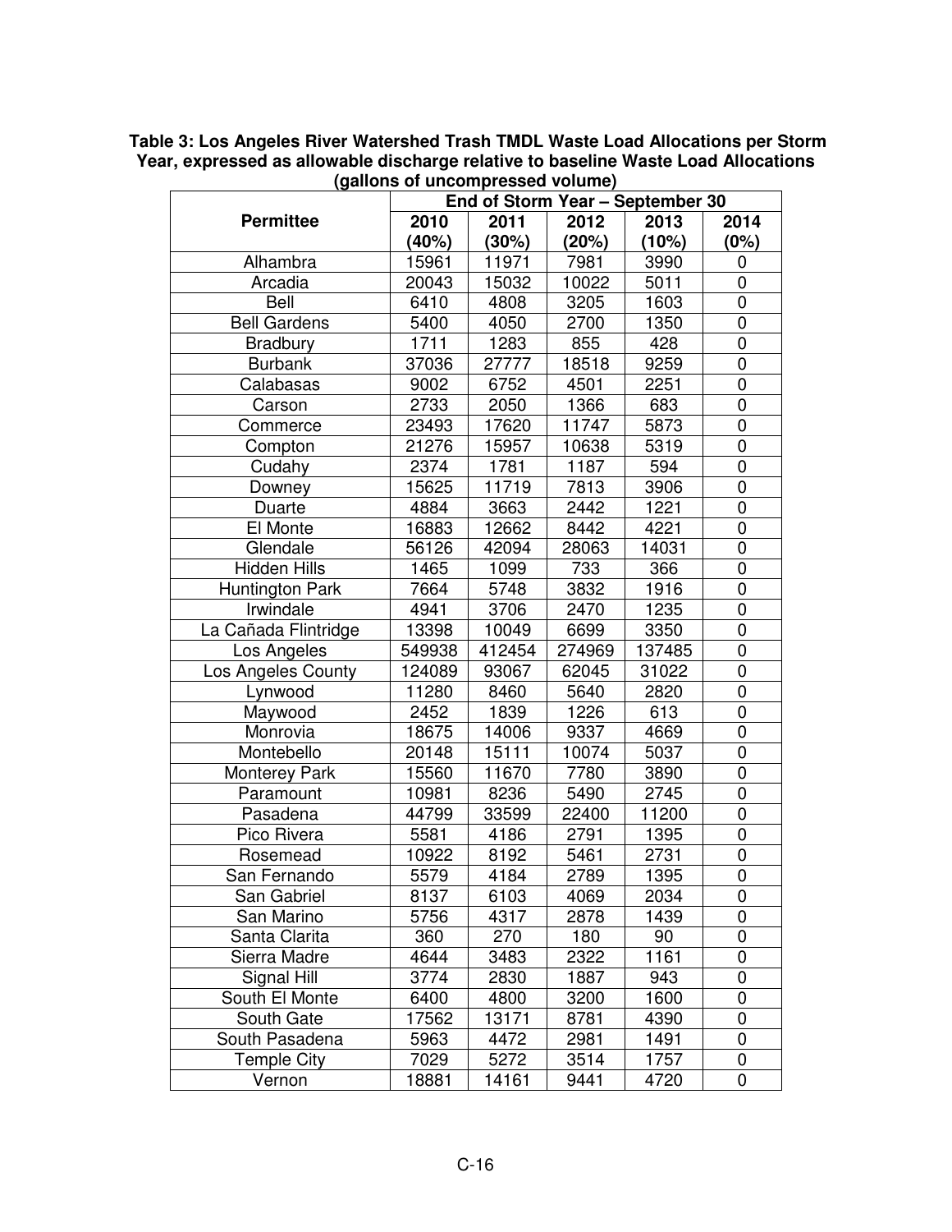**Table 3: Los Angeles River Watershed Trash TMDL Waste Load Allocations per Storm Year, expressed as allowable discharge relative to baseline Waste Load Allocations (gallons of uncompressed volume)**

| Permittee | End of Storm Year – September 30 | | | | |
|---|---|---|---|---|---|
| | 2010 (40%) | 2011 (30%) | 2012 (20%) | 2013 (10%) | 2014 (0%) |
| Alhambra | 15961 | 11971 | 7981 | 3990 | 0 |
| Arcadia | 20043 | 15032 | 10022 | 5011 | 0 |
| Bell | 6410 | 4808 | 3205 | 1603 | 0 |
| Bell Gardens | 5400 | 4050 | 2700 | 1350 | 0 |
| Bradbury | 1711 | 1283 | 855 | 428 | 0 |
| Burbank | 37036 | 27777 | 18518 | 9259 | 0 |
| Calabasas | 9002 | 6752 | 4501 | 2251 | 0 |
| Carson | 2733 | 2050 | 1366 | 683 | 0 |
| Commerce | 23493 | 17620 | 11747 | 5873 | 0 |
| Compton | 21276 | 15957 | 10638 | 5319 | 0 |
| Cudahy | 2374 | 1781 | 1187 | 594 | 0 |
| Downey | 15625 | 11719 | 7813 | 3906 | 0 |
| Duarte | 4884 | 3663 | 2442 | 1221 | 0 |
| El Monte | 16883 | 12662 | 8442 | 4221 | 0 |
| Glendale | 56126 | 42094 | 28063 | 14031 | 0 |
| Hidden Hills | 1465 | 1099 | 733 | 366 | 0 |
| Huntington Park | 7664 | 5748 | 3832 | 1916 | 0 |
| Irwindale | 4941 | 3706 | 2470 | 1235 | 0 |
| La Cañada Flintridge | 13398 | 10049 | 6699 | 3350 | 0 |
| Los Angeles | 549938 | 412454 | 274969 | 137485 | 0 |
| Los Angeles County | 124089 | 93067 | 62045 | 31022 | 0 |
| Lynwood | 11280 | 8460 | 5640 | 2820 | 0 |
| Maywood | 2452 | 1839 | 1226 | 613 | 0 |
| Monrovia | 18675 | 14006 | 9337 | 4669 | 0 |
| Montebello | 20148 | 15111 | 10074 | 5037 | 0 |
| Monterey Park | 15560 | 11670 | 7780 | 3890 | 0 |
| Paramount | 10981 | 8236 | 5490 | 2745 | 0 |
| Pasadena | 44799 | 33599 | 22400 | 11200 | 0 |
| Pico Rivera | 5581 | 4186 | 2791 | 1395 | 0 |
| Rosemead | 10922 | 8192 | 5461 | 2731 | 0 |
| San Fernando | 5579 | 4184 | 2789 | 1395 | 0 |
| San Gabriel | 8137 | 6103 | 4069 | 2034 | 0 |
| San Marino | 5756 | 4317 | 2878 | 1439 | 0 |
| Santa Clarita | 360 | 270 | 180 | 90 | 0 |
| Sierra Madre | 4644 | 3483 | 2322 | 1161 | 0 |
| Signal Hill | 3774 | 2830 | 1887 | 943 | 0 |
| South El Monte | 6400 | 4800 | 3200 | 1600 | 0 |
| South Gate | 17562 | 13171 | 8781 | 4390 | 0 |
| South Pasadena | 5963 | 4472 | 2981 | 1491 | 0 |
| Temple City | 7029 | 5272 | 3514 | 1757 | 0 |
| Vernon | 18881 | 14161 | 9441 | 4720 | 0 |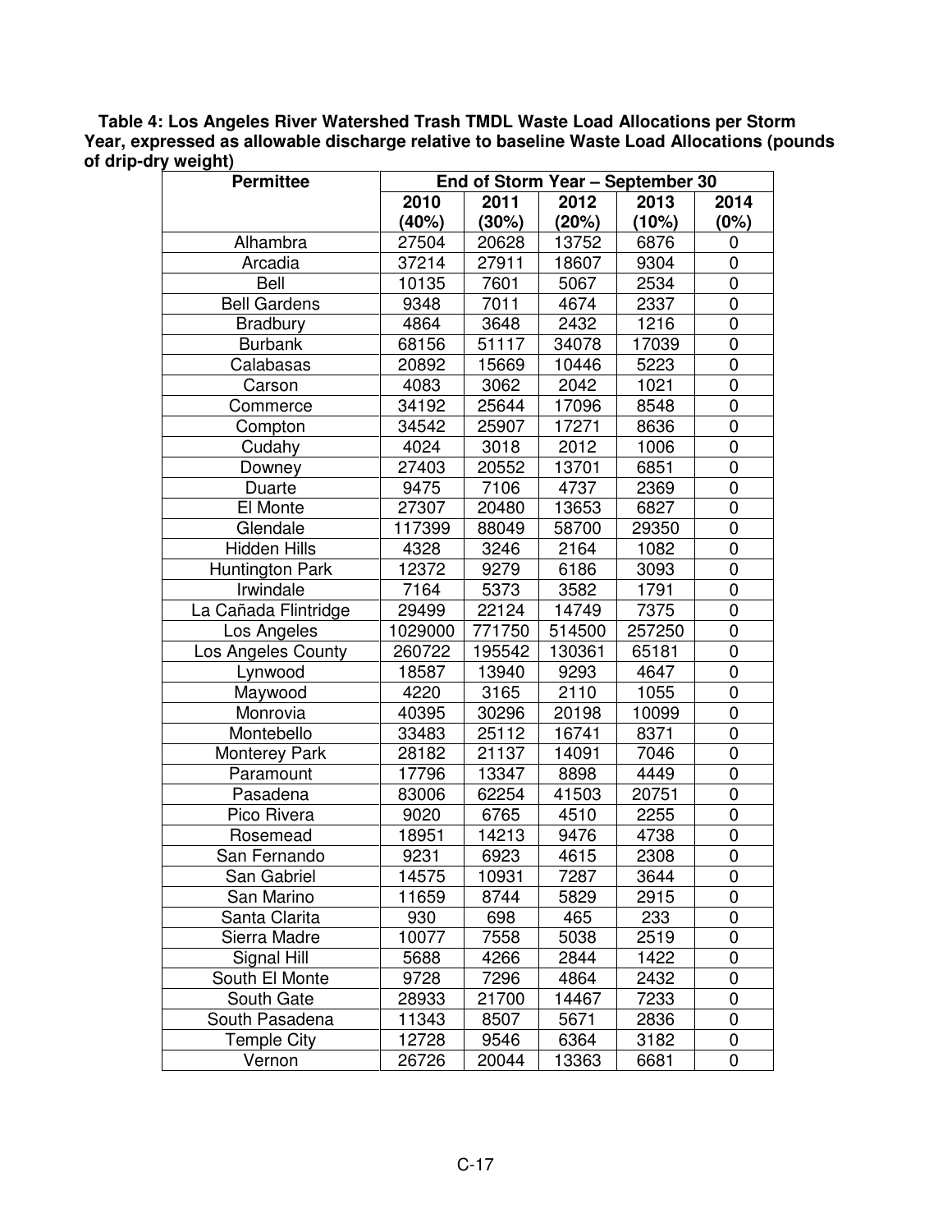**Table 4: Los Angeles River Watershed Trash TMDL Waste Load Allocations per Storm Year, expressed as allowable discharge relative to baseline Waste Load Allocations (pounds of drip-dry weight)**

| Permittee | End of Storm Year – September 30 | | | | |
|---|---|---|---|---|---|
| | 2010 (40%) | 2011 (30%) | 2012 (20%) | 2013 (10%) | 2014 (0%) |
| Alhambra | 27504 | 20628 | 13752 | 6876 | 0 |
| Arcadia | 37214 | 27911 | 18607 | 9304 | 0 |
| Bell | 10135 | 7601 | 5067 | 2534 | 0 |
| Bell Gardens | 9348 | 7011 | 4674 | 2337 | 0 |
| Bradbury | 4864 | 3648 | 2432 | 1216 | 0 |
| Burbank | 68156 | 51117 | 34078 | 17039 | 0 |
| Calabasas | 20892 | 15669 | 10446 | 5223 | 0 |
| Carson | 4083 | 3062 | 2042 | 1021 | 0 |
| Commerce | 34192 | 25644 | 17096 | 8548 | 0 |
| Compton | 34542 | 25907 | 17271 | 8636 | 0 |
| Cudahy | 4024 | 3018 | 2012 | 1006 | 0 |
| Downey | 27403 | 20552 | 13701 | 6851 | 0 |
| Duarte | 9475 | 7106 | 4737 | 2369 | 0 |
| El Monte | 27307 | 20480 | 13653 | 6827 | 0 |
| Glendale | 117399 | 88049 | 58700 | 29350 | 0 |
| Hidden Hills | 4328 | 3246 | 2164 | 1082 | 0 |
| Huntington Park | 12372 | 9279 | 6186 | 3093 | 0 |
| Irwindale | 7164 | 5373 | 3582 | 1791 | 0 |
| La Cañada Flintridge | 29499 | 22124 | 14749 | 7375 | 0 |
| Los Angeles | 1029000 | 771750 | 514500 | 257250 | 0 |
| Los Angeles County | 260722 | 195542 | 130361 | 65181 | 0 |
| Lynwood | 18587 | 13940 | 9293 | 4647 | 0 |
| Maywood | 4220 | 3165 | 2110 | 1055 | 0 |
| Monrovia | 40395 | 30296 | 20198 | 10099 | 0 |
| Montebello | 33483 | 25112 | 16741 | 8371 | 0 |
| Monterey Park | 28182 | 21137 | 14091 | 7046 | 0 |
| Paramount | 17796 | 13347 | 8898 | 4449 | 0 |
| Pasadena | 83006 | 62254 | 41503 | 20751 | 0 |
| Pico Rivera | 9020 | 6765 | 4510 | 2255 | 0 |
| Rosemead | 18951 | 14213 | 9476 | 4738 | 0 |
| San Fernando | 9231 | 6923 | 4615 | 2308 | 0 |
| San Gabriel | 14575 | 10931 | 7287 | 3644 | 0 |
| San Marino | 11659 | 8744 | 5829 | 2915 | 0 |
| Santa Clarita | 930 | 698 | 465 | 233 | 0 |
| Sierra Madre | 10077 | 7558 | 5038 | 2519 | 0 |
| Signal Hill | 5688 | 4266 | 2844 | 1422 | 0 |
| South El Monte | 9728 | 7296 | 4864 | 2432 | 0 |
| South Gate | 28933 | 21700 | 14467 | 7233 | 0 |
| South Pasadena | 11343 | 8507 | 5671 | 2836 | 0 |
| Temple City | 12728 | 9546 | 6364 | 3182 | 0 |
| Vernon | 26726 | 20044 | 13363 | 6681 | 0 |